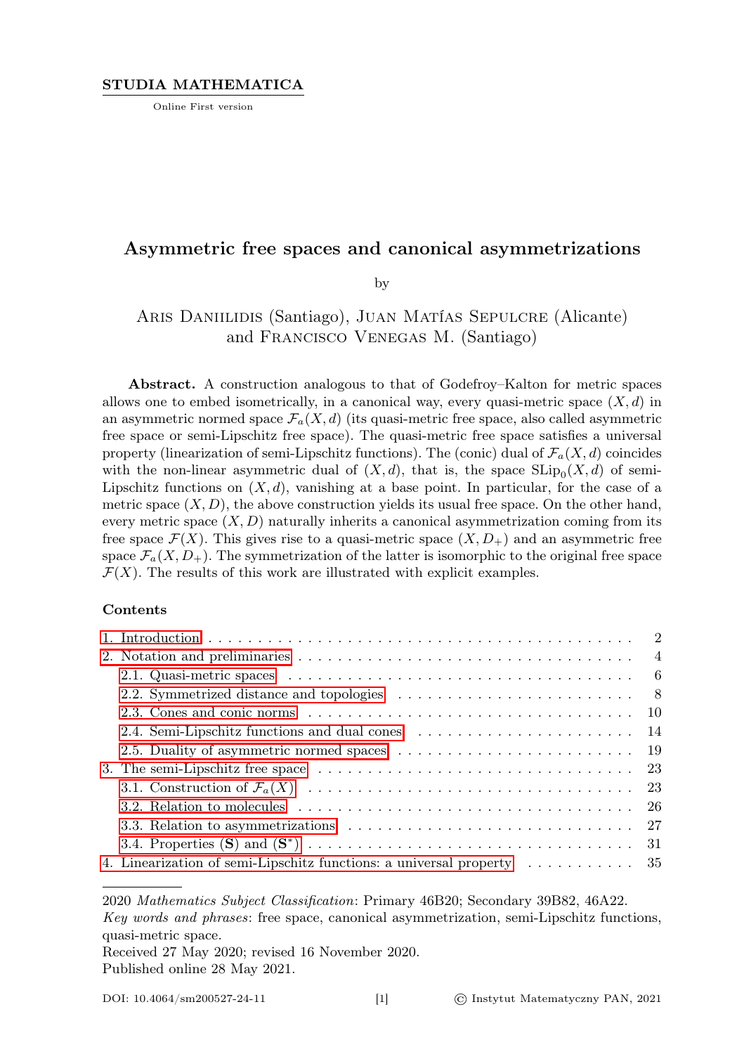**STUDIA MATHEMATICA**

Online First version

# Asymmetric free spaces and canonical asymmetrizations

by

Aris Daniilidis (Santiago), Juan Matías Sepulcre (Alicante) and Francisco Venegas M. (Santiago)

**Abstract.** A construction analogous to that of Godefroy–Kalton for metric spaces allows one to embed isometrically, in a canonical way, every quasi-metric space $(X, d)$ in an asymmetric normed space $\mathcal{F}_a(X, d)$ (its quasi-metric free space, also called asymmetric free space or semi-Lipschitz free space). The quasi-metric free space satisfies a universal property (linearization of semi-Lipschitz functions). The (conic) dual of $\mathcal{F}_a(X, d)$ coincides with the non-linear asymmetric dual of $(X, d)$, that is, the space $\mathrm{SLip}_0(X, d)$ of semi-Lipschitz functions on $(X, d)$, vanishing at a base point. In particular, for the case of a metric space $(X, D)$, the above construction yields its usual free space. On the other hand, every metric space $(X, D)$ naturally inherits a canonical asymmetrization coming from its free space $\mathcal{F}(X)$. This gives rise to a quasi-metric space $(X, D_+)$ and an asymmetric free space $\mathcal{F}_a(X, D_+)$. The symmetrization of the latter is isomorphic to the original free space $\mathcal{F}(X)$. The results of this work are illustrated with explicit examples.

**Contents**

1. Introduction . . . 2
2. Notation and preliminaries . . . 4
   - 2.1. Quasi-metric spaces . . . 6
   - 2.2. Symmetrized distance and topologies . . . 8
   - 2.3. Cones and conic norms . . . 10
   - 2.4. Semi-Lipschitz functions and dual cones . . . 14
   - 2.5. Duality of asymmetric normed spaces . . . 19
3. The semi-Lipschitz free space . . . 23
   - 3.1. Construction of $\mathcal{F}_a(X)$ . . . 23
   - 3.2. Relation to molecules . . . 26
   - 3.3. Relation to asymmetrizations . . . 27
   - 3.4. Properties (**S**) and (**S***) . . . 31
4. Linearization of semi-Lipschitz functions: a universal property . . . 35

2020 *Mathematics Subject Classification*: Primary 46B20; Secondary 39B82, 46A22.

*Key words and phrases*: free space, canonical asymmetrization, semi-Lipschitz functions, quasi-metric space.

Received 27 May 2020; revised 16 November 2020.

Published online 28 May 2021.

DOI: 10.4064/sm200527-24-11 © Instytut Matematyczny PAN, 2021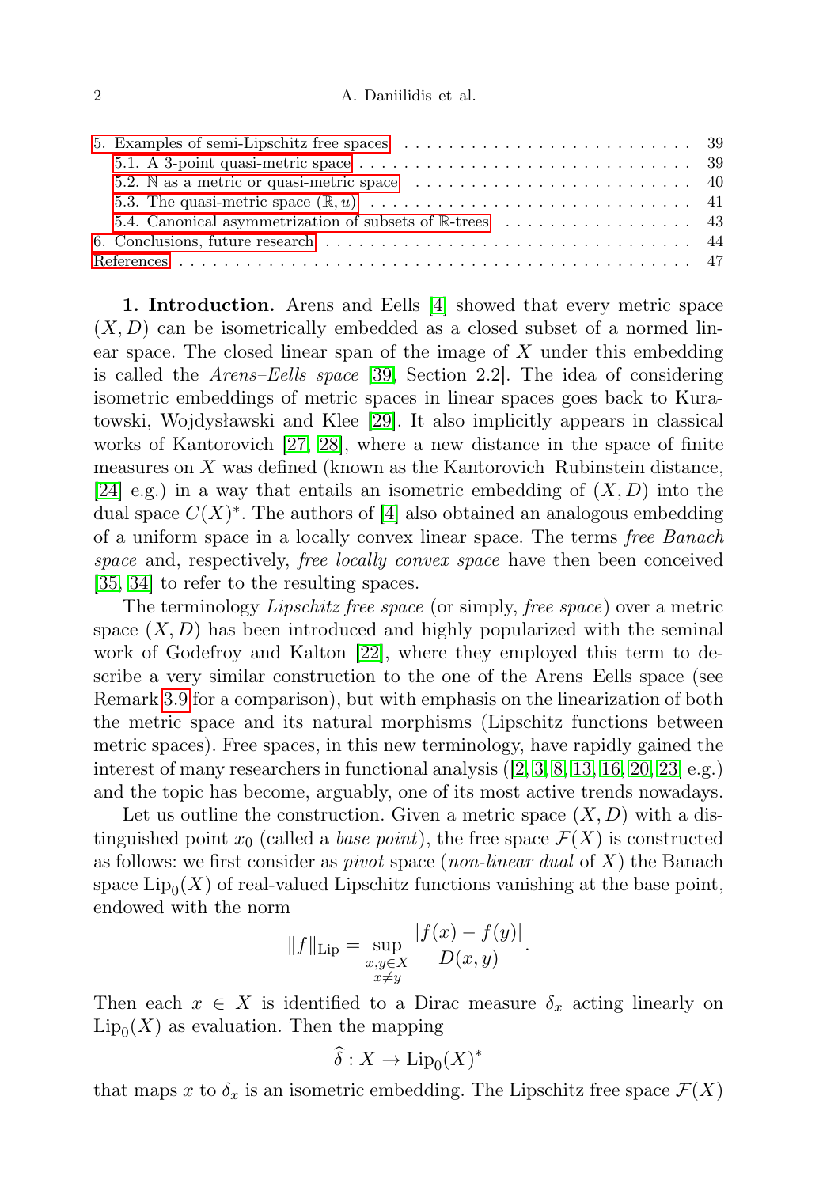5. Examples of semi-Lipschitz free spaces . . . . . . . . . . . . . . . . . . . . . . . . . 39
  5.1. A 3-point quasi-metric space . . . . . . . . . . . . . . . . . . . . . . . . . . . . . 39
  5.2. $\mathbb{N}$ as a metric or quasi-metric space . . . . . . . . . . . . . . . . . . . . . . . 40
  5.3. The quasi-metric space $(\mathbb{R}, u)$ . . . . . . . . . . . . . . . . . . . . . . . . . . . 41
  5.4. Canonical asymmetrization of subsets of $\mathbb{R}$-trees . . . . . . . . . . . . . . . . . 43
6. Conclusions, future research . . . . . . . . . . . . . . . . . . . . . . . . . . . . . . 44
References . . . . . . . . . . . . . . . . . . . . . . . . . . . . . . . . . . . . . . . . 47

**1. Introduction.** Arens and Eells [4] showed that every metric space $(X, D)$ can be isometrically embedded as a closed subset of a normed linear space. The closed linear span of the image of $X$ under this embedding is called the *Arens–Eells space* [39, Section 2.2]. The idea of considering isometric embeddings of metric spaces in linear spaces goes back to Kuratowski, Wojdysławski and Klee [29]. It also implicitly appears in classical works of Kantorovich [27, 28], where a new distance in the space of finite measures on $X$ was defined (known as the Kantorovich–Rubinstein distance, [24] e.g.) in a way that entails an isometric embedding of $(X, D)$ into the dual space $C(X)^*$. The authors of [4] also obtained an analogous embedding of a uniform space in a locally convex linear space. The terms *free Banach space* and, respectively, *free locally convex space* have then been conceived [35, 34] to refer to the resulting spaces.

The terminology *Lipschitz free space* (or simply, *free space*) over a metric space $(X, D)$ has been introduced and highly popularized with the seminal work of Godefroy and Kalton [22], where they employed this term to describe a very similar construction to the one of the Arens–Eells space (see Remark 3.9 for a comparison), but with emphasis on the linearization of both the metric space and its natural morphisms (Lipschitz functions between metric spaces). Free spaces, in this new terminology, have rapidly gained the interest of many researchers in functional analysis ([2, 3, 8, 13, 16, 20, 23] e.g.) and the topic has become, arguably, one of its most active trends nowadays.

Let us outline the construction. Given a metric space $(X, D)$ with a distinguished point $x_0$ (called a *base point*), the free space $\mathcal{F}(X)$ is constructed as follows: we first consider as *pivot* space (*non-linear dual* of $X$) the Banach space $\mathrm{Lip}_0(X)$ of real-valued Lipschitz functions vanishing at the base point, endowed with the norm

$$\|f\|_{\mathrm{Lip}} = \sup_{\substack{x,y \in X \\ x \neq y}} \frac{|f(x) - f(y)|}{D(x,y)}.$$

Then each $x \in X$ is identified to a Dirac measure $\delta_x$ acting linearly on $\mathrm{Lip}_0(X)$ as evaluation. Then the mapping

$$\widehat{\delta} : X \to \mathrm{Lip}_0(X)^*$$

that maps $x$ to $\delta_x$ is an isometric embedding. The Lipschitz free space $\mathcal{F}(X)$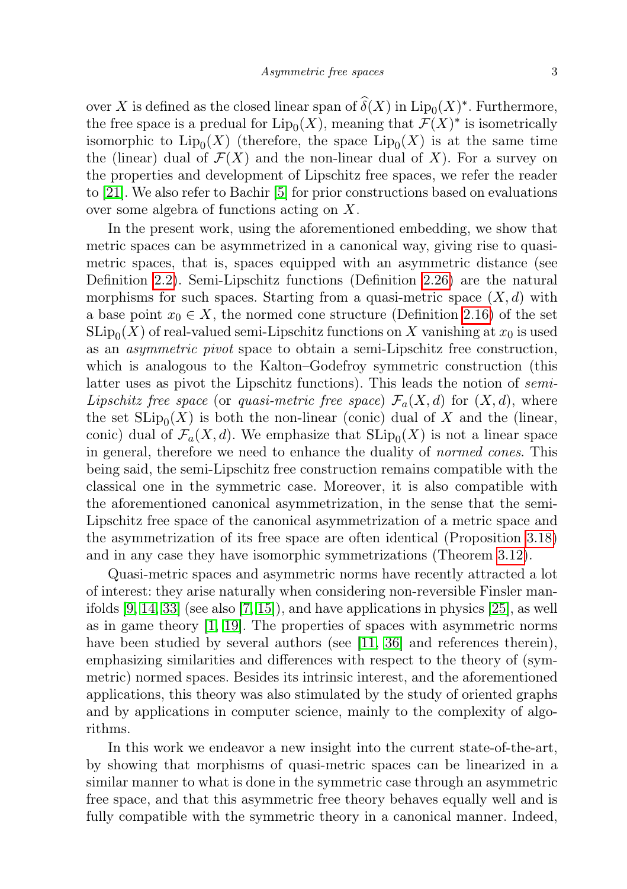over $X$ is defined as the closed linear span of $\widehat{\delta}(X)$ in $\mathrm{Lip}_0(X)^*$. Furthermore, the free space is a predual for $\mathrm{Lip}_0(X)$, meaning that $\mathcal{F}(X)^*$ is isometrically isomorphic to $\mathrm{Lip}_0(X)$ (therefore, the space $\mathrm{Lip}_0(X)$ is at the same time the (linear) dual of $\mathcal{F}(X)$ and the non-linear dual of $X$). For a survey on the properties and development of Lipschitz free spaces, we refer the reader to [21]. We also refer to Bachir [5] for prior constructions based on evaluations over some algebra of functions acting on $X$.

In the present work, using the aforementioned embedding, we show that metric spaces can be asymmetrized in a canonical way, giving rise to quasi-metric spaces, that is, spaces equipped with an asymmetric distance (see Definition 2.2). Semi-Lipschitz functions (Definition 2.26) are the natural morphisms for such spaces. Starting from a quasi-metric space $(X, d)$ with a base point $x_0 \in X$, the normed cone structure (Definition 2.16) of the set $\mathrm{SLip}_0(X)$ of real-valued semi-Lipschitz functions on $X$ vanishing at $x_0$ is used as an *asymmetric pivot* space to obtain a semi-Lipschitz free construction, which is analogous to the Kalton–Godefroy symmetric construction (this latter uses as pivot the Lipschitz functions). This leads the notion of *semi-Lipschitz free space* (or *quasi-metric free space*) $\mathcal{F}_a(X, d)$ for $(X, d)$, where the set $\mathrm{SLip}_0(X)$ is both the non-linear (conic) dual of $X$ and the (linear, conic) dual of $\mathcal{F}_a(X, d)$. We emphasize that $\mathrm{SLip}_0(X)$ is not a linear space in general, therefore we need to enhance the duality of *normed cones*. This being said, the semi-Lipschitz free construction remains compatible with the classical one in the symmetric case. Moreover, it is also compatible with the aforementioned canonical asymmetrization, in the sense that the semi-Lipschitz free space of the canonical asymmetrization of a metric space and the asymmetrization of its free space are often identical (Proposition 3.18) and in any case they have isomorphic symmetrizations (Theorem 3.12).

Quasi-metric spaces and asymmetric norms have recently attracted a lot of interest: they arise naturally when considering non-reversible Finsler manifolds [9, 14, 33] (see also [7, 15]), and have applications in physics [25], as well as in game theory [1, 19]. The properties of spaces with asymmetric norms have been studied by several authors (see [11, 36] and references therein), emphasizing similarities and differences with respect to the theory of (symmetric) normed spaces. Besides its intrinsic interest, and the aforementioned applications, this theory was also stimulated by the study of oriented graphs and by applications in computer science, mainly to the complexity of algorithms.

In this work we endeavor a new insight into the current state-of-the-art, by showing that morphisms of quasi-metric spaces can be linearized in a similar manner to what is done in the symmetric case through an asymmetric free space, and that this asymmetric free theory behaves equally well and is fully compatible with the symmetric theory in a canonical manner. Indeed,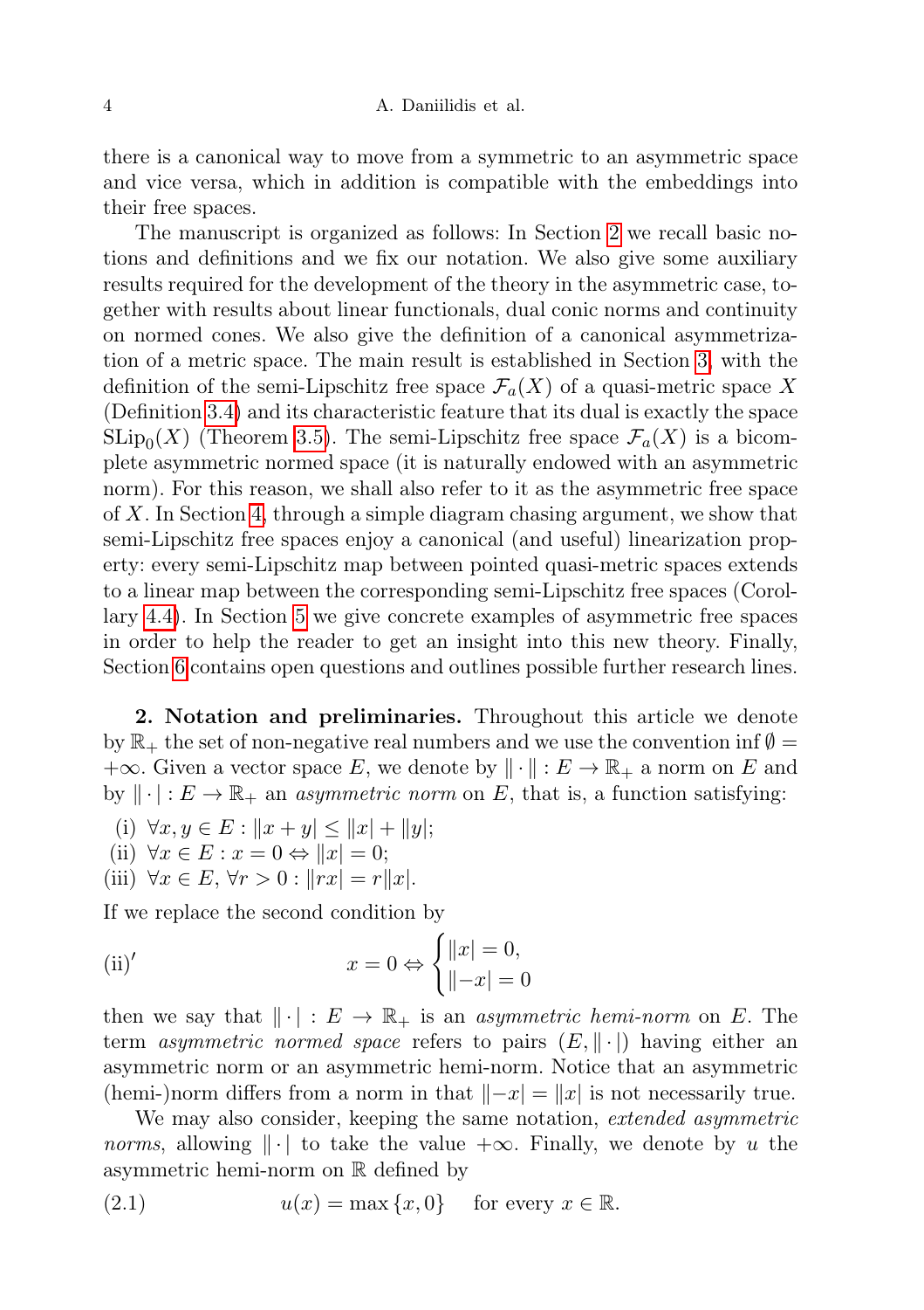there is a canonical way to move from a symmetric to an asymmetric space and vice versa, which in addition is compatible with the embeddings into their free spaces.

The manuscript is organized as follows: In Section 2 we recall basic notions and definitions and we fix our notation. We also give some auxiliary results required for the development of the theory in the asymmetric case, together with results about linear functionals, dual conic norms and continuity on normed cones. We also give the definition of a canonical asymmetrization of a metric space. The main result is established in Section 3, with the definition of the semi-Lipschitz free space $\mathcal{F}_a(X)$ of a quasi-metric space $X$ (Definition 3.4) and its characteristic feature that its dual is exactly the space $\mathrm{SLip}_0(X)$ (Theorem 3.5). The semi-Lipschitz free space $\mathcal{F}_a(X)$ is a bicomplete asymmetric normed space (it is naturally endowed with an asymmetric norm). For this reason, we shall also refer to it as the asymmetric free space of $X$. In Section 4, through a simple diagram chasing argument, we show that semi-Lipschitz free spaces enjoy a canonical (and useful) linearization property: every semi-Lipschitz map between pointed quasi-metric spaces extends to a linear map between the corresponding semi-Lipschitz free spaces (Corollary 4.4). In Section 5 we give concrete examples of asymmetric free spaces in order to help the reader to get an insight into this new theory. Finally, Section 6 contains open questions and outlines possible further research lines.

**2. Notation and preliminaries.** Throughout this article we denote by $\mathbb{R}_+$ the set of non-negative real numbers and we use the convention $\inf \emptyset = +\infty$. Given a vector space $E$, we denote by $\|\cdot\| : E \to \mathbb{R}_+$ a norm on $E$ and by $\|\cdot| : E \to \mathbb{R}_+$ an *asymmetric norm* on $E$, that is, a function satisfying:

(i) $\forall x, y \in E : \|x+y| \le \|x| + \|y|$;
(ii) $\forall x \in E : x = 0 \Leftrightarrow \|x| = 0$;
(iii) $\forall x \in E,\ \forall r > 0 : \|rx| = r\|x|$.

If we replace the second condition by

$$\text{(ii)}' \qquad x = 0 \Leftrightarrow \begin{cases} \|x| = 0, \\ \|-x| = 0 \end{cases}$$

then we say that $\|\cdot| : E \to \mathbb{R}_+$ is an *asymmetric hemi-norm* on $E$. The term *asymmetric normed space* refers to pairs $(E, \|\cdot|)$ having either an asymmetric norm or an asymmetric hemi-norm. Notice that an asymmetric (hemi-)norm differs from a norm in that $\|-x| = \|x|$ is not necessarily true.

We may also consider, keeping the same notation, *extended asymmetric norms*, allowing $\|\cdot|$ to take the value $+\infty$. Finally, we denote by $u$ the asymmetric hemi-norm on $\mathbb{R}$ defined by

$$u(x) = \max\{x, 0\} \quad \text{for every } x \in \mathbb{R}. \tag{2.1}$$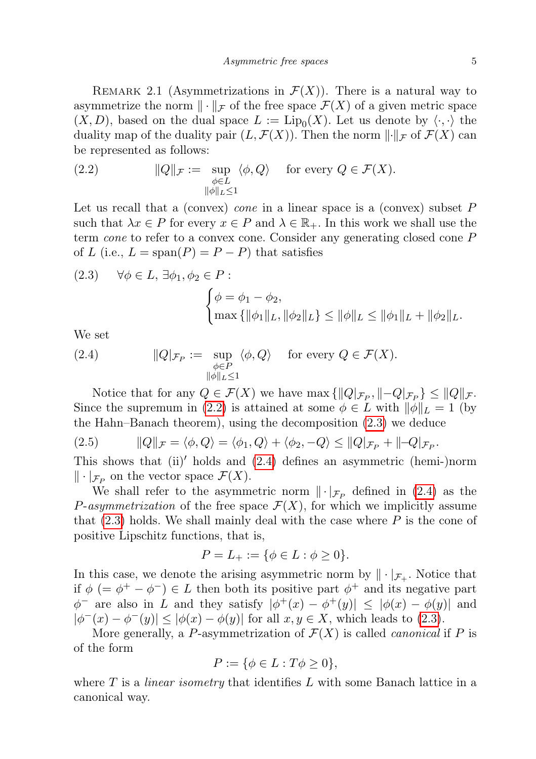Remark 2.1 (Asymmetrizations in $\mathcal{F}(X)$). There is a natural way to asymmetrize the norm $\|\cdot\|_{\mathcal{F}}$ of the free space $\mathcal{F}(X)$ of a given metric space $(X, D)$, based on the dual space $L := \mathrm{Lip}_0(X)$. Let us denote by $\langle \cdot, \cdot \rangle$ the duality map of the duality pair $(L, \mathcal{F}(X))$. Then the norm $\|\cdot\|_{\mathcal{F}}$ of $\mathcal{F}(X)$ can be represented as follows:

$$\|Q\|_{\mathcal{F}} := \sup_{\substack{\phi \in L \\ \|\phi\|_L \leq 1}} \langle \phi, Q \rangle \quad \text{for every } Q \in \mathcal{F}(X). \tag{2.2}$$

Let us recall that a (convex) *cone* in a linear space is a (convex) subset $P$ such that $\lambda x \in P$ for every $x \in P$ and $\lambda \in \mathbb{R}_+$. In this work we shall use the term *cone* to refer to a convex cone. Consider any generating closed cone $P$ of $L$ (i.e., $L = \mathrm{span}(P) = P - P$) that satisfies

$$\forall \phi \in L,\ \exists \phi_1, \phi_2 \in P : \begin{cases} \phi = \phi_1 - \phi_2, \\ \max\{\|\phi_1\|_L, \|\phi_2\|_L\} \leq \|\phi\|_L \leq \|\phi_1\|_L + \|\phi_2\|_L. \end{cases} \tag{2.3}$$

We set

$$\|Q|_{\mathcal{F}_P} := \sup_{\substack{\phi \in P \\ \|\phi\|_L \leq 1}} \langle \phi, Q \rangle \quad \text{for every } Q \in \mathcal{F}(X). \tag{2.4}$$

Notice that for any $Q \in \mathcal{F}(X)$ we have $\max\{\|Q|_{\mathcal{F}_P}, \|-Q|_{\mathcal{F}_P}\} \leq \|Q\|_{\mathcal{F}}$. Since the supremum in (2.2) is attained at some $\phi \in L$ with $\|\phi\|_L = 1$ (by the Hahn–Banach theorem), using the decomposition (2.3) we deduce

$$\|Q\|_{\mathcal{F}} = \langle \phi, Q \rangle = \langle \phi_1, Q \rangle + \langle \phi_2, -Q \rangle \leq \|Q|_{\mathcal{F}_P} + \|-Q|_{\mathcal{F}_P}. \tag{2.5}$$

This shows that (ii)$'$ holds and (2.4) defines an asymmetric (hemi-)norm $\|\cdot|_{\mathcal{F}_P}$ on the vector space $\mathcal{F}(X)$.

We shall refer to the asymmetric norm $\|\cdot|_{\mathcal{F}_P}$ defined in (2.4) as the *P-asymmetrization* of the free space $\mathcal{F}(X)$, for which we implicitly assume that (2.3) holds. We shall mainly deal with the case where $P$ is the cone of positive Lipschitz functions, that is,

$$P = L_+ := \{\phi \in L : \phi \geq 0\}.$$

In this case, we denote the arising asymmetric norm by $\|\cdot|_{\mathcal{F}_+}$. Notice that if $\phi$ $(= \phi^+ - \phi^-) \in L$ then both its positive part $\phi^+$ and its negative part $\phi^-$ are also in $L$ and they satisfy $|\phi^+(x) - \phi^+(y)| \leq |\phi(x) - \phi(y)|$ and $|\phi^-(x) - \phi^-(y)| \leq |\phi(x) - \phi(y)|$ for all $x, y \in X$, which leads to (2.3).

More generally, a $P$-asymmetrization of $\mathcal{F}(X)$ is called *canonical* if $P$ is of the form

$$P := \{\phi \in L : T\phi \geq 0\},$$

where $T$ is a *linear isometry* that identifies $L$ with some Banach lattice in a canonical way.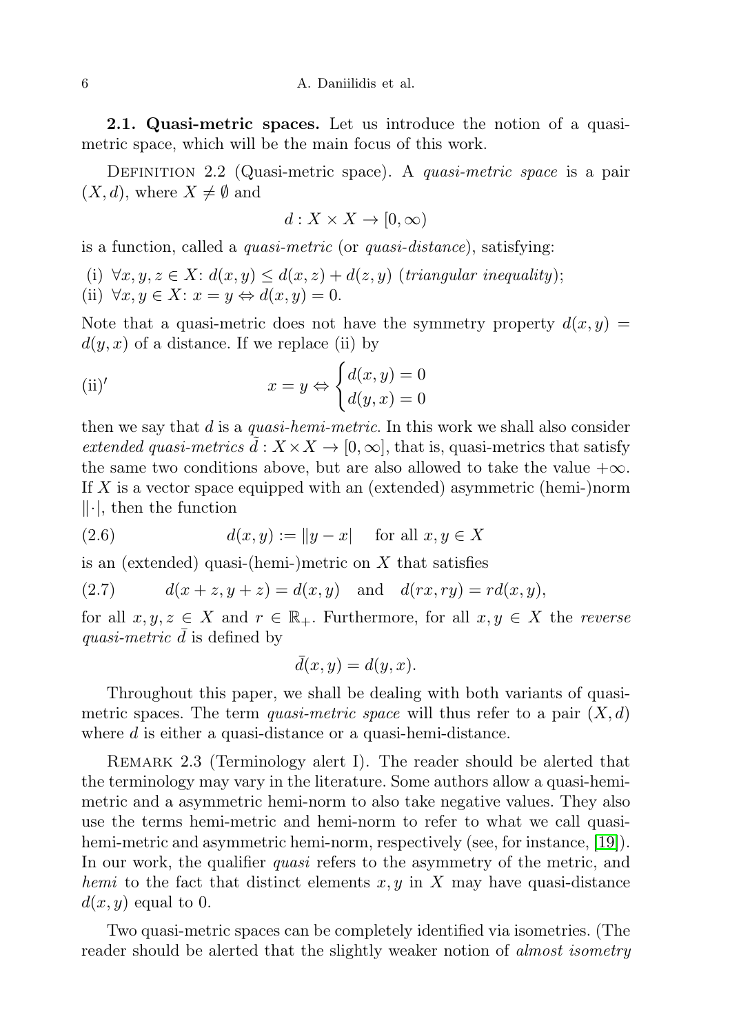**2.1. Quasi-metric spaces.** Let us introduce the notion of a quasi-metric space, which will be the main focus of this work.

Definition 2.2 (Quasi-metric space). A *quasi-metric space* is a pair $(X, d)$, where $X \neq \emptyset$ and

$$d : X \times X \to [0, \infty)$$

is a function, called a *quasi-metric* (or *quasi-distance*), satisfying:

(i) $\forall x, y, z \in X$: $d(x, y) \leq d(x, z) + d(z, y)$ (*triangular inequality*);
(ii) $\forall x, y \in X$: $x = y \Leftrightarrow d(x, y) = 0$.

Note that a quasi-metric does not have the symmetry property $d(x, y) = d(y, x)$ of a distance. If we replace (ii) by

$$\text{(ii)}' \qquad x = y \Leftrightarrow \begin{cases} d(x, y) = 0 \\ d(y, x) = 0 \end{cases}$$

then we say that $d$ is a *quasi-hemi-metric*. In this work we shall also consider *extended quasi-metrics* $\tilde{d} : X \times X \to [0, \infty]$, that is, quasi-metrics that satisfy the same two conditions above, but are also allowed to take the value $+\infty$. If $X$ is a vector space equipped with an (extended) asymmetric (hemi-)norm $\|\cdot|$, then the function

$$d(x, y) := \|y - x| \quad \text{ for all } x, y \in X \tag{2.6}$$

is an (extended) quasi-(hemi-)metric on $X$ that satisfies

$$d(x + z, y + z) = d(x, y) \quad \text{and} \quad d(rx, ry) = rd(x, y), \tag{2.7}$$

for all $x, y, z \in X$ and $r \in \mathbb{R}_+$. Furthermore, for all $x, y \in X$ the *reverse quasi-metric* $\bar{d}$ is defined by

$$\bar{d}(x, y) = d(y, x).$$

Throughout this paper, we shall be dealing with both variants of quasi-metric spaces. The term *quasi-metric space* will thus refer to a pair $(X, d)$ where $d$ is either a quasi-distance or a quasi-hemi-distance.

Remark 2.3 (Terminology alert I). The reader should be alerted that the terminology may vary in the literature. Some authors allow a quasi-hemi-metric and a asymmetric hemi-norm to also take negative values. They also use the terms hemi-metric and hemi-norm to refer to what we call quasi-hemi-metric and asymmetric hemi-norm, respectively (see, for instance, [19]). In our work, the qualifier *quasi* refers to the asymmetry of the metric, and *hemi* to the fact that distinct elements $x, y$ in $X$ may have quasi-distance $d(x, y)$ equal to 0.

Two quasi-metric spaces can be completely identified via isometries. (The reader should be alerted that the slightly weaker notion of *almost isometry*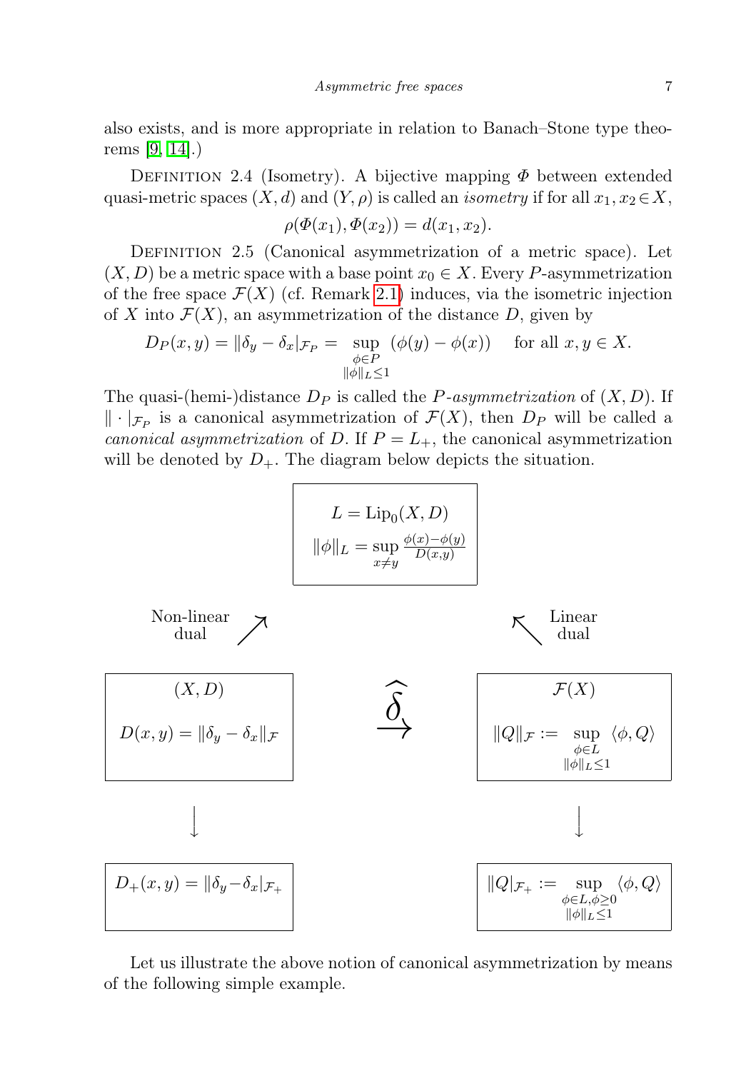also exists, and is more appropriate in relation to Banach–Stone type theorems [9, 14].)

Definition 2.4 (Isometry). A bijective mapping $\Phi$ between extended quasi-metric spaces $(X,d)$ and $(Y,\rho)$ is called an *isometry* if for all $x_1, x_2 \in X$,

$$\rho(\Phi(x_1), \Phi(x_2)) = d(x_1, x_2).$$

Definition 2.5 (Canonical asymmetrization of a metric space). Let $(X, D)$ be a metric space with a base point $x_0 \in X$. Every $P$-asymmetrization of the free space $\mathcal{F}(X)$ (cf. Remark 2.1) induces, via the isometric injection of $X$ into $\mathcal{F}(X)$, an asymmetrization of the distance $D$, given by

$$D_P(x,y) = \|\delta_y - \delta_x|_{\mathcal{F}_P} = \sup_{\substack{\phi \in P \\ \|\phi\|_L \leq 1}} (\phi(y) - \phi(x)) \quad \text{ for all } x, y \in X.$$

The quasi-(hemi-)distance $D_P$ is called the *$P$-asymmetrization* of $(X,D)$. If $\|\cdot|_{\mathcal{F}_P}$ is a canonical asymmetrization of $\mathcal{F}(X)$, then $D_P$ will be called a *canonical asymmetrization* of $D$. If $P = L_+$, the canonical asymmetrization will be denoted by $D_+$. The diagram below depicts the situation.

$$L = \mathrm{Lip}_0(X,D) \qquad \|\phi\|_L = \sup_{x \neq y} \frac{\phi(x)-\phi(y)}{D(x,y)}$$

Non-linear dual ↗ ↖ Linear dual

$$(X,D) \qquad D(x,y) = \|\delta_y - \delta_x\|_{\mathcal{F}} \qquad \overset{\widehat{\delta}}{\longrightarrow} \qquad \mathcal{F}(X) \qquad \|Q\|_{\mathcal{F}} := \sup_{\substack{\phi \in L \\ \|\phi\|_L \leq 1}} \langle \phi, Q \rangle$$

↓ ↓

$$D_+(x,y) = \|\delta_y - \delta_x|_{\mathcal{F}_+} \qquad \qquad \|Q|_{\mathcal{F}_+} := \sup_{\substack{\phi \in L, \phi \geq 0 \\ \|\phi\|_L \leq 1}} \langle \phi, Q \rangle$$

Let us illustrate the above notion of canonical asymmetrization by means of the following simple example.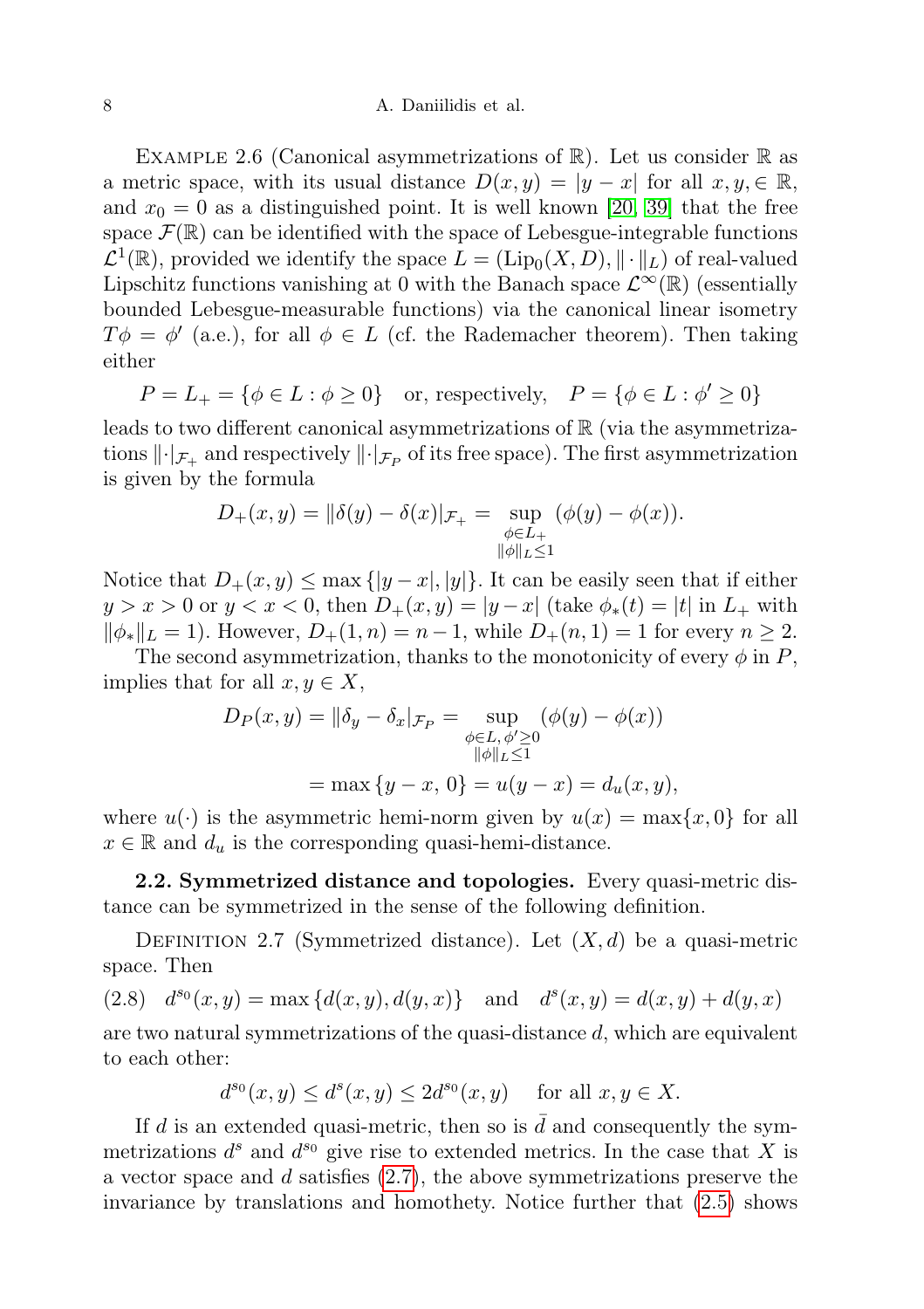Example 2.6 (Canonical asymmetrizations of $\mathbb{R}$). Let us consider $\mathbb{R}$ as a metric space, with its usual distance $D(x,y) = |y-x|$ for all $x, y, \in \mathbb{R}$, and $x_0 = 0$ as a distinguished point. It is well known [20, 39] that the free space $\mathcal{F}(\mathbb{R})$ can be identified with the space of Lebesgue-integrable functions $\mathcal{L}^1(\mathbb{R})$, provided we identify the space $L = (\mathrm{Lip}_0(X,D), \|\cdot\|_L)$ of real-valued Lipschitz functions vanishing at 0 with the Banach space $\mathcal{L}^\infty(\mathbb{R})$ (essentially bounded Lebesgue-measurable functions) via the canonical linear isometry $T\phi = \phi'$ (a.e.), for all $\phi \in L$ (cf. the Rademacher theorem). Then taking either

$$P = L_+ = \{\phi \in L : \phi \geq 0\} \quad \text{or, respectively,} \quad P = \{\phi \in L : \phi' \geq 0\}$$

leads to two different canonical asymmetrizations of $\mathbb{R}$ (via the asymmetrizations $\|\cdot|_{\mathcal{F}_+}$ and respectively $\|\cdot|_{\mathcal{F}_P}$ of its free space). The first asymmetrization is given by the formula

$$D_+(x,y) = \|\delta(y) - \delta(x)|_{\mathcal{F}_+} = \sup_{\substack{\phi \in L_+ \\ \|\phi\|_L \leq 1}} (\phi(y) - \phi(x)).$$

Notice that $D_+(x,y) \leq \max\{|y-x|, |y|\}$. It can be easily seen that if either $y > x > 0$ or $y < x < 0$, then $D_+(x,y) = |y-x|$ (take $\phi_*(t) = |t|$ in $L_+$ with $\|\phi_*\|_L = 1$). However, $D_+(1,n) = n-1$, while $D_+(n,1) = 1$ for every $n \geq 2$.

The second asymmetrization, thanks to the monotonicity of every $\phi$ in $P$, implies that for all $x, y \in X$,

$$\begin{aligned} D_P(x,y) = \|\delta_y - \delta_x|_{\mathcal{F}_P} &= \sup_{\substack{\phi \in L,\, \phi' \geq 0 \\ \|\phi\|_L \leq 1}} (\phi(y) - \phi(x)) \\ &= \max\{y-x,\, 0\} = u(y-x) = d_u(x,y), \end{aligned}$$

where $u(\cdot)$ is the asymmetric hemi-norm given by $u(x) = \max\{x, 0\}$ for all $x \in \mathbb{R}$ and $d_u$ is the corresponding quasi-hemi-distance.

**2.2. Symmetrized distance and topologies.** Every quasi-metric distance can be symmetrized in the sense of the following definition.

Definition 2.7 (Symmetrized distance). Let $(X,d)$ be a quasi-metric space. Then

$$d^{s_0}(x,y) = \max\{d(x,y), d(y,x)\} \quad \text{and} \quad d^s(x,y) = d(x,y) + d(y,x) \tag{2.8}$$

are two natural symmetrizations of the quasi-distance $d$, which are equivalent to each other:

$$d^{s_0}(x,y) \leq d^s(x,y) \leq 2d^{s_0}(x,y) \quad \text{for all } x, y \in X.$$

If $d$ is an extended quasi-metric, then so is $\bar{d}$ and consequently the symmetrizations $d^s$ and $d^{s_0}$ give rise to extended metrics. In the case that $X$ is a vector space and $d$ satisfies (2.7), the above symmetrizations preserve the invariance by translations and homothety. Notice further that (2.5) shows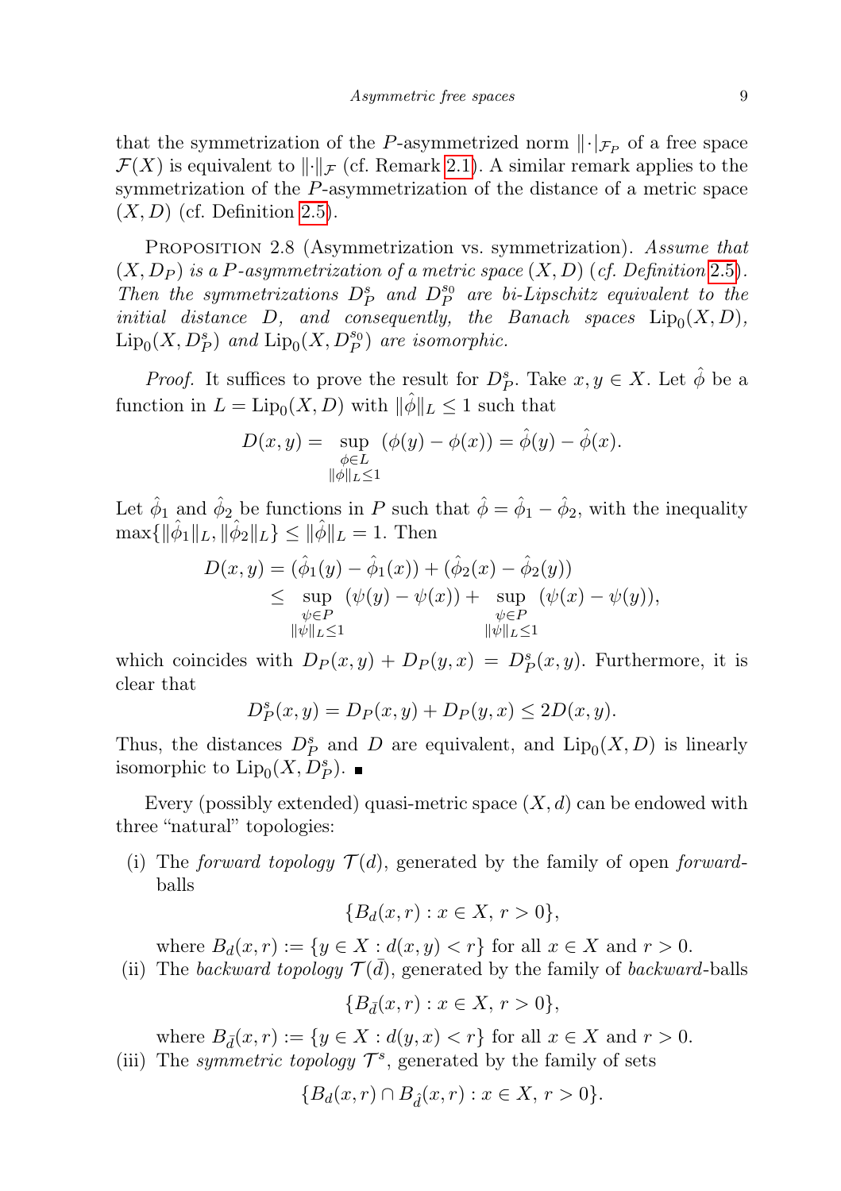that the symmetrization of the $P$-asymmetrized norm $\|\cdot|_{\mathcal{F}_P}$ of a free space $\mathcal{F}(X)$ is equivalent to $\|\cdot\|_{\mathcal{F}}$ (cf. Remark 2.1). A similar remark applies to the symmetrization of the $P$-asymmetrization of the distance of a metric space $(X, D)$ (cf. Definition 2.5).

Proposition 2.8 (Asymmetrization vs. symmetrization). *Assume that $(X, D_P)$ is a $P$-asymmetrization of a metric space $(X, D)$ (cf. Definition 2.5). Then the symmetrizations $D_P^s$ and $D_P^{s_0}$ are bi-Lipschitz equivalent to the initial distance $D$, and consequently, the Banach spaces $\mathrm{Lip}_0(X, D)$, $\mathrm{Lip}_0(X, D_P^s)$ and $\mathrm{Lip}_0(X, D_P^{s_0})$ are isomorphic.*

*Proof.* It suffices to prove the result for $D_P^s$. Take $x, y \in X$. Let $\hat{\phi}$ be a function in $L = \mathrm{Lip}_0(X, D)$ with $\|\hat{\phi}\|_L \leq 1$ such that

$$D(x,y) = \sup_{\substack{\phi \in L \\ \|\phi\|_L \leq 1}} (\phi(y) - \phi(x)) = \hat{\phi}(y) - \hat{\phi}(x).$$

Let $\hat{\phi}_1$ and $\hat{\phi}_2$ be functions in $P$ such that $\hat{\phi} = \hat{\phi}_1 - \hat{\phi}_2$, with the inequality $\max\{\|\hat{\phi}_1\|_L, \|\hat{\phi}_2\|_L\} \leq \|\hat{\phi}\|_L = 1$. Then

$$\begin{aligned} D(x,y) &= (\hat{\phi}_1(y) - \hat{\phi}_1(x)) + (\hat{\phi}_2(x) - \hat{\phi}_2(y)) \\ &\leq \sup_{\substack{\psi \in P \\ \|\psi\|_L \leq 1}} (\psi(y) - \psi(x)) + \sup_{\substack{\psi \in P \\ \|\psi\|_L \leq 1}} (\psi(x) - \psi(y)), \end{aligned}$$

which coincides with $D_P(x,y) + D_P(y,x) = D_P^s(x,y)$. Furthermore, it is clear that

$$D_P^s(x,y) = D_P(x,y) + D_P(y,x) \leq 2D(x,y).$$

Thus, the distances $D_P^s$ and $D$ are equivalent, and $\mathrm{Lip}_0(X, D)$ is linearly isomorphic to $\mathrm{Lip}_0(X, D_P^s)$. ∎

Every (possibly extended) quasi-metric space $(X, d)$ can be endowed with three "natural" topologies:

(i) The *forward topology* $\mathcal{T}(d)$, generated by the family of open *forward*-balls

$$\{B_d(x,r) : x \in X,\ r > 0\},$$

where $B_d(x,r) := \{y \in X : d(x,y) < r\}$ for all $x \in X$ and $r > 0$.

(ii) The *backward topology* $\mathcal{T}(\bar{d})$, generated by the family of *backward*-balls

$$\{B_{\bar{d}}(x,r) : x \in X,\ r > 0\},$$

where $B_{\bar{d}}(x,r) := \{y \in X : d(y,x) < r\}$ for all $x \in X$ and $r > 0$.

(iii) The *symmetric topology* $\mathcal{T}^s$, generated by the family of sets

$$\{B_d(x,r) \cap B_{\hat{d}}(x,r) : x \in X,\ r > 0\}.$$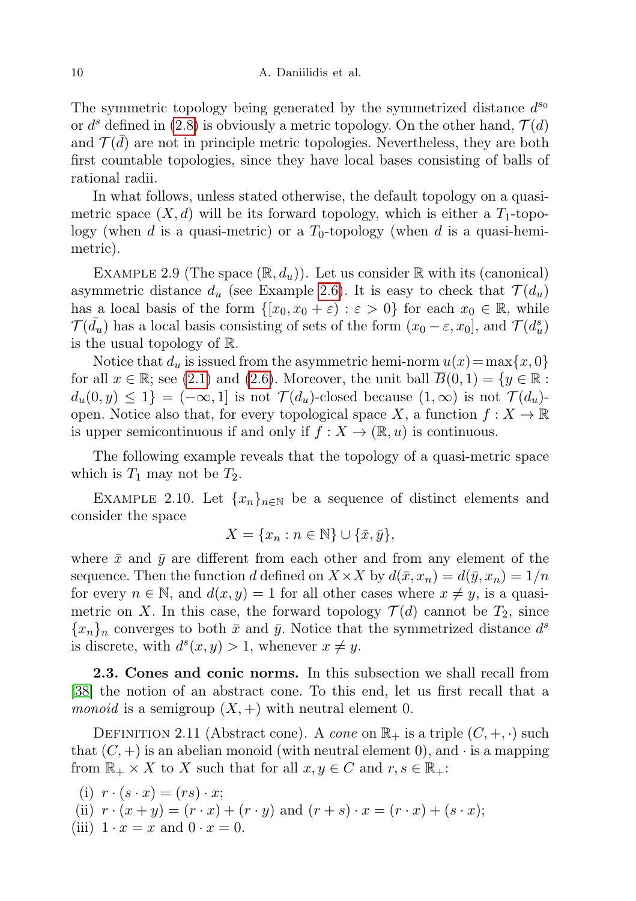The symmetric topology being generated by the symmetrized distance $d^{s_0}$ or $d^s$ defined in (2.8) is obviously a metric topology. On the other hand, $\mathcal{T}(d)$ and $\mathcal{T}(\bar{d})$ are not in principle metric topologies. Nevertheless, they are both first countable topologies, since they have local bases consisting of balls of rational radii.

In what follows, unless stated otherwise, the default topology on a quasi-metric space $(X, d)$ will be its forward topology, which is either a $T_1$-topology (when $d$ is a quasi-metric) or a $T_0$-topology (when $d$ is a quasi-hemi-metric).

Example 2.9 (The space $(\mathbb{R}, d_u)$). Let us consider $\mathbb{R}$ with its (canonical) asymmetric distance $d_u$ (see Example 2.6). It is easy to check that $\mathcal{T}(d_u)$ has a local basis of the form $\{[x_0, x_0 + \varepsilon) : \varepsilon > 0\}$ for each $x_0 \in \mathbb{R}$, while $\mathcal{T}(\bar{d_u})$ has a local basis consisting of sets of the form $(x_0 - \varepsilon, x_0]$, and $\mathcal{T}(d_u^s)$ is the usual topology of $\mathbb{R}$.

Notice that $d_u$ is issued from the asymmetric hemi-norm $u(x) = \max\{x, 0\}$ for all $x \in \mathbb{R}$; see (2.1) and (2.6). Moreover, the unit ball $\overline{B}(0,1) = \{y \in \mathbb{R} : d_u(0, y) \le 1\} = (-\infty, 1]$ is not $\mathcal{T}(d_u)$-closed because $(1, \infty)$ is not $\mathcal{T}(d_u)$-open. Notice also that, for every topological space $X$, a function $f : X \to \mathbb{R}$ is upper semicontinuous if and only if $f : X \to (\mathbb{R}, u)$ is continuous.

The following example reveals that the topology of a quasi-metric space which is $T_1$ may not be $T_2$.

Example 2.10. Let $\{x_n\}_{n\in\mathbb{N}}$ be a sequence of distinct elements and consider the space

$$X = \{x_n : n \in \mathbb{N}\} \cup \{\bar{x}, \bar{y}\},$$

where $\bar{x}$ and $\bar{y}$ are different from each other and from any element of the sequence. Then the function $d$ defined on $X \times X$ by $d(\bar{x}, x_n) = d(\bar{y}, x_n) = 1/n$ for every $n \in \mathbb{N}$, and $d(x, y) = 1$ for all other cases where $x \neq y$, is a quasi-metric on $X$. In this case, the forward topology $\mathcal{T}(d)$ cannot be $T_2$, since $\{x_n\}_n$ converges to both $\bar{x}$ and $\bar{y}$. Notice that the symmetrized distance $d^s$ is discrete, with $d^s(x, y) > 1$, whenever $x \neq y$.

**2.3. Cones and conic norms.** In this subsection we shall recall from [38] the notion of an abstract cone. To this end, let us first recall that a *monoid* is a semigroup $(X, +)$ with neutral element 0.

Definition 2.11 (Abstract cone). A *cone* on $\mathbb{R}_+$ is a triple $(C, +, \cdot)$ such that $(C, +)$ is an abelian monoid (with neutral element 0), and $\cdot$ is a mapping from $\mathbb{R}_+ \times X$ to $X$ such that for all $x, y \in C$ and $r, s \in \mathbb{R}_+$:

(i) $r \cdot (s \cdot x) = (rs) \cdot x$;
(ii) $r \cdot (x + y) = (r \cdot x) + (r \cdot y)$ and $(r + s) \cdot x = (r \cdot x) + (s \cdot x)$;
(iii) $1 \cdot x = x$ and $0 \cdot x = 0$.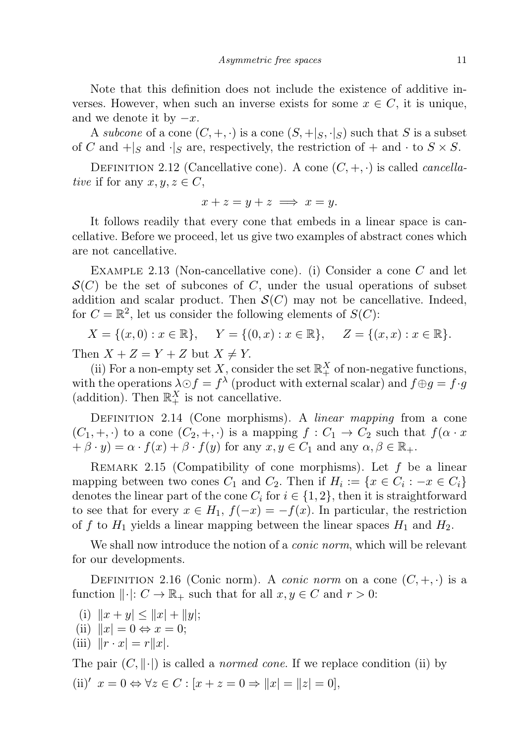Note that this definition does not include the existence of additive inverses. However, when such an inverse exists for some $x \in C$, it is unique, and we denote it by $-x$.

A *subcone* of a cone $(C, +, \cdot)$ is a cone $(S, +|_S, \cdot|_S)$ such that $S$ is a subset of $C$ and $+|_S$ and $\cdot|_S$ are, respectively, the restriction of $+$ and $\cdot$ to $S \times S$.

Definition 2.12 (Cancellative cone). A cone $(C, +, \cdot)$ is called *cancellative* if for any $x, y, z \in C$,

$$x + z = y + z \implies x = y.$$

It follows readily that every cone that embeds in a linear space is cancellative. Before we proceed, let us give two examples of abstract cones which are not cancellative.

Example 2.13 (Non-cancellative cone). (i) Consider a cone $C$ and let $\mathcal{S}(C)$ be the set of subcones of $C$, under the usual operations of subset addition and scalar product. Then $\mathcal{S}(C)$ may not be cancellative. Indeed, for $C = \mathbb{R}^2$, let us consider the following elements of $S(C)$:

$$X = \{(x, 0) : x \in \mathbb{R}\}, \qquad Y = \{(0, x) : x \in \mathbb{R}\}, \qquad Z = \{(x, x) : x \in \mathbb{R}\}.$$

Then $X + Z = Y + Z$ but $X \neq Y$.

(ii) For a non-empty set $X$, consider the set $\mathbb{R}_+^X$ of non-negative functions, with the operations $\lambda \odot f = f^\lambda$ (product with external scalar) and $f \oplus g = f \cdot g$ (addition). Then $\mathbb{R}_+^X$ is not cancellative.

Definition 2.14 (Cone morphisms). A *linear mapping* from a cone $(C_1, +, \cdot)$ to a cone $(C_2, +, \cdot)$ is a mapping $f : C_1 \to C_2$ such that $f(\alpha \cdot x + \beta \cdot y) = \alpha \cdot f(x) + \beta \cdot f(y)$ for any $x, y \in C_1$ and any $\alpha, \beta \in \mathbb{R}_+$.

Remark 2.15 (Compatibility of cone morphisms). Let $f$ be a linear mapping between two cones $C_1$ and $C_2$. Then if $H_i := \{x \in C_i : -x \in C_i\}$ denotes the linear part of the cone $C_i$ for $i \in \{1, 2\}$, then it is straightforward to see that for every $x \in H_1$, $f(-x) = -f(x)$. In particular, the restriction of $f$ to $H_1$ yields a linear mapping between the linear spaces $H_1$ and $H_2$.

We shall now introduce the notion of a *conic norm*, which will be relevant for our developments.

Definition 2.16 (Conic norm). A *conic norm* on a cone $(C, +, \cdot)$ is a function $\|\cdot| : C \to \mathbb{R}_+$ such that for all $x, y \in C$ and $r > 0$:

(i) $\|x + y| \leq \|x| + \|y|$;
(ii) $\|x| = 0 \Leftrightarrow x = 0$;
(iii) $\|r \cdot x| = r\|x|$.

The pair $(C, \|\cdot|)$ is called a *normed cone*. If we replace condition (ii) by

(ii)$'$ $x = 0 \Leftrightarrow \forall z \in C : [x + z = 0 \Rightarrow \|x| = \|z| = 0]$,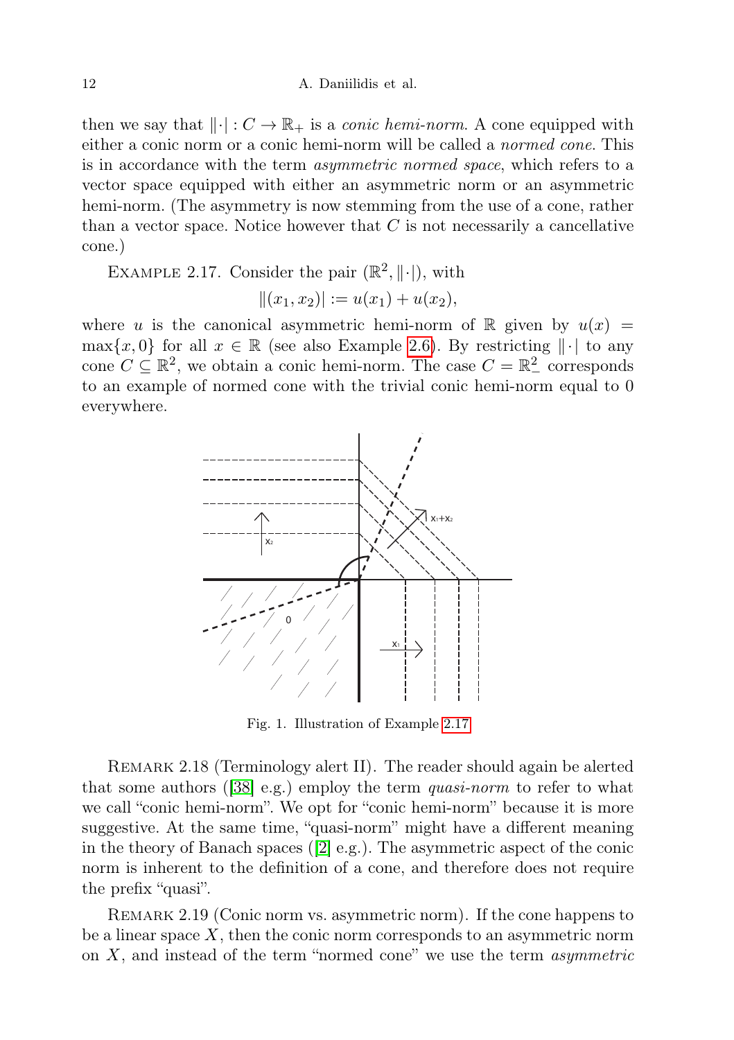then we say that $\|\cdot| : C \to \mathbb{R}_+$ is a *conic hemi-norm*. A cone equipped with either a conic norm or a conic hemi-norm will be called a *normed cone*. This is in accordance with the term *asymmetric normed space*, which refers to a vector space equipped with either an asymmetric norm or an asymmetric hemi-norm. (The asymmetry is now stemming from the use of a cone, rather than a vector space. Notice however that $C$ is not necessarily a cancellative cone.)

EXAMPLE 2.17. Consider the pair $(\mathbb{R}^2, \|\cdot|)$, with

$$\|(x_1, x_2)| := u(x_1) + u(x_2),$$

where $u$ is the canonical asymmetric hemi-norm of $\mathbb{R}$ given by $u(x) = \max\{x, 0\}$ for all $x \in \mathbb{R}$ (see also Example 2.6). By restricting $\|\cdot|$ to any cone $C \subseteq \mathbb{R}^2$, we obtain a conic hemi-norm. The case $C = \mathbb{R}^2_-$ corresponds to an example of normed cone with the trivial conic hemi-norm equal to 0 everywhere.

Fig. 1. Illustration of Example 2.17

REMARK 2.18 (Terminology alert II). The reader should again be alerted that some authors ([38] e.g.) employ the term *quasi-norm* to refer to what we call "conic hemi-norm". We opt for "conic hemi-norm" because it is more suggestive. At the same time, "quasi-norm" might have a different meaning in the theory of Banach spaces ([2] e.g.). The asymmetric aspect of the conic norm is inherent to the definition of a cone, and therefore does not require the prefix "quasi".

REMARK 2.19 (Conic norm vs. asymmetric norm). If the cone happens to be a linear space $X$, then the conic norm corresponds to an asymmetric norm on $X$, and instead of the term "normed cone" we use the term *asymmetric*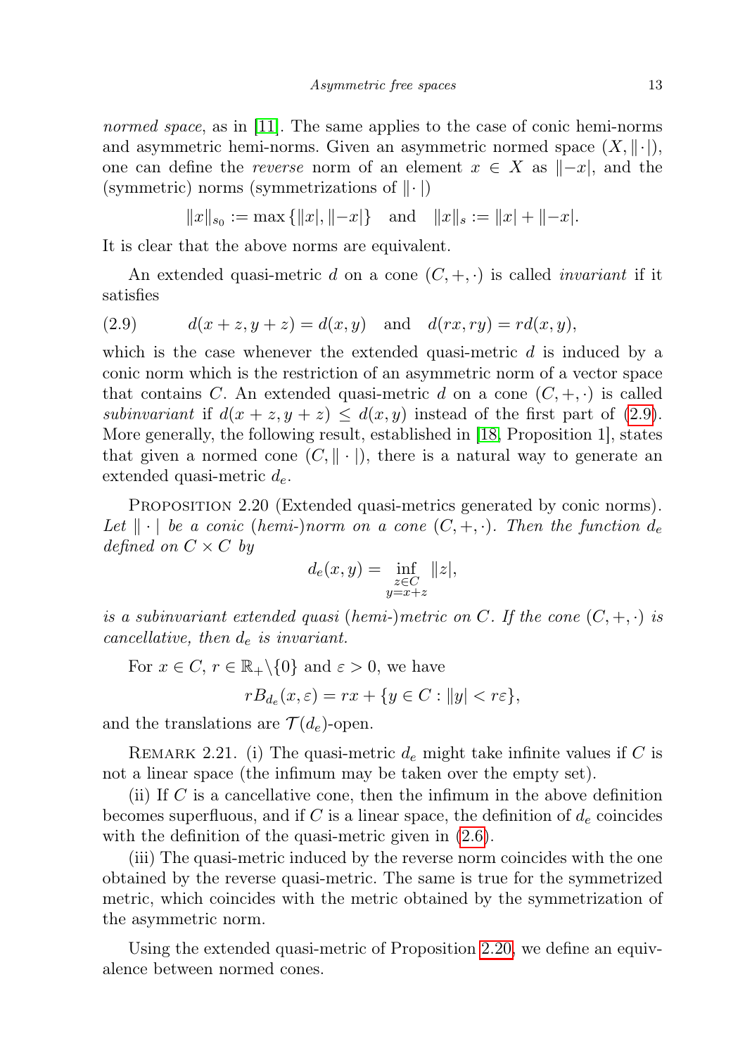*normed space*, as in [11]. The same applies to the case of conic hemi-norms and asymmetric hemi-norms. Given an asymmetric normed space $(X, \|\cdot|)$, one can define the *reverse* norm of an element $x \in X$ as $\|-x|$, and the (symmetric) norms (symmetrizations of $\|\cdot|$)

$$\|x\|_{s_0} := \max\{\|x|, \|-x|\} \quad \text{and} \quad \|x\|_s := \|x| + \|-x|.$$

It is clear that the above norms are equivalent.

An extended quasi-metric $d$ on a cone $(C, +, \cdot)$ is called *invariant* if it satisfies

$$d(x+z, y+z) = d(x,y) \quad \text{and} \quad d(rx, ry) = rd(x,y), \tag{2.9}$$

which is the case whenever the extended quasi-metric $d$ is induced by a conic norm which is the restriction of an asymmetric norm of a vector space that contains $C$. An extended quasi-metric $d$ on a cone $(C, +, \cdot)$ is called *subinvariant* if $d(x+z, y+z) \leq d(x,y)$ instead of the first part of (2.9). More generally, the following result, established in [18, Proposition 1], states that given a normed cone $(C, \|\cdot|)$, there is a natural way to generate an extended quasi-metric $d_e$.

Proposition 2.20 (Extended quasi-metrics generated by conic norms). *Let $\|\cdot|$ be a conic (hemi-)norm on a cone $(C, +, \cdot)$. Then the function $d_e$ defined on $C \times C$ by*

$$d_e(x,y) = \inf_{\substack{z \in C \\ y = x+z}} \|z|,$$

*is a subinvariant extended quasi (hemi-)metric on $C$. If the cone $(C, +, \cdot)$ is cancellative, then $d_e$ is invariant.*

For $x \in C$, $r \in \mathbb{R}_+ \setminus \{0\}$ and $\varepsilon > 0$, we have

$$rB_{d_e}(x, \varepsilon) = rx + \{y \in C : \|y| < r\varepsilon\},$$

and the translations are $\mathcal{T}(d_e)$-open.

Remark 2.21. (i) The quasi-metric $d_e$ might take infinite values if $C$ is not a linear space (the infimum may be taken over the empty set).

(ii) If $C$ is a cancellative cone, then the infimum in the above definition becomes superfluous, and if $C$ is a linear space, the definition of $d_e$ coincides with the definition of the quasi-metric given in (2.6).

(iii) The quasi-metric induced by the reverse norm coincides with the one obtained by the reverse quasi-metric. The same is true for the symmetrized metric, which coincides with the metric obtained by the symmetrization of the asymmetric norm.

Using the extended quasi-metric of Proposition 2.20, we define an equivalence between normed cones.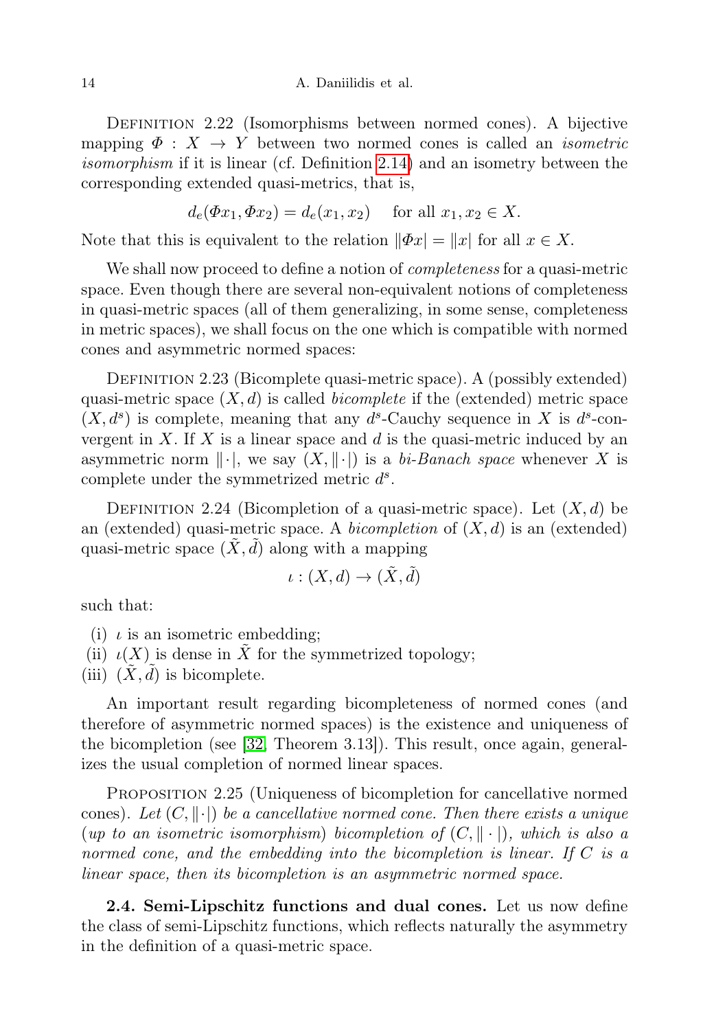Definition 2.22 (Isomorphisms between normed cones). A bijective mapping $\Phi : X \to Y$ between two normed cones is called an *isometric isomorphism* if it is linear (cf. Definition 2.14) and an isometry between the corresponding extended quasi-metrics, that is,

$$d_e(\Phi x_1, \Phi x_2) = d_e(x_1, x_2) \quad \text{for all } x_1, x_2 \in X.$$

Note that this is equivalent to the relation $\|\Phi x| = \|x|$ for all $x \in X$.

We shall now proceed to define a notion of *completeness* for a quasi-metric space. Even though there are several non-equivalent notions of completeness in quasi-metric spaces (all of them generalizing, in some sense, completeness in metric spaces), we shall focus on the one which is compatible with normed cones and asymmetric normed spaces:

Definition 2.23 (Bicomplete quasi-metric space). A (possibly extended) quasi-metric space $(X, d)$ is called *bicomplete* if the (extended) metric space $(X, d^s)$ is complete, meaning that any $d^s$-Cauchy sequence in $X$ is $d^s$-convergent in $X$. If $X$ is a linear space and $d$ is the quasi-metric induced by an asymmetric norm $\|\cdot|$, we say $(X, \|\cdot|)$ is a *bi-Banach space* whenever $X$ is complete under the symmetrized metric $d^s$.

Definition 2.24 (Bicompletion of a quasi-metric space). Let $(X, d)$ be an (extended) quasi-metric space. A *bicompletion* of $(X, d)$ is an (extended) quasi-metric space $(\tilde{X}, \tilde{d})$ along with a mapping

$$\iota : (X, d) \to (\tilde{X}, \tilde{d})$$

such that:

- (i) $\iota$ is an isometric embedding;
- (ii) $\iota(X)$ is dense in $\tilde{X}$ for the symmetrized topology;
- (iii) $(\tilde{X}, \tilde{d})$ is bicomplete.

An important result regarding bicompleteness of normed cones (and therefore of asymmetric normed spaces) is the existence and uniqueness of the bicompletion (see [32, Theorem 3.13]). This result, once again, generalizes the usual completion of normed linear spaces.

Proposition 2.25 (Uniqueness of bicompletion for cancellative normed cones). *Let $(C, \|\cdot|)$ be a cancellative normed cone. Then there exists a unique (up to an isometric isomorphism) bicompletion of $(C, \|\cdot|)$, which is also a normed cone, and the embedding into the bicompletion is linear. If $C$ is a linear space, then its bicompletion is an asymmetric normed space.*

**2.4. Semi-Lipschitz functions and dual cones.** Let us now define the class of semi-Lipschitz functions, which reflects naturally the asymmetry in the definition of a quasi-metric space.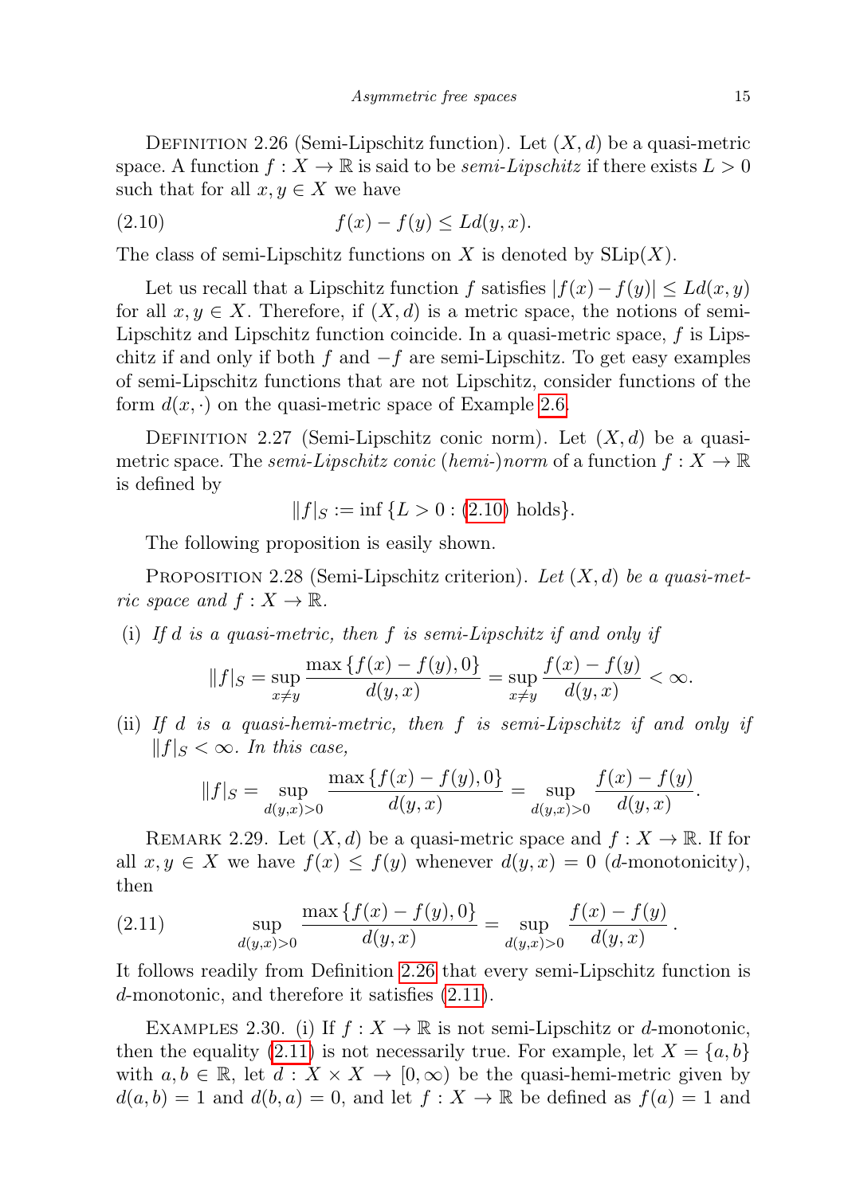Definition 2.26 (Semi-Lipschitz function). Let $(X,d)$ be a quasi-metric space. A function $f : X \to \mathbb{R}$ is said to be *semi-Lipschitz* if there exists $L > 0$ such that for all $x, y \in X$ we have

$$f(x) - f(y) \leq L d(y,x). \tag{2.10}$$

The class of semi-Lipschitz functions on $X$ is denoted by $\mathrm{SLip}(X)$.

Let us recall that a Lipschitz function $f$ satisfies $|f(x) - f(y)| \leq L d(x,y)$ for all $x, y \in X$. Therefore, if $(X,d)$ is a metric space, the notions of semi-Lipschitz and Lipschitz function coincide. In a quasi-metric space, $f$ is Lipschitz if and only if both $f$ and $-f$ are semi-Lipschitz. To get easy examples of semi-Lipschitz functions that are not Lipschitz, consider functions of the form $d(x,\cdot)$ on the quasi-metric space of Example 2.6.

Definition 2.27 (Semi-Lipschitz conic norm). Let $(X,d)$ be a quasi-metric space. The *semi-Lipschitz conic* (*hemi-*)*norm* of a function $f : X \to \mathbb{R}$ is defined by

$$\|f|_S := \inf\{L > 0 : (2.10) \text{ holds}\}.$$

The following proposition is easily shown.

Proposition 2.28 (Semi-Lipschitz criterion). *Let $(X,d)$ be a quasi-metric space and $f : X \to \mathbb{R}$.*

(i) *If $d$ is a quasi-metric, then $f$ is semi-Lipschitz if and only if*

$$\|f|_S = \sup_{x \neq y} \frac{\max\{f(x) - f(y), 0\}}{d(y,x)} = \sup_{x \neq y} \frac{f(x) - f(y)}{d(y,x)} < \infty.$$

(ii) *If $d$ is a quasi-hemi-metric, then $f$ is semi-Lipschitz if and only if $\|f|_S < \infty$. In this case,*

$$\|f|_S = \sup_{d(y,x)>0} \frac{\max\{f(x) - f(y), 0\}}{d(y,x)} = \sup_{d(y,x)>0} \frac{f(x) - f(y)}{d(y,x)}.$$

Remark 2.29. Let $(X,d)$ be a quasi-metric space and $f : X \to \mathbb{R}$. If for all $x, y \in X$ we have $f(x) \leq f(y)$ whenever $d(y,x) = 0$ ($d$-monotonicity), then

$$\sup_{d(y,x)>0} \frac{\max\{f(x) - f(y), 0\}}{d(y,x)} = \sup_{d(y,x)>0} \frac{f(x) - f(y)}{d(y,x)}. \tag{2.11}$$

It follows readily from Definition 2.26 that every semi-Lipschitz function is $d$-monotonic, and therefore it satisfies (2.11).

Examples 2.30. (i) If $f : X \to \mathbb{R}$ is not semi-Lipschitz or $d$-monotonic, then the equality (2.11) is not necessarily true. For example, let $X = \{a, b\}$ with $a, b \in \mathbb{R}$, let $d : X \times X \to [0,\infty)$ be the quasi-hemi-metric given by $d(a,b) = 1$ and $d(b,a) = 0$, and let $f : X \to \mathbb{R}$ be defined as $f(a) = 1$ and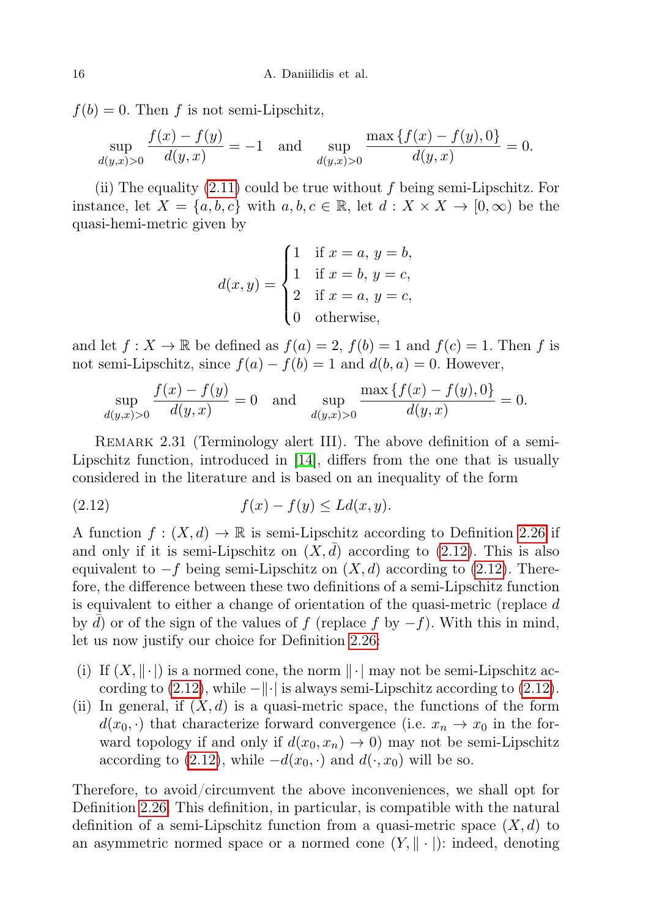$f(b) = 0$. Then $f$ is not semi-Lipschitz,

$$\sup_{d(y,x)>0} \frac{f(x)-f(y)}{d(y,x)} = -1 \quad \text{and} \quad \sup_{d(y,x)>0} \frac{\max\{f(x)-f(y),0\}}{d(y,x)} = 0.$$

(ii) The equality (2.11) could be true without $f$ being semi-Lipschitz. For instance, let $X = \{a,b,c\}$ with $a,b,c \in \mathbb{R}$, let $d : X \times X \to [0,\infty)$ be the quasi-hemi-metric given by

$$d(x,y) = \begin{cases} 1 & \text{if } x = a,\ y = b, \\ 1 & \text{if } x = b,\ y = c, \\ 2 & \text{if } x = a,\ y = c, \\ 0 & \text{otherwise,} \end{cases}$$

and let $f : X \to \mathbb{R}$ be defined as $f(a) = 2$, $f(b) = 1$ and $f(c) = 1$. Then $f$ is not semi-Lipschitz, since $f(a) - f(b) = 1$ and $d(b,a) = 0$. However,

$$\sup_{d(y,x)>0} \frac{f(x)-f(y)}{d(y,x)} = 0 \quad \text{and} \quad \sup_{d(y,x)>0} \frac{\max\{f(x)-f(y),0\}}{d(y,x)} = 0.$$

Remark 2.31 (Terminology alert III). The above definition of a semi-Lipschitz function, introduced in [14], differs from the one that is usually considered in the literature and is based on an inequality of the form

$$f(x) - f(y) \le L d(x,y). \tag{2.12}$$

A function $f : (X,d) \to \mathbb{R}$ is semi-Lipschitz according to Definition 2.26 if and only if it is semi-Lipschitz on $(X,\bar{d})$ according to (2.12). This is also equivalent to $-f$ being semi-Lipschitz on $(X,d)$ according to (2.12). Therefore, the difference between these two definitions of a semi-Lipschitz function is equivalent to either a change of orientation of the quasi-metric (replace $d$ by $\bar{d}$) or of the sign of the values of $f$ (replace $f$ by $-f$). With this in mind, let us now justify our choice for Definition 2.26:

- (i) If $(X,\|\cdot|)$ is a normed cone, the norm $\|\cdot|$ may not be semi-Lipschitz according to (2.12), while $-\|\cdot|$ is always semi-Lipschitz according to (2.12).
- (ii) In general, if $(X,d)$ is a quasi-metric space, the functions of the form $d(x_0,\cdot)$ that characterize forward convergence (i.e. $x_n \to x_0$ in the forward topology if and only if $d(x_0,x_n) \to 0$) may not be semi-Lipschitz according to (2.12), while $-d(x_0,\cdot)$ and $d(\cdot,x_0)$ will be so.

Therefore, to avoid/circumvent the above inconveniences, we shall opt for Definition 2.26. This definition, in particular, is compatible with the natural definition of a semi-Lipschitz function from a quasi-metric space $(X,d)$ to an asymmetric normed space or a normed cone $(Y,\|\cdot|)$: indeed, denoting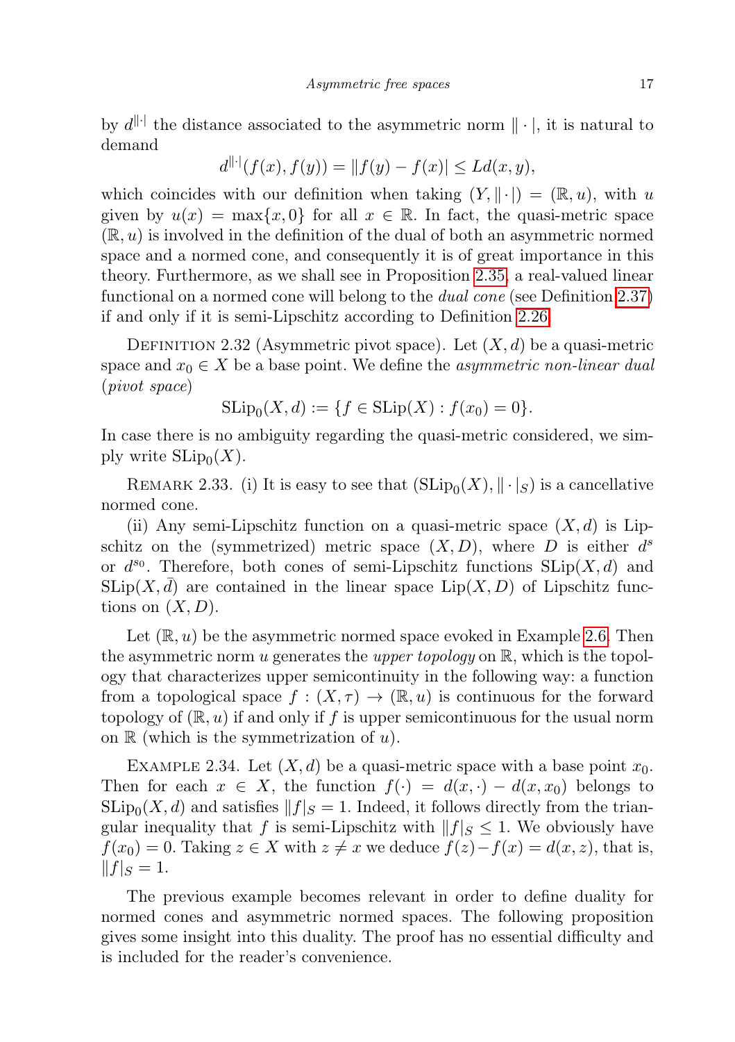by $d^{\|\cdot|}$ the distance associated to the asymmetric norm $\|\cdot|$, it is natural to demand

$$d^{\|\cdot|}(f(x), f(y)) = \|f(y) - f(x)| \leq L d(x, y),$$

which coincides with our definition when taking $(Y, \|\cdot|) = (\mathbb{R}, u)$, with $u$ given by $u(x) = \max\{x, 0\}$ for all $x \in \mathbb{R}$. In fact, the quasi-metric space $(\mathbb{R}, u)$ is involved in the definition of the dual of both an asymmetric normed space and a normed cone, and consequently it is of great importance in this theory. Furthermore, as we shall see in Proposition 2.35, a real-valued linear functional on a normed cone will belong to the *dual cone* (see Definition 2.37) if and only if it is semi-Lipschitz according to Definition 2.26.

Definition 2.32 (Asymmetric pivot space). Let $(X, d)$ be a quasi-metric space and $x_0 \in X$ be a base point. We define the *asymmetric non-linear dual* (*pivot space*)

$$\mathrm{SLip}_0(X, d) := \{f \in \mathrm{SLip}(X) : f(x_0) = 0\}.$$

In case there is no ambiguity regarding the quasi-metric considered, we simply write $\mathrm{SLip}_0(X)$.

Remark 2.33. (i) It is easy to see that $(\mathrm{SLip}_0(X), \|\cdot|_S)$ is a cancellative normed cone.

(ii) Any semi-Lipschitz function on a quasi-metric space $(X, d)$ is Lipschitz on the (symmetrized) metric space $(X, D)$, where $D$ is either $d^s$ or $d^{s_0}$. Therefore, both cones of semi-Lipschitz functions $\mathrm{SLip}(X, d)$ and $\mathrm{SLip}(X, \bar{d})$ are contained in the linear space $\mathrm{Lip}(X, D)$ of Lipschitz functions on $(X, D)$.

Let $(\mathbb{R}, u)$ be the asymmetric normed space evoked in Example 2.6. Then the asymmetric norm $u$ generates the *upper topology* on $\mathbb{R}$, which is the topology that characterizes upper semicontinuity in the following way: a function from a topological space $f : (X, \tau) \to (\mathbb{R}, u)$ is continuous for the forward topology of $(\mathbb{R}, u)$ if and only if $f$ is upper semicontinuous for the usual norm on $\mathbb{R}$ (which is the symmetrization of $u$).

Example 2.34. Let $(X, d)$ be a quasi-metric space with a base point $x_0$. Then for each $x \in X$, the function $f(\cdot) = d(x, \cdot) - d(x, x_0)$ belongs to $\mathrm{SLip}_0(X, d)$ and satisfies $\|f|_S = 1$. Indeed, it follows directly from the triangular inequality that $f$ is semi-Lipschitz with $\|f|_S \leq 1$. We obviously have $f(x_0) = 0$. Taking $z \in X$ with $z \neq x$ we deduce $f(z) - f(x) = d(x, z)$, that is, $\|f|_S = 1$.

The previous example becomes relevant in order to define duality for normed cones and asymmetric normed spaces. The following proposition gives some insight into this duality. The proof has no essential difficulty and is included for the reader's convenience.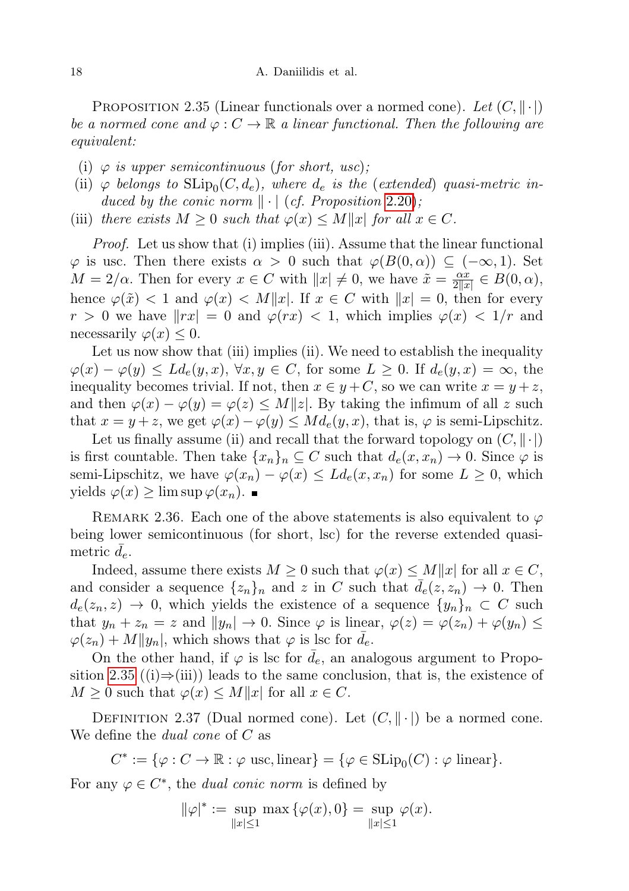Proposition 2.35 (Linear functionals over a normed cone). *Let $(C, \|\cdot|)$ be a normed cone and $\varphi : C \to \mathbb{R}$ a linear functional. Then the following are equivalent:*

- (i) *$\varphi$ is upper semicontinuous (for short, usc);*
- (ii) *$\varphi$ belongs to $\mathrm{SLip}_0(C, d_e)$, where $d_e$ is the (extended) quasi-metric induced by the conic norm $\|\cdot|$ (cf. Proposition 2.20);*
- (iii) *there exists $M \geq 0$ such that $\varphi(x) \leq M\|x|$ for all $x \in C$.*

*Proof.* Let us show that (i) implies (iii). Assume that the linear functional $\varphi$ is usc. Then there exists $\alpha > 0$ such that $\varphi(B(0, \alpha)) \subseteq (-\infty, 1)$. Set $M = 2/\alpha$. Then for every $x \in C$ with $\|x| \neq 0$, we have $\tilde{x} = \frac{\alpha x}{2\|x|} \in B(0, \alpha)$, hence $\varphi(\tilde{x}) < 1$ and $\varphi(x) < M\|x|$. If $x \in C$ with $\|x| = 0$, then for every $r > 0$ we have $\|rx| = 0$ and $\varphi(rx) < 1$, which implies $\varphi(x) < 1/r$ and necessarily $\varphi(x) \leq 0$.

Let us now show that (iii) implies (ii). We need to establish the inequality $\varphi(x) - \varphi(y) \leq L d_e(y, x)$, $\forall x, y \in C$, for some $L \geq 0$. If $d_e(y, x) = \infty$, the inequality becomes trivial. If not, then $x \in y + C$, so we can write $x = y + z$, and then $\varphi(x) - \varphi(y) = \varphi(z) \leq M\|z|$. By taking the infimum of all $z$ such that $x = y + z$, we get $\varphi(x) - \varphi(y) \leq M d_e(y, x)$, that is, $\varphi$ is semi-Lipschitz.

Let us finally assume (ii) and recall that the forward topology on $(C, \|\cdot|)$ is first countable. Then take $\{x_n\}_n \subseteq C$ such that $d_e(x, x_n) \to 0$. Since $\varphi$ is semi-Lipschitz, we have $\varphi(x_n) - \varphi(x) \leq L d_e(x, x_n)$ for some $L \geq 0$, which yields $\varphi(x) \geq \limsup \varphi(x_n)$. ∎

Remark 2.36. Each one of the above statements is also equivalent to $\varphi$ being lower semicontinuous (for short, lsc) for the reverse extended quasi-metric $\bar{d}_e$.

Indeed, assume there exists $M \geq 0$ such that $\varphi(x) \leq M\|x|$ for all $x \in C$, and consider a sequence $\{z_n\}_n$ and $z$ in $C$ such that $\bar{d}_e(z, z_n) \to 0$. Then $d_e(z_n, z) \to 0$, which yields the existence of a sequence $\{y_n\}_n \subset C$ such that $y_n + z_n = z$ and $\|y_n| \to 0$. Since $\varphi$ is linear, $\varphi(z) = \varphi(z_n) + \varphi(y_n) \leq \varphi(z_n) + M\|y_n|$, which shows that $\varphi$ is lsc for $\bar{d}_e$.

On the other hand, if $\varphi$ is lsc for $\bar{d}_e$, an analogous argument to Proposition 2.35 ((i)⇒(iii)) leads to the same conclusion, that is, the existence of $M \geq 0$ such that $\varphi(x) \leq M\|x|$ for all $x \in C$.

Definition 2.37 (Dual normed cone). Let $(C, \|\cdot|)$ be a normed cone. We define the *dual cone* of $C$ as

$$C^* := \{\varphi : C \to \mathbb{R} : \varphi \text{ usc, linear}\} = \{\varphi \in \mathrm{SLip}_0(C) : \varphi \text{ linear}\}.$$

For any $\varphi \in C^*$, the *dual conic norm* is defined by

$$\|\varphi|^* := \sup_{\|x| \leq 1} \max\{\varphi(x), 0\} = \sup_{\|x| \leq 1} \varphi(x).$$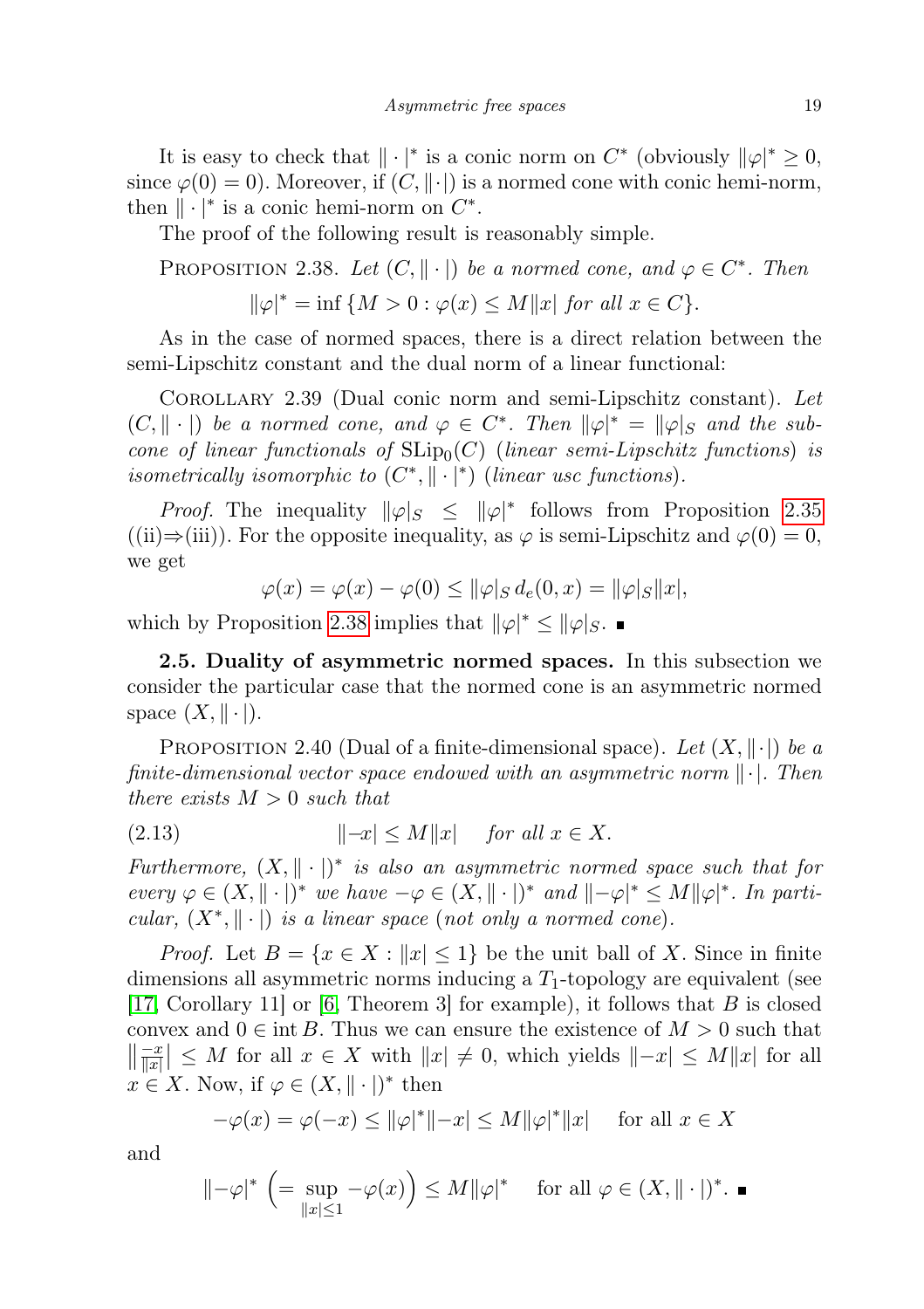It is easy to check that $\|\cdot|^*$ is a conic norm on $C^*$ (obviously $\|\varphi|^* \geq 0$, since $\varphi(0) = 0$). Moreover, if $(C, \|\cdot|)$ is a normed cone with conic hemi-norm, then $\|\cdot|^*$ is a conic hemi-norm on $C^*$.

The proof of the following result is reasonably simple.

Proposition 2.38. *Let $(C, \|\cdot|)$ be a normed cone, and $\varphi \in C^*$. Then*

$$\|\varphi|^* = \inf \{M > 0 : \varphi(x) \leq M\|x| \text{ for all } x \in C\}.$$

As in the case of normed spaces, there is a direct relation between the semi-Lipschitz constant and the dual norm of a linear functional:

Corollary 2.39 (Dual conic norm and semi-Lipschitz constant). *Let $(C, \|\cdot|)$ be a normed cone, and $\varphi \in C^*$. Then $\|\varphi|^* = \|\varphi|_S$ and the subcone of linear functionals of $\mathrm{SLip}_0(C)$ (linear semi-Lipschitz functions) is isometrically isomorphic to $(C^*, \|\cdot|^*)$ (linear usc functions).*

*Proof.* The inequality $\|\varphi|_S \leq \|\varphi|^*$ follows from Proposition 2.35 ((ii)⇒(iii)). For the opposite inequality, as $\varphi$ is semi-Lipschitz and $\varphi(0) = 0$, we get

$$\varphi(x) = \varphi(x) - \varphi(0) \leq \|\varphi|_S \, d_e(0, x) = \|\varphi|_S \|x|,$$

which by Proposition 2.38 implies that $\|\varphi|^* \leq \|\varphi|_S$. ∎

**2.5. Duality of asymmetric normed spaces.** In this subsection we consider the particular case that the normed cone is an asymmetric normed space $(X, \|\cdot|)$.

Proposition 2.40 (Dual of a finite-dimensional space). *Let $(X, \|\cdot|)$ be a finite-dimensional vector space endowed with an asymmetric norm $\|\cdot|$. Then there exists $M > 0$ such that*

$$\|-x| \leq M\|x| \quad \text{for all } x \in X. \tag{2.13}$$

*Furthermore, $(X, \|\cdot|)^*$ is also an asymmetric normed space such that for every $\varphi \in (X, \|\cdot|)^*$ we have $-\varphi \in (X, \|\cdot|)^*$ and $\|-\varphi|^* \leq M\|\varphi|^*$. In particular, $(X^*, \|\cdot|)$ is a linear space (not only a normed cone).*

*Proof.* Let $B = \{x \in X : \|x| \leq 1\}$ be the unit ball of $X$. Since in finite dimensions all asymmetric norms inducing a $T_1$-topology are equivalent (see [17, Corollary 11] or [6, Theorem 3] for example), it follows that $B$ is closed convex and $0 \in \operatorname{int} B$. Thus we can ensure the existence of $M > 0$ such that $\left\| \frac{-x}{\|x|} \right| \leq M$ for all $x \in X$ with $\|x| \neq 0$, which yields $\|-x| \leq M\|x|$ for all $x \in X$. Now, if $\varphi \in (X, \|\cdot|)^*$ then

$$-\varphi(x) = \varphi(-x) \leq \|\varphi|^* \|-x| \leq M\|\varphi|^* \|x| \quad \text{for all } x \in X$$

and

$$\|-\varphi|^* \left( = \sup_{\|x| \leq 1} -\varphi(x) \right) \leq M\|\varphi|^* \quad \text{for all } \varphi \in (X, \|\cdot|)^*. \ ∎$$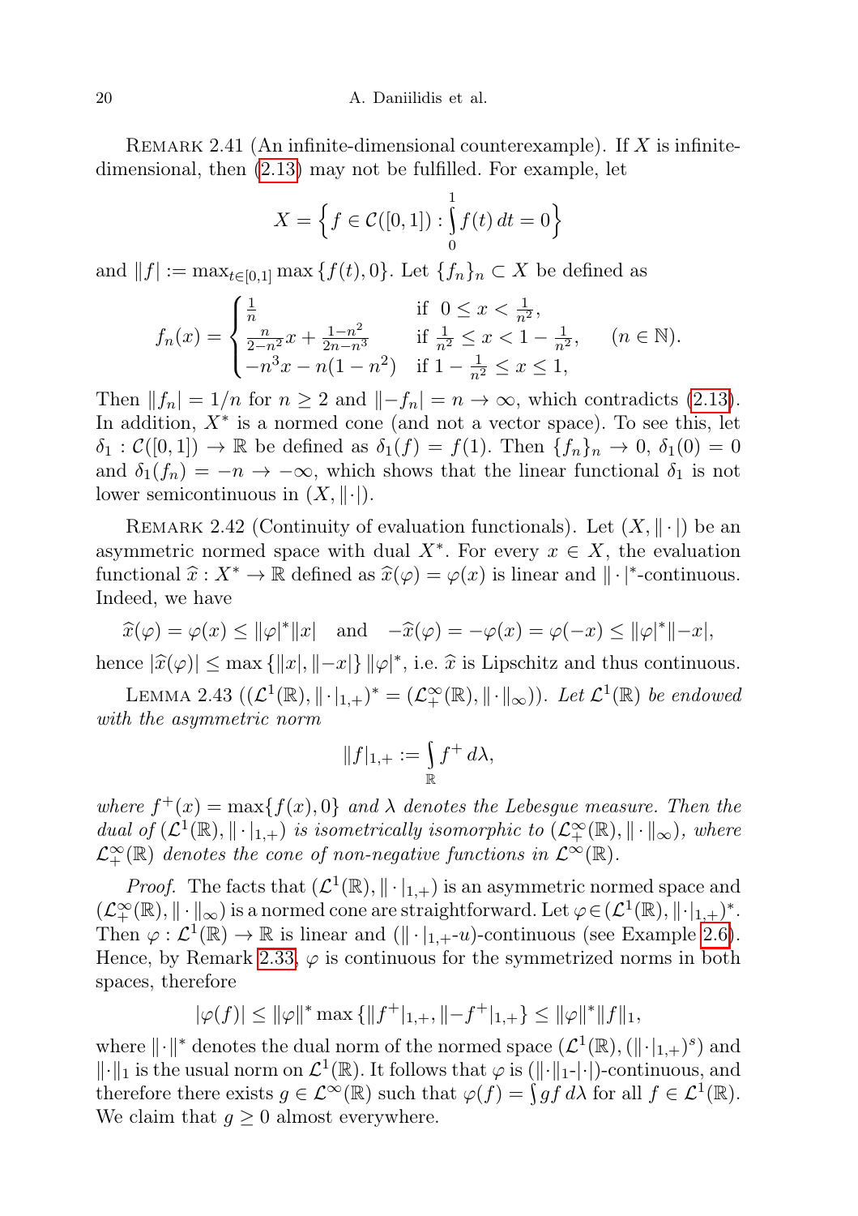Remark 2.41 (An infinite-dimensional counterexample). If $X$ is infinite-dimensional, then (2.13) may not be fulfilled. For example, let

$$X = \Big\{ f \in \mathcal{C}([0,1]) : \int_0^1 f(t)\, dt = 0 \Big\}$$

and $\|f| := \max_{t\in[0,1]} \max\{f(t), 0\}$. Let $\{f_n\}_n \subset X$ be defined as

$$f_n(x) = \begin{cases} \frac{1}{n} & \text{if } 0 \le x < \frac{1}{n^2}, \\ \frac{n}{2-n^2}x + \frac{1-n^2}{2n-n^3} & \text{if } \frac{1}{n^2} \le x < 1 - \frac{1}{n^2}, \\ -n^3 x - n(1-n^2) & \text{if } 1 - \frac{1}{n^2} \le x \le 1, \end{cases} \qquad (n \in \mathbb{N}).$$

Then $\|f_n| = 1/n$ for $n \ge 2$ and $\|-f_n| = n \to \infty$, which contradicts (2.13). In addition, $X^*$ is a normed cone (and not a vector space). To see this, let $\delta_1 : \mathcal{C}([0,1]) \to \mathbb{R}$ be defined as $\delta_1(f) = f(1)$. Then $\{f_n\}_n \to 0$, $\delta_1(0) = 0$ and $\delta_1(f_n) = -n \to -\infty$, which shows that the linear functional $\delta_1$ is not lower semicontinuous in $(X, \|\cdot|)$.

Remark 2.42 (Continuity of evaluation functionals). Let $(X, \|\cdot|)$ be an asymmetric normed space with dual $X^*$. For every $x \in X$, the evaluation functional $\widehat{x} : X^* \to \mathbb{R}$ defined as $\widehat{x}(\varphi) = \varphi(x)$ is linear and $\|\cdot|^*$-continuous. Indeed, we have

$$\widehat{x}(\varphi) = \varphi(x) \le \|\varphi|^* \|x| \quad \text{and} \quad -\widehat{x}(\varphi) = -\varphi(x) = \varphi(-x) \le \|\varphi|^* \|-x|,$$

hence $|\widehat{x}(\varphi)| \le \max\{\|x|, \|-x|\} \|\varphi|^*$, i.e. $\widehat{x}$ is Lipschitz and thus continuous.

Lemma 2.43 ($(\mathcal{L}^1(\mathbb{R}), \|\cdot|_{1,+})^* = (\mathcal{L}^\infty_+(\mathbb{R}), \|\cdot\|_\infty)$). *Let $\mathcal{L}^1(\mathbb{R})$ be endowed with the asymmetric norm*

$$\|f|_{1,+} := \int_{\mathbb{R}} f^+ \, d\lambda,$$

*where $f^+(x) = \max\{f(x), 0\}$ and $\lambda$ denotes the Lebesgue measure. Then the dual of $(\mathcal{L}^1(\mathbb{R}), \|\cdot|_{1,+})$ is isometrically isomorphic to $(\mathcal{L}^\infty_+(\mathbb{R}), \|\cdot\|_\infty)$, where $\mathcal{L}^\infty_+(\mathbb{R})$ denotes the cone of non-negative functions in $\mathcal{L}^\infty(\mathbb{R})$.*

*Proof.* The facts that $(\mathcal{L}^1(\mathbb{R}), \|\cdot|_{1,+})$ is an asymmetric normed space and $(\mathcal{L}^\infty_+(\mathbb{R}), \|\cdot\|_\infty)$ is a normed cone are straightforward. Let $\varphi \in (\mathcal{L}^1(\mathbb{R}), \|\cdot|_{1,+})^*$. Then $\varphi : \mathcal{L}^1(\mathbb{R}) \to \mathbb{R}$ is linear and ($\|\cdot|_{1,+}$-$u$)-continuous (see Example 2.6). Hence, by Remark 2.33, $\varphi$ is continuous for the symmetrized norms in both spaces, therefore

$$|\varphi(f)| \le \|\varphi\|^* \max\{\|f^+|_{1,+}, \|-f^+|_{1,+}\} \le \|\varphi\|^* \|f\|_1,$$

where $\|\cdot\|^*$ denotes the dual norm of the normed space $(\mathcal{L}^1(\mathbb{R}), (\|\cdot|_{1,+})^s)$ and $\|\cdot\|_1$ is the usual norm on $\mathcal{L}^1(\mathbb{R})$. It follows that $\varphi$ is ($\|\cdot\|_1$-$|\cdot|$)-continuous, and therefore there exists $g \in \mathcal{L}^\infty(\mathbb{R})$ such that $\varphi(f) = \int g f \, d\lambda$ for all $f \in \mathcal{L}^1(\mathbb{R})$. We claim that $g \ge 0$ almost everywhere.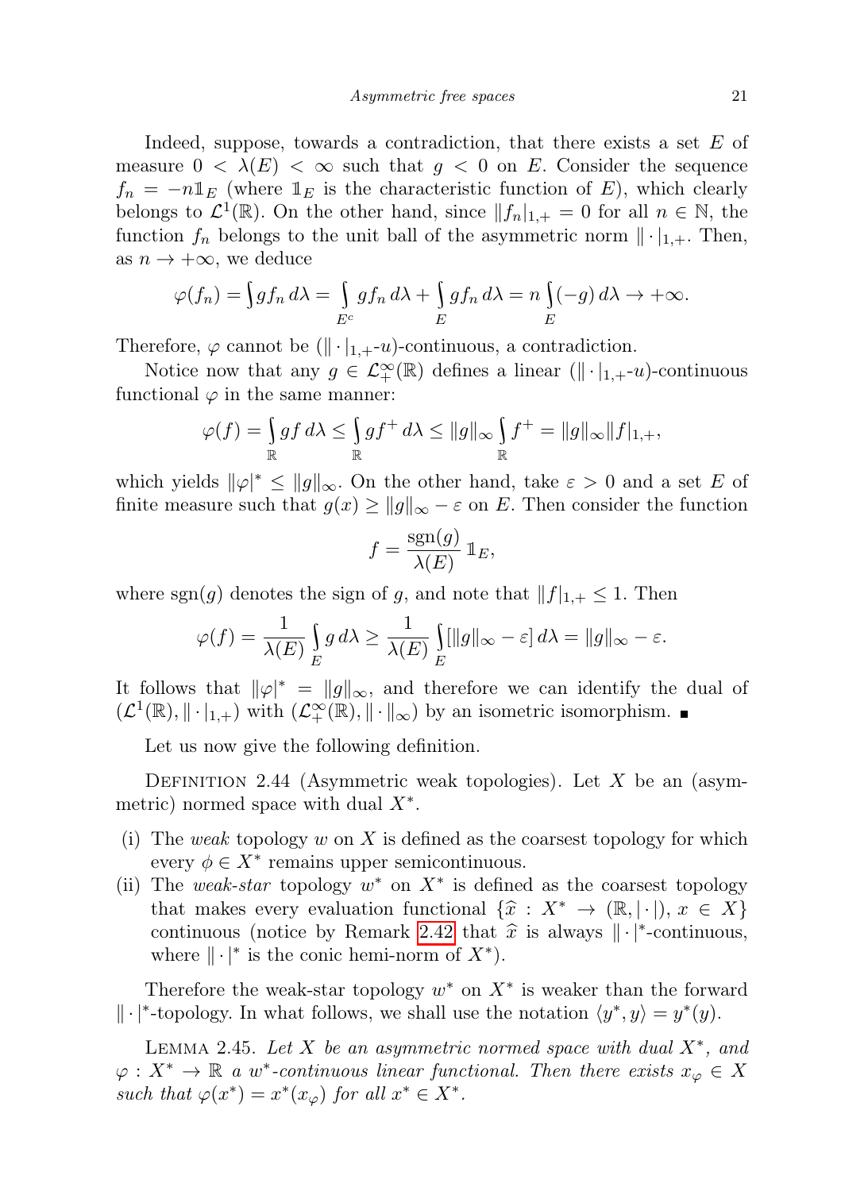Indeed, suppose, towards a contradiction, that there exists a set $E$ of measure $0 < \lambda(E) < \infty$ such that $g < 0$ on $E$. Consider the sequence $f_n = -n\mathbb{1}_E$ (where $\mathbb{1}_E$ is the characteristic function of $E$), which clearly belongs to $\mathcal{L}^1(\mathbb{R})$. On the other hand, since $\|f_n|_{1,+} = 0$ for all $n \in \mathbb{N}$, the function $f_n$ belongs to the unit ball of the asymmetric norm $\|\cdot|_{1,+}$. Then, as $n \to +\infty$, we deduce

$$\varphi(f_n) = \int g f_n \, d\lambda = \int_{E^c} g f_n \, d\lambda + \int_E g f_n \, d\lambda = n \int_E (-g) \, d\lambda \to +\infty.$$

Therefore, $\varphi$ cannot be $(\|\cdot|_{1,+}\text{-}u)$-continuous, a contradiction.

Notice now that any $g \in \mathcal{L}^\infty_+(\mathbb{R})$ defines a linear $(\|\cdot|_{1,+}\text{-}u)$-continuous functional $\varphi$ in the same manner:

$$\varphi(f) = \int_{\mathbb{R}} g f \, d\lambda \le \int_{\mathbb{R}} g f^+ \, d\lambda \le \|g\|_\infty \int_{\mathbb{R}} f^+ = \|g\|_\infty \|f|_{1,+},$$

which yields $\|\varphi|^* \le \|g\|_\infty$. On the other hand, take $\varepsilon > 0$ and a set $E$ of finite measure such that $g(x) \ge \|g\|_\infty - \varepsilon$ on $E$. Then consider the function

$$f = \frac{\operatorname{sgn}(g)}{\lambda(E)} \, \mathbb{1}_E,$$

where $\operatorname{sgn}(g)$ denotes the sign of $g$, and note that $\|f|_{1,+} \le 1$. Then

$$\varphi(f) = \frac{1}{\lambda(E)} \int_E g \, d\lambda \ge \frac{1}{\lambda(E)} \int_E [\|g\|_\infty - \varepsilon] \, d\lambda = \|g\|_\infty - \varepsilon.$$

It follows that $\|\varphi|^* = \|g\|_\infty$, and therefore we can identify the dual of $(\mathcal{L}^1(\mathbb{R}), \|\cdot|_{1,+})$ with $(\mathcal{L}^\infty_+(\mathbb{R}), \|\cdot\|_\infty)$ by an isometric isomorphism. ∎

Let us now give the following definition.

Definition 2.44 (Asymmetric weak topologies). Let $X$ be an (asymmetric) normed space with dual $X^*$.

(i) The *weak* topology $w$ on $X$ is defined as the coarsest topology for which every $\phi \in X^*$ remains upper semicontinuous.

(ii) The *weak-star* topology $w^*$ on $X^*$ is defined as the coarsest topology that makes every evaluation functional $\{\widehat{x} : X^* \to (\mathbb{R}, |\cdot|),\ x \in X\}$ continuous (notice by Remark 2.42 that $\widehat{x}$ is always $\|\cdot|^*$-continuous, where $\|\cdot|^*$ is the conic hemi-norm of $X^*$).

Therefore the weak-star topology $w^*$ on $X^*$ is weaker than the forward $\|\cdot|^*$-topology. In what follows, we shall use the notation $\langle y^*, y \rangle = y^*(y)$.

Lemma 2.45. *Let $X$ be an asymmetric normed space with dual $X^*$, and $\varphi : X^* \to \mathbb{R}$ a $w^*$-continuous linear functional. Then there exists $x_\varphi \in X$ such that $\varphi(x^*) = x^*(x_\varphi)$ for all $x^* \in X^*$.*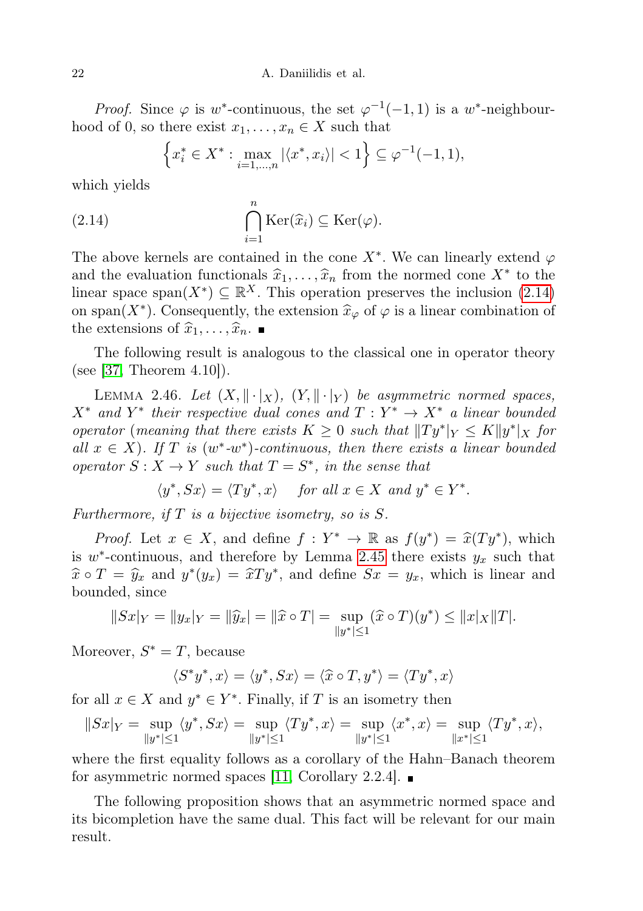*Proof.* Since $\varphi$ is $w^*$-continuous, the set $\varphi^{-1}(-1,1)$ is a $w^*$-neighbourhood of 0, so there exist $x_1, \ldots, x_n \in X$ such that

$$\left\{ x_i^* \in X^* : \max_{i=1,\ldots,n} |\langle x^*, x_i \rangle| < 1 \right\} \subseteq \varphi^{-1}(-1,1),$$

which yields

$$\bigcap_{i=1}^{n} \mathrm{Ker}(\widehat{x}_i) \subseteq \mathrm{Ker}(\varphi). \tag{2.14}$$

The above kernels are contained in the cone $X^*$. We can linearly extend $\varphi$ and the evaluation functionals $\widehat{x}_1, \ldots, \widehat{x}_n$ from the normed cone $X^*$ to the linear space $\mathrm{span}(X^*) \subseteq \mathbb{R}^X$. This operation preserves the inclusion (2.14) on $\mathrm{span}(X^*)$. Consequently, the extension $\widehat{x}_\varphi$ of $\varphi$ is a linear combination of the extensions of $\widehat{x}_1, \ldots, \widehat{x}_n$. ∎

The following result is analogous to the classical one in operator theory (see [37, Theorem 4.10]).

Lemma 2.46. *Let $(X, \|\cdot|_X)$, $(Y, \|\cdot|_Y)$ be asymmetric normed spaces, $X^*$ and $Y^*$ their respective dual cones and $T : Y^* \to X^*$ a linear bounded operator* (*meaning that there exists $K \geq 0$ such that $\|Ty^*|_Y \leq K\|y^*|_X$ for all $x \in X$*). *If $T$ is* ($w^*$-$w^*$)*-continuous, then there exists a linear bounded operator $S : X \to Y$ such that $T = S^*$, in the sense that*

$$\langle y^*, Sx \rangle = \langle Ty^*, x \rangle \quad \text{for all } x \in X \text{ and } y^* \in Y^*.$$

*Furthermore, if $T$ is a bijective isometry, so is $S$.*

*Proof.* Let $x \in X$, and define $f : Y^* \to \mathbb{R}$ as $f(y^*) = \widehat{x}(Ty^*)$, which is $w^*$-continuous, and therefore by Lemma 2.45 there exists $y_x$ such that $\widehat{x} \circ T = \widehat{y}_x$ and $y^*(y_x) = \widehat{x}Ty^*$, and define $Sx = y_x$, which is linear and bounded, since

$$\|Sx|_Y = \|y_x|_Y = \|\widehat{y}_x| = \|\widehat{x} \circ T| = \sup_{\|y^*| \leq 1} (\widehat{x} \circ T)(y^*) \leq \|x|_X \|T|.$$

Moreover, $S^* = T$, because

$$\langle S^* y^*, x \rangle = \langle y^*, Sx \rangle = \langle \widehat{x} \circ T, y^* \rangle = \langle Ty^*, x \rangle$$

for all $x \in X$ and $y^* \in Y^*$. Finally, if $T$ is an isometry then

$$\|Sx|_Y = \sup_{\|y^*| \leq 1} \langle y^*, Sx \rangle = \sup_{\|y^*| \leq 1} \langle Ty^*, x \rangle = \sup_{\|y^*| \leq 1} \langle x^*, x \rangle = \sup_{\|x^*| \leq 1} \langle Ty^*, x \rangle,$$

where the first equality follows as a corollary of the Hahn–Banach theorem for asymmetric normed spaces [11, Corollary 2.2.4]. ∎

The following proposition shows that an asymmetric normed space and its bicompletion have the same dual. This fact will be relevant for our main result.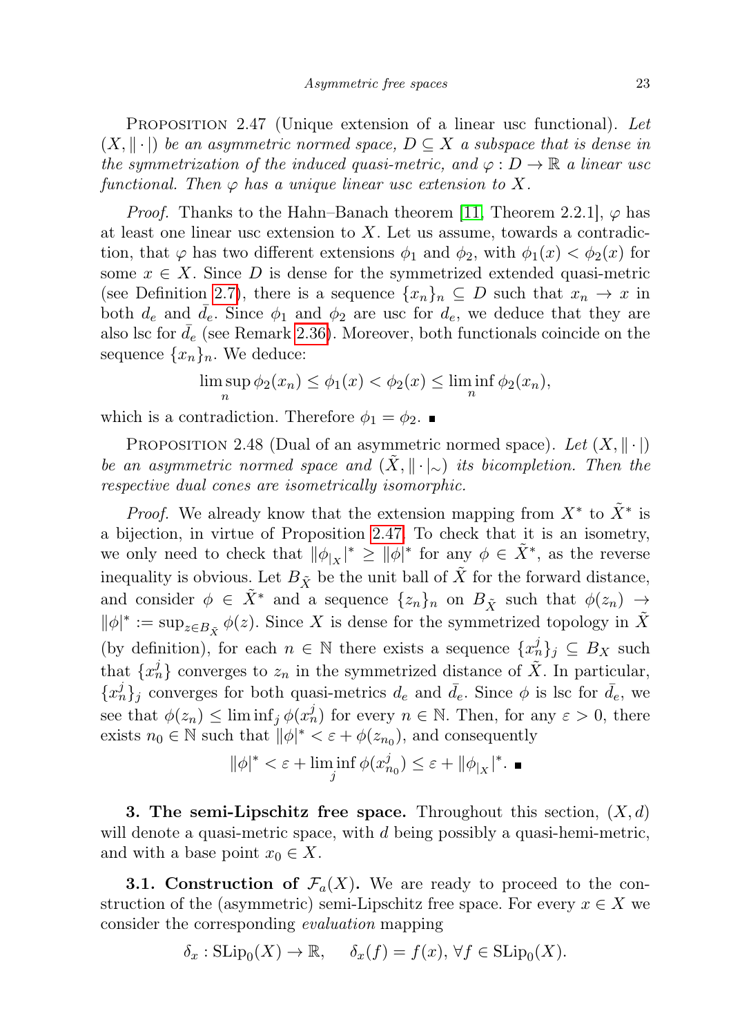Proposition 2.47 (Unique extension of a linear usc functional). *Let $(X, \|\cdot|)$ be an asymmetric normed space, $D \subseteq X$ a subspace that is dense in the symmetrization of the induced quasi-metric, and $\varphi : D \to \mathbb{R}$ a linear usc functional. Then $\varphi$ has a unique linear usc extension to $X$.*

*Proof.* Thanks to the Hahn–Banach theorem [11, Theorem 2.2.1], $\varphi$ has at least one linear usc extension to $X$. Let us assume, towards a contradiction, that $\varphi$ has two different extensions $\phi_1$ and $\phi_2$, with $\phi_1(x) < \phi_2(x)$ for some $x \in X$. Since $D$ is dense for the symmetrized extended quasi-metric (see Definition 2.7), there is a sequence $\{x_n\}_n \subseteq D$ such that $x_n \to x$ in both $d_e$ and $\bar{d}_e$. Since $\phi_1$ and $\phi_2$ are usc for $d_e$, we deduce that they are also lsc for $\bar{d}_e$ (see Remark 2.36). Moreover, both functionals coincide on the sequence $\{x_n\}_n$. We deduce:

$$\limsup_n \phi_2(x_n) \leq \phi_1(x) < \phi_2(x) \leq \liminf_n \phi_2(x_n),$$

which is a contradiction. Therefore $\phi_1 = \phi_2$. ∎

Proposition 2.48 (Dual of an asymmetric normed space). *Let $(X, \|\cdot|)$ be an asymmetric normed space and $(\tilde{X}, \|\cdot|_\sim)$ its bicompletion. Then the respective dual cones are isometrically isomorphic.*

*Proof.* We already know that the extension mapping from $X^*$ to $\tilde{X}^*$ is a bijection, in virtue of Proposition 2.47. To check that it is an isometry, we only need to check that $\|\phi_{|_X}|^* \geq \|\phi|^*$ for any $\phi \in \tilde{X}^*$, as the reverse inequality is obvious. Let $B_{\tilde{X}}$ be the unit ball of $\tilde{X}$ for the forward distance, and consider $\phi \in \tilde{X}^*$ and a sequence $\{z_n\}_n$ on $B_{\tilde{X}}$ such that $\phi(z_n) \to \|\phi|^* := \sup_{z \in B_{\tilde{X}}} \phi(z)$. Since $X$ is dense for the symmetrized topology in $\tilde{X}$ (by definition), for each $n \in \mathbb{N}$ there exists a sequence $\{x_n^j\}_j \subseteq B_X$ such that $\{x_n^j\}$ converges to $z_n$ in the symmetrized distance of $\tilde{X}$. In particular, $\{x_n^j\}_j$ converges for both quasi-metrics $d_e$ and $\bar{d}_e$. Since $\phi$ is lsc for $\bar{d}_e$, we see that $\phi(z_n) \leq \liminf_j \phi(x_n^j)$ for every $n \in \mathbb{N}$. Then, for any $\varepsilon > 0$, there exists $n_0 \in \mathbb{N}$ such that $\|\phi|^* < \varepsilon + \phi(z_{n_0})$, and consequently

$$\|\phi|^* < \varepsilon + \liminf_j \phi(x_{n_0}^j) \leq \varepsilon + \|\phi_{|_X}|^*. \ ∎$$

**3. The semi-Lipschitz free space.** Throughout this section, $(X, d)$ will denote a quasi-metric space, with $d$ being possibly a quasi-hemi-metric, and with a base point $x_0 \in X$.

**3.1. Construction of $\mathcal{F}_a(X)$.** We are ready to proceed to the construction of the (asymmetric) semi-Lipschitz free space. For every $x \in X$ we consider the corresponding *evaluation* mapping

$$\delta_x : \mathrm{SLip}_0(X) \to \mathbb{R}, \quad \delta_x(f) = f(x), \ \forall f \in \mathrm{SLip}_0(X).$$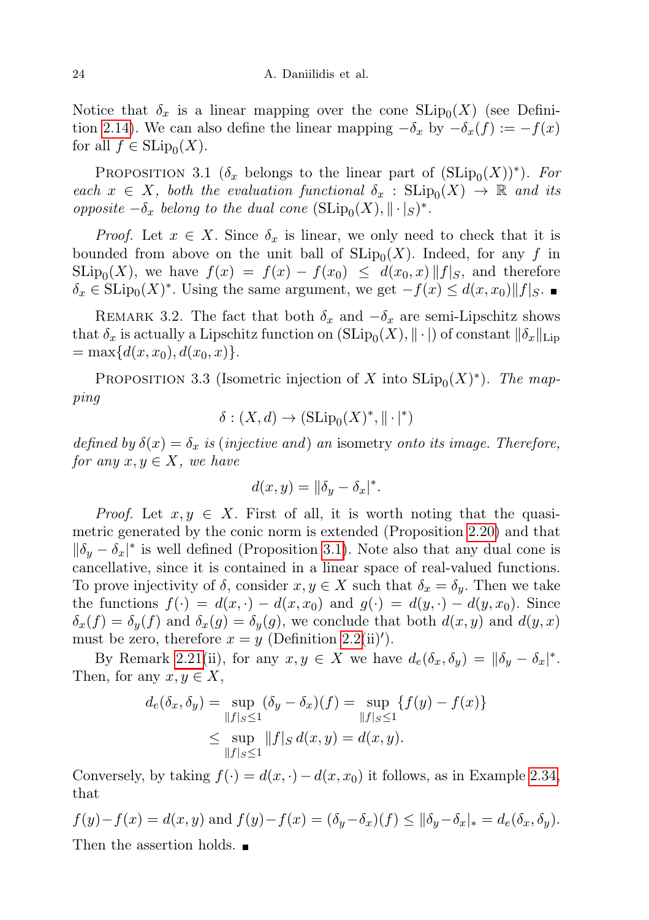Notice that $\delta_x$ is a linear mapping over the cone $\mathrm{SLip}_0(X)$ (see Definition 2.14). We can also define the linear mapping $-\delta_x$ by $-\delta_x(f) := -f(x)$ for all $f \in \mathrm{SLip}_0(X)$.

Proposition 3.1 ($\delta_x$ belongs to the linear part of $(\mathrm{SLip}_0(X))^*$). *For each $x \in X$, both the evaluation functional $\delta_x : \mathrm{SLip}_0(X) \to \mathbb{R}$ and its opposite $-\delta_x$ belong to the dual cone $(\mathrm{SLip}_0(X), \| \cdot |_S)^*$.*

*Proof.* Let $x \in X$. Since $\delta_x$ is linear, we only need to check that it is bounded from above on the unit ball of $\mathrm{SLip}_0(X)$. Indeed, for any $f$ in $\mathrm{SLip}_0(X)$, we have $f(x) = f(x) - f(x_0) \leq d(x_0, x) \, \|f|_S$, and therefore $\delta_x \in \mathrm{SLip}_0(X)^*$. Using the same argument, we get $-f(x) \leq d(x, x_0) \|f|_S$. ∎

Remark 3.2. The fact that both $\delta_x$ and $-\delta_x$ are semi-Lipschitz shows that $\delta_x$ is actually a Lipschitz function on $(\mathrm{SLip}_0(X), \| \cdot |)$ of constant $\|\delta_x\|_{\mathrm{Lip}} = \max\{d(x, x_0), d(x_0, x)\}$.

Proposition 3.3 (Isometric injection of $X$ into $\mathrm{SLip}_0(X)^*$). *The mapping*

$$\delta : (X, d) \to (\mathrm{SLip}_0(X)^*, \| \cdot |^*)$$

*defined by $\delta(x) = \delta_x$ is (injective and) an* isometry *onto its image. Therefore, for any $x, y \in X$, we have*

$$d(x, y) = \|\delta_y - \delta_x|^*.$$

*Proof.* Let $x, y \in X$. First of all, it is worth noting that the quasi-metric generated by the conic norm is extended (Proposition 2.20) and that $\|\delta_y - \delta_x|^*$ is well defined (Proposition 3.1). Note also that any dual cone is cancellative, since it is contained in a linear space of real-valued functions. To prove injectivity of $\delta$, consider $x, y \in X$ such that $\delta_x = \delta_y$. Then we take the functions $f(\cdot) = d(x, \cdot) - d(x, x_0)$ and $g(\cdot) = d(y, \cdot) - d(y, x_0)$. Since $\delta_x(f) = \delta_y(f)$ and $\delta_x(g) = \delta_y(g)$, we conclude that both $d(x, y)$ and $d(y, x)$ must be zero, therefore $x = y$ (Definition 2.2(ii)$'$).

By Remark 2.21(ii), for any $x, y \in X$ we have $d_e(\delta_x, \delta_y) = \|\delta_y - \delta_x|^*$. Then, for any $x, y \in X$,

$$\begin{aligned} d_e(\delta_x, \delta_y) &= \sup_{\|f|_S \leq 1} (\delta_y - \delta_x)(f) = \sup_{\|f|_S \leq 1} \{f(y) - f(x)\} \\ &\leq \sup_{\|f|_S \leq 1} \|f|_S \, d(x, y) = d(x, y). \end{aligned}$$

Conversely, by taking $f(\cdot) = d(x, \cdot) - d(x, x_0)$ it follows, as in Example 2.34, that

$f(y) - f(x) = d(x, y)$ and $f(y) - f(x) = (\delta_y - \delta_x)(f) \leq \|\delta_y - \delta_x|_* = d_e(\delta_x, \delta_y)$.

Then the assertion holds. ∎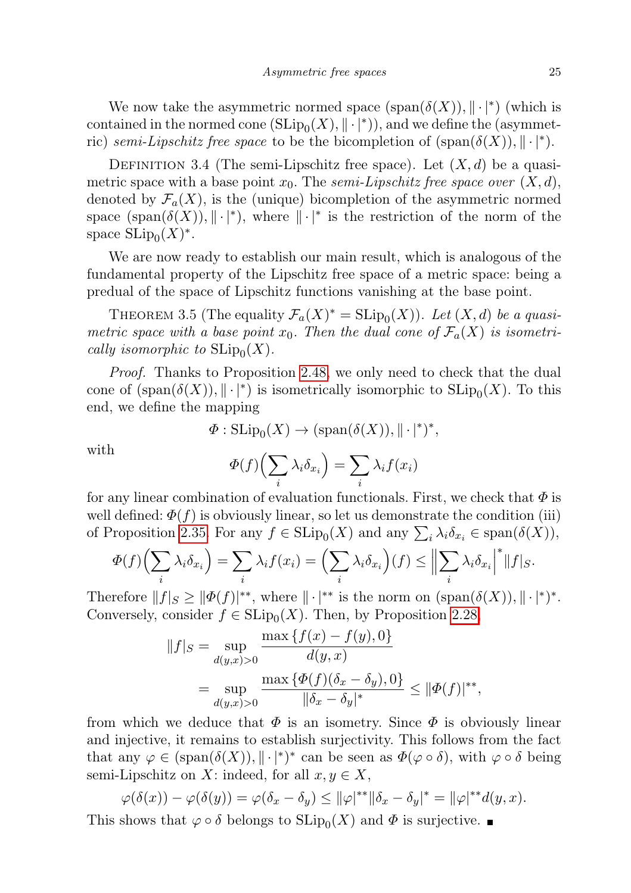We now take the asymmetric normed space $(\mathrm{span}(\delta(X)), \|\cdot|^*)$ (which is contained in the normed cone $(\mathrm{SLip}_0(X), \|\cdot|^*)$), and we define the (asymmetric) *semi-Lipschitz free space* to be the bicompletion of $(\mathrm{span}(\delta(X)), \|\cdot|^*)$.

Definition 3.4 (The semi-Lipschitz free space). Let $(X, d)$ be a quasi-metric space with a base point $x_0$. The *semi-Lipschitz free space over* $(X, d)$, denoted by $\mathcal{F}_a(X)$, is the (unique) bicompletion of the asymmetric normed space $(\mathrm{span}(\delta(X)), \|\cdot|^*)$, where $\|\cdot|^*$ is the restriction of the norm of the space $\mathrm{SLip}_0(X)^*$.

We are now ready to establish our main result, which is analogous of the fundamental property of the Lipschitz free space of a metric space: being a predual of the space of Lipschitz functions vanishing at the base point.

Theorem 3.5 (The equality $\mathcal{F}_a(X)^* = \mathrm{SLip}_0(X)$). *Let $(X, d)$ be a quasi-metric space with a base point $x_0$. Then the dual cone of $\mathcal{F}_a(X)$ is isometrically isomorphic to $\mathrm{SLip}_0(X)$.*

*Proof.* Thanks to Proposition 2.48, we only need to check that the dual cone of $(\mathrm{span}(\delta(X)), \|\cdot|^*)$ is isometrically isomorphic to $\mathrm{SLip}_0(X)$. To this end, we define the mapping

$$\Phi : \mathrm{SLip}_0(X) \to (\mathrm{span}(\delta(X)), \|\cdot|^*)^*,$$

with

$$\Phi(f)\Big(\sum_i \lambda_i \delta_{x_i}\Big) = \sum_i \lambda_i f(x_i)$$

for any linear combination of evaluation functionals. First, we check that $\Phi$ is well defined: $\Phi(f)$ is obviously linear, so let us demonstrate the condition (iii) of Proposition 2.35. For any $f \in \mathrm{SLip}_0(X)$ and any $\sum_i \lambda_i \delta_{x_i} \in \mathrm{span}(\delta(X))$,

$$\Phi(f)\Big(\sum_i \lambda_i \delta_{x_i}\Big) = \sum_i \lambda_i f(x_i) = \Big(\sum_i \lambda_i \delta_{x_i}\Big)(f) \le \Big\|\sum_i \lambda_i \delta_{x_i}\Big|^* \|f|_S.$$

Therefore $\|f|_S \ge \|\Phi(f)|^{**}$, where $\|\cdot|^{**}$ is the norm on $(\mathrm{span}(\delta(X)), \|\cdot|^*)^*$. Conversely, consider $f \in \mathrm{SLip}_0(X)$. Then, by Proposition 2.28,

$$\begin{aligned}
\|f|_S &= \sup_{d(y,x)>0} \frac{\max\{f(x) - f(y), 0\}}{d(y,x)} \\
&= \sup_{d(y,x)>0} \frac{\max\{\Phi(f)(\delta_x - \delta_y), 0\}}{\|\delta_x - \delta_y|^*} \le \|\Phi(f)|^{**},
\end{aligned}$$

from which we deduce that $\Phi$ is an isometry. Since $\Phi$ is obviously linear and injective, it remains to establish surjectivity. This follows from the fact that any $\varphi \in (\mathrm{span}(\delta(X)), \|\cdot|^*)^*$ can be seen as $\Phi(\varphi \circ \delta)$, with $\varphi \circ \delta$ being semi-Lipschitz on $X$: indeed, for all $x, y \in X$,

$$\varphi(\delta(x)) - \varphi(\delta(y)) = \varphi(\delta_x - \delta_y) \le \|\varphi|^{**} \|\delta_x - \delta_y|^* = \|\varphi|^{**} d(y, x).$$

This shows that $\varphi \circ \delta$ belongs to $\mathrm{SLip}_0(X)$ and $\Phi$ is surjective. ∎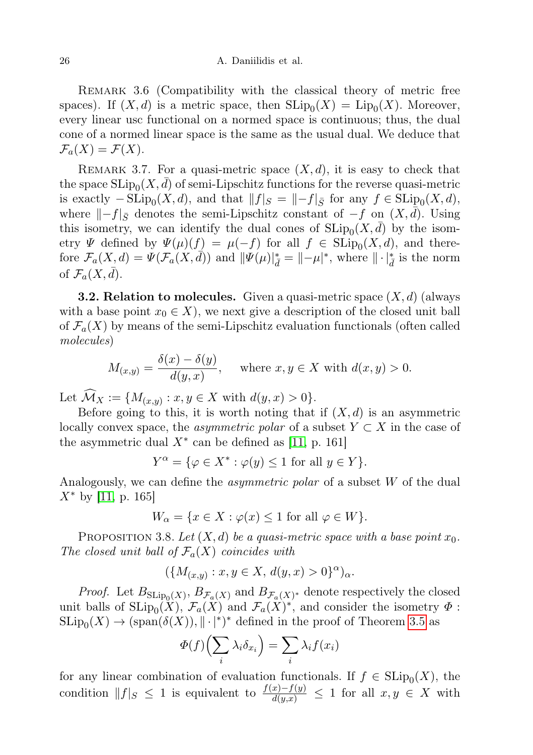Remark 3.6 (Compatibility with the classical theory of metric free spaces). If $(X,d)$ is a metric space, then $\mathrm{SLip}_0(X) = \mathrm{Lip}_0(X)$. Moreover, every linear usc functional on a normed space is continuous; thus, the dual cone of a normed linear space is the same as the usual dual. We deduce that $\mathcal{F}_a(X) = \mathcal{F}(X)$.

Remark 3.7. For a quasi-metric space $(X,d)$, it is easy to check that the space $\mathrm{SLip}_0(X,\bar{d})$ of semi-Lipschitz functions for the reverse quasi-metric is exactly $-\mathrm{SLip}_0(X,d)$, and that $\|f|_S = \|-f|_{\bar{S}}$ for any $f \in \mathrm{SLip}_0(X,d)$, where $\|-f|_{\bar{S}}$ denotes the semi-Lipschitz constant of $-f$ on $(X,\bar{d})$. Using this isometry, we can identify the dual cones of $\mathrm{SLip}_0(X,\bar{d})$ by the isometry $\Psi$ defined by $\Psi(\mu)(f) = \mu(-f)$ for all $f \in \mathrm{SLip}_0(X,d)$, and therefore $\mathcal{F}_a(X,d) = \Psi(\mathcal{F}_a(X,\bar{d}))$ and $\|\Psi(\mu)|^*_{\bar{d}} = \|-\mu|^*$, where $\|\cdot|^*_{\bar{d}}$ is the norm of $\mathcal{F}_a(X,\bar{d})$.

**3.2. Relation to molecules.** Given a quasi-metric space $(X,d)$ (always with a base point $x_0 \in X$), we next give a description of the closed unit ball of $\mathcal{F}_a(X)$ by means of the semi-Lipschitz evaluation functionals (often called *molecules*)

$$M_{(x,y)} = \frac{\delta(x) - \delta(y)}{d(y,x)}, \quad \text{where } x,y \in X \text{ with } d(x,y) > 0.$$

Let $\widehat{\mathcal{M}}_X := \{M_{(x,y)} : x,y \in X \text{ with } d(y,x) > 0\}$.

Before going to this, it is worth noting that if $(X,d)$ is an asymmetric locally convex space, the *asymmetric polar* of a subset $Y \subset X$ in the case of the asymmetric dual $X^*$ can be defined as [11, p. 161]

$$Y^\alpha = \{\varphi \in X^* : \varphi(y) \le 1 \text{ for all } y \in Y\}.$$

Analogously, we can define the *asymmetric polar* of a subset $W$ of the dual $X^*$ by [11, p. 165]

$$W_\alpha = \{x \in X : \varphi(x) \le 1 \text{ for all } \varphi \in W\}.$$

Proposition 3.8. *Let $(X,d)$ be a quasi-metric space with a base point $x_0$. The closed unit ball of $\mathcal{F}_a(X)$ coincides with*

$$(\{M_{(x,y)} : x,y \in X,\ d(y,x) > 0\}^\alpha)_\alpha.$$

*Proof.* Let $B_{\mathrm{SLip}_0(X)}$, $B_{\mathcal{F}_a(X)}$ and $B_{\mathcal{F}_a(X)^*}$ denote respectively the closed unit balls of $\mathrm{SLip}_0(X)$, $\mathcal{F}_a(X)$ and $\mathcal{F}_a(X)^*$, and consider the isometry $\Phi : \mathrm{SLip}_0(X) \to (\mathrm{span}(\delta(X)), \|\cdot|^*)^*$ defined in the proof of Theorem 3.5 as

$$\Phi(f)\Big(\sum_i \lambda_i \delta_{x_i}\Big) = \sum_i \lambda_i f(x_i)$$

for any linear combination of evaluation functionals. If $f \in \mathrm{SLip}_0(X)$, the condition $\|f|_S \le 1$ is equivalent to $\frac{f(x)-f(y)}{d(y,x)} \le 1$ for all $x,y \in X$ with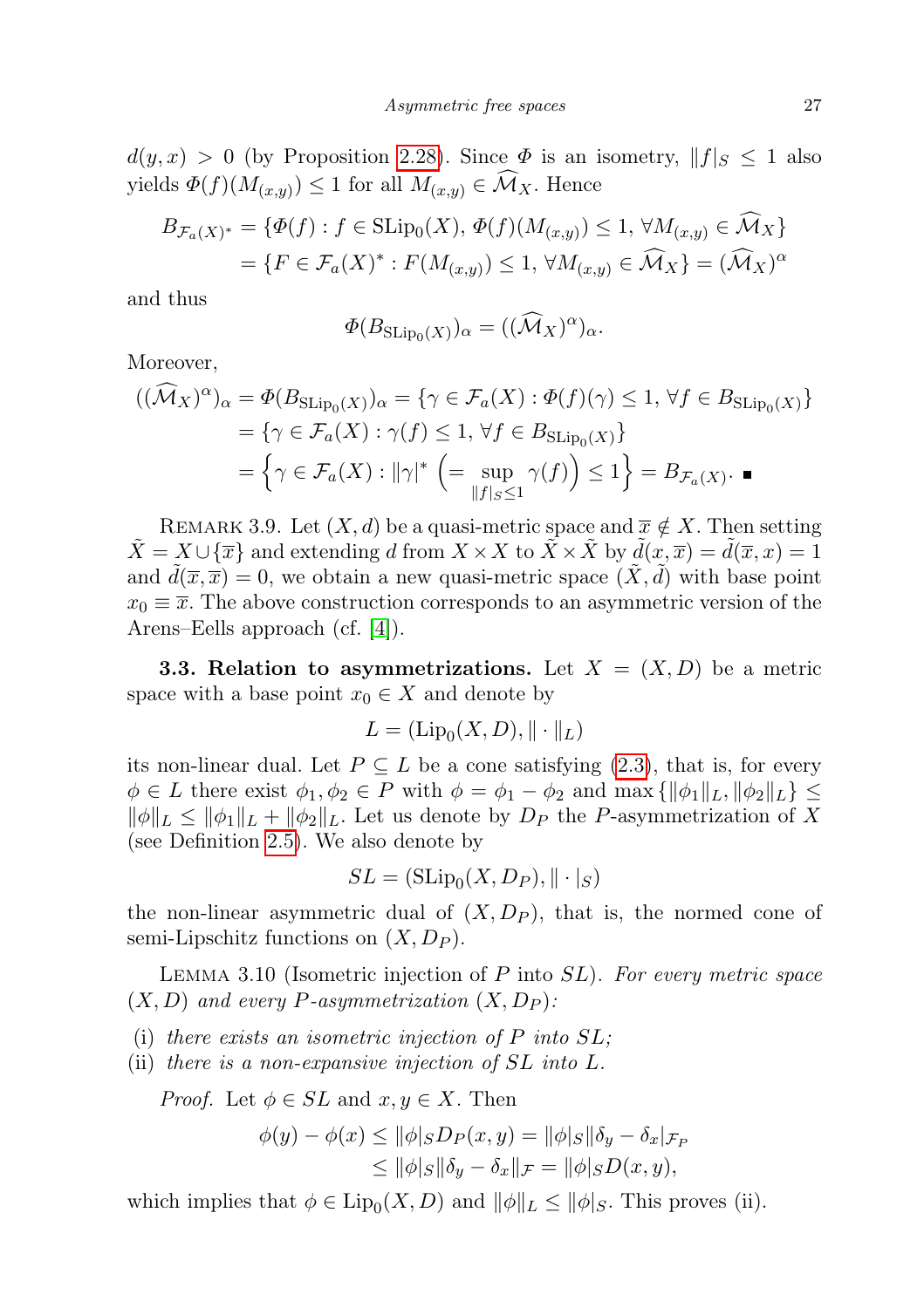$d(y,x) > 0$ (by Proposition 2.28). Since $\Phi$ is an isometry, $\|f|_S \le 1$ also yields $\Phi(f)(M_{(x,y)}) \le 1$ for all $M_{(x,y)} \in \widehat{\mathcal{M}}_X$. Hence

$$
\begin{aligned}
B_{\mathcal{F}_a(X)^*} &= \{\Phi(f) : f \in \mathrm{SLip}_0(X),\ \Phi(f)(M_{(x,y)}) \le 1,\ \forall M_{(x,y)} \in \widehat{\mathcal{M}}_X\} \\
&= \{F \in \mathcal{F}_a(X)^* : F(M_{(x,y)}) \le 1,\ \forall M_{(x,y)} \in \widehat{\mathcal{M}}_X\} = (\widehat{\mathcal{M}}_X)^\alpha
\end{aligned}
$$

and thus

$$
\Phi(B_{\mathrm{SLip}_0(X)})_\alpha = ((\widehat{\mathcal{M}}_X)^\alpha)_\alpha.
$$

Moreover,

$$
\begin{aligned}
((\widehat{\mathcal{M}}_X)^\alpha)_\alpha &= \Phi(B_{\mathrm{SLip}_0(X)})_\alpha = \{\gamma \in \mathcal{F}_a(X) : \Phi(f)(\gamma) \le 1,\ \forall f \in B_{\mathrm{SLip}_0(X)}\} \\
&= \{\gamma \in \mathcal{F}_a(X) : \gamma(f) \le 1,\ \forall f \in B_{\mathrm{SLip}_0(X)}\} \\
&= \Big\{\gamma \in \mathcal{F}_a(X) : \|\gamma|^* \Big(= \sup_{\|f|_S \le 1} \gamma(f)\Big) \le 1\Big\} = B_{\mathcal{F}_a(X)}. \ \blacksquare
\end{aligned}
$$

REMARK 3.9. Let $(X,d)$ be a quasi-metric space and $\overline{x} \notin X$. Then setting $\tilde{X} = X \cup \{\overline{x}\}$ and extending $d$ from $X \times X$ to $\tilde{X} \times \tilde{X}$ by $\tilde{d}(x,\overline{x}) = \tilde{d}(\overline{x},x) = 1$ and $\tilde{d}(\overline{x},\overline{x}) = 0$, we obtain a new quasi-metric space $(\tilde{X},\tilde{d})$ with base point $x_0 \equiv \overline{x}$. The above construction corresponds to an asymmetric version of the Arens–Eells approach (cf. [4]).

**3.3. Relation to asymmetrizations.** Let $X = (X,D)$ be a metric space with a base point $x_0 \in X$ and denote by

$$
L = (\mathrm{Lip}_0(X,D), \|\cdot\|_L)
$$

its non-linear dual. Let $P \subseteq L$ be a cone satisfying (2.3), that is, for every $\phi \in L$ there exist $\phi_1, \phi_2 \in P$ with $\phi = \phi_1 - \phi_2$ and $\max\{\|\phi_1\|_L, \|\phi_2\|_L\} \le \|\phi\|_L \le \|\phi_1\|_L + \|\phi_2\|_L$. Let us denote by $D_P$ the $P$-asymmetrization of $X$ (see Definition 2.5). We also denote by

$$
SL = (\mathrm{SLip}_0(X,D_P), \|\cdot|_S)
$$

the non-linear asymmetric dual of $(X,D_P)$, that is, the normed cone of semi-Lipschitz functions on $(X,D_P)$.

LEMMA 3.10 (Isometric injection of $P$ into $SL$). *For every metric space $(X,D)$ and every $P$-asymmetrization $(X,D_P)$:*

(i) *there exists an isometric injection of $P$ into $SL$;*
(ii) *there is a non-expansive injection of $SL$ into $L$.*

*Proof.* Let $\phi \in SL$ and $x,y \in X$. Then

$$
\begin{aligned}
\phi(y) - \phi(x) &\le \|\phi|_S D_P(x,y) = \|\phi|_S \|\delta_y - \delta_x|_{\mathcal{F}_P} \\
&\le \|\phi|_S \|\delta_y - \delta_x\|_{\mathcal{F}} = \|\phi|_S D(x,y),
\end{aligned}
$$

which implies that $\phi \in \mathrm{Lip}_0(X,D)$ and $\|\phi\|_L \le \|\phi|_S$. This proves (ii).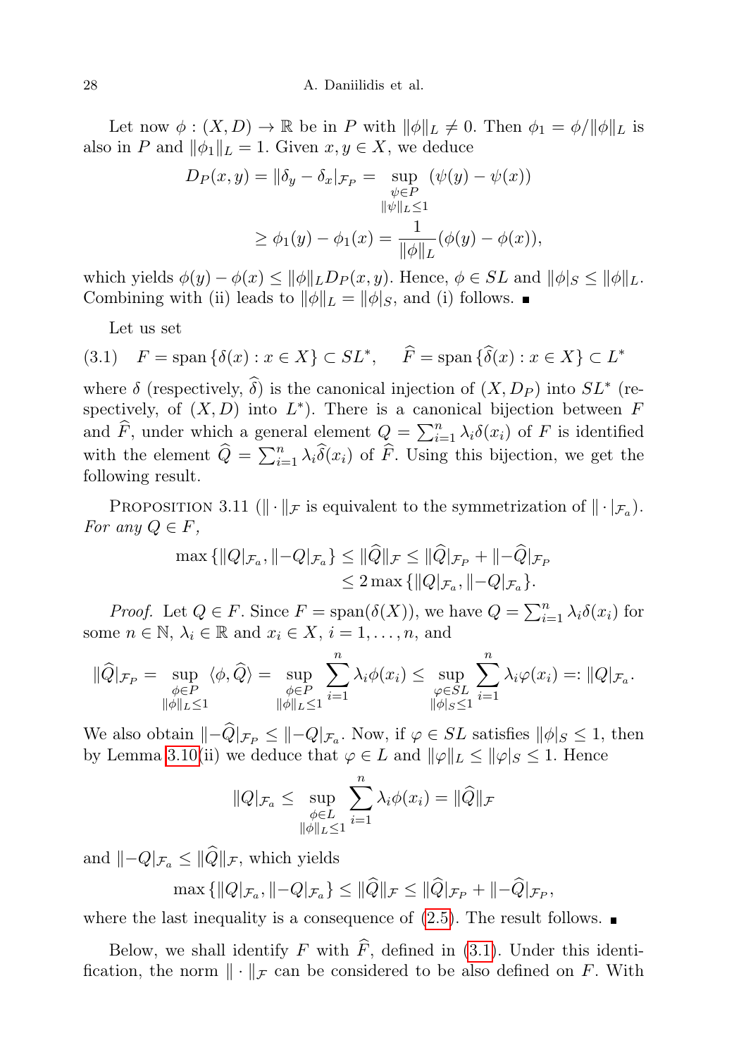Let now $\phi : (X, D) \to \mathbb{R}$ be in $P$ with $\|\phi\|_L \neq 0$. Then $\phi_1 = \phi/\|\phi\|_L$ is also in $P$ and $\|\phi_1\|_L = 1$. Given $x, y \in X$, we deduce

$$
\begin{aligned}
D_P(x,y) = \|\delta_y - \delta_x|_{\mathcal{F}_P} &= \sup_{\substack{\psi \in P \\ \|\psi\|_L \leq 1}} (\psi(y) - \psi(x)) \\
&\geq \phi_1(y) - \phi_1(x) = \frac{1}{\|\phi\|_L}(\phi(y) - \phi(x)),
\end{aligned}
$$

which yields $\phi(y) - \phi(x) \leq \|\phi\|_L D_P(x, y)$. Hence, $\phi \in SL$ and $\|\phi|_S \leq \|\phi\|_L$. Combining with (ii) leads to $\|\phi\|_L = \|\phi|_S$, and (i) follows. ∎

Let us set

$$
(3.1) \quad F = \operatorname{span}\{\delta(x) : x \in X\} \subset SL^*, \qquad \widehat{F} = \operatorname{span}\{\widehat{\delta}(x) : x \in X\} \subset L^*
$$

where $\delta$ (respectively, $\widehat{\delta}$) is the canonical injection of $(X, D_P)$ into $SL^*$ (respectively, of $(X, D)$ into $L^*$). There is a canonical bijection between $F$ and $\widehat{F}$, under which a general element $Q = \sum_{i=1}^n \lambda_i \delta(x_i)$ of $F$ is identified with the element $\widehat{Q} = \sum_{i=1}^n \lambda_i \widehat{\delta}(x_i)$ of $\widehat{F}$. Using this bijection, we get the following result.

Proposition 3.11 ($\|\cdot\|_{\mathcal{F}}$ is equivalent to the symmetrization of $\|\cdot|_{\mathcal{F}_a}$). *For any $Q \in F$,*

$$
\begin{aligned}
\max\{\|Q|_{\mathcal{F}_a}, \|-Q|_{\mathcal{F}_a}\} \leq \|\widehat{Q}\|_{\mathcal{F}} &\leq \|\widehat{Q}|_{\mathcal{F}_P} + \|-\widehat{Q}|_{\mathcal{F}_P} \\
&\leq 2\max\{\|Q|_{\mathcal{F}_a}, \|-Q|_{\mathcal{F}_a}\}.
\end{aligned}
$$

*Proof.* Let $Q \in F$. Since $F = \operatorname{span}(\delta(X))$, we have $Q = \sum_{i=1}^n \lambda_i \delta(x_i)$ for some $n \in \mathbb{N}$, $\lambda_i \in \mathbb{R}$ and $x_i \in X$, $i = 1, \ldots, n$, and

$$
\|\widehat{Q}|_{\mathcal{F}_P} = \sup_{\substack{\phi \in P \\ \|\phi\|_L \leq 1}} \langle \phi, \widehat{Q} \rangle = \sup_{\substack{\phi \in P \\ \|\phi\|_L \leq 1}} \sum_{i=1}^n \lambda_i \phi(x_i) \leq \sup_{\substack{\varphi \in SL \\ \|\phi|_S \leq 1}} \sum_{i=1}^n \lambda_i \varphi(x_i) =: \|Q|_{\mathcal{F}_a}.
$$

We also obtain $\|-\widehat{Q}|_{\mathcal{F}_P} \leq \|-Q|_{\mathcal{F}_a}$. Now, if $\varphi \in SL$ satisfies $\|\phi|_S \leq 1$, then by Lemma 3.10(ii) we deduce that $\varphi \in L$ and $\|\varphi\|_L \leq \|\varphi|_S \leq 1$. Hence

$$
\|Q|_{\mathcal{F}_a} \leq \sup_{\substack{\phi \in L \\ \|\phi\|_L \leq 1}} \sum_{i=1}^n \lambda_i \phi(x_i) = \|\widehat{Q}\|_{\mathcal{F}}
$$

and $\|-Q|_{\mathcal{F}_a} \leq \|\widehat{Q}\|_{\mathcal{F}}$, which yields

$$
\max\{\|Q|_{\mathcal{F}_a}, \|-Q|_{\mathcal{F}_a}\} \leq \|\widehat{Q}\|_{\mathcal{F}} \leq \|\widehat{Q}|_{\mathcal{F}_P} + \|-\widehat{Q}|_{\mathcal{F}_P},
$$

where the last inequality is a consequence of (2.5). The result follows. ∎

Below, we shall identify $F$ with $\widehat{F}$, defined in (3.1). Under this identification, the norm $\|\cdot\|_{\mathcal{F}}$ can be considered to be also defined on $F$. With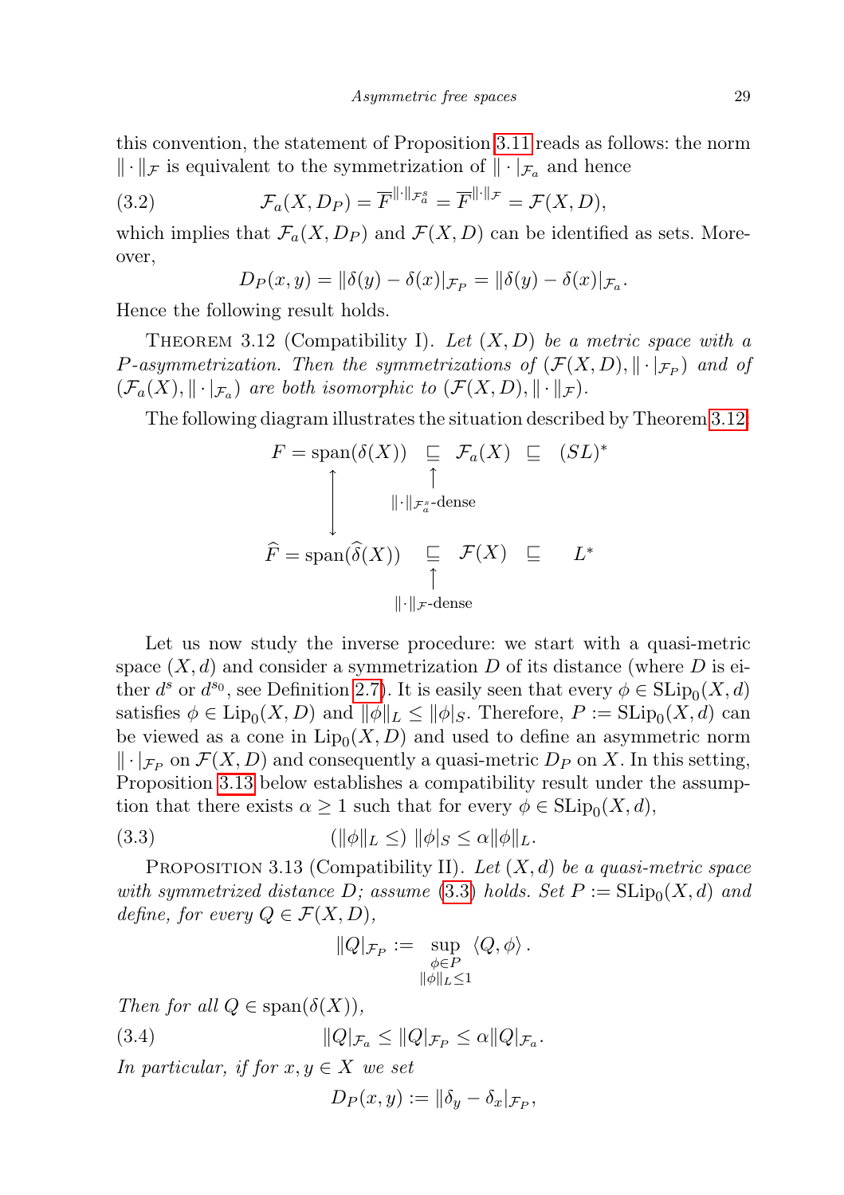this convention, the statement of Proposition 3.11 reads as follows: the norm $\|\cdot\|_{\mathcal{F}}$ is equivalent to the symmetrization of $\|\cdot|_{\mathcal{F}_a}$ and hence

$$\mathcal{F}_a(X, D_P) = \overline{F}^{\|\cdot\|_{\mathcal{F}_a^s}} = \overline{F}^{\|\cdot\|_{\mathcal{F}}} = \mathcal{F}(X, D), \tag{3.2}$$

which implies that $\mathcal{F}_a(X, D_P)$ and $\mathcal{F}(X, D)$ can be identified as sets. Moreover,

$$D_P(x, y) = \|\delta(y) - \delta(x)|_{\mathcal{F}_P} = \|\delta(y) - \delta(x)|_{\mathcal{F}_a}.$$

Hence the following result holds.

Theorem 3.12 (Compatibility I). *Let $(X, D)$ be a metric space with a $P$-asymmetrization. Then the symmetrizations of $(\mathcal{F}(X, D), \|\cdot|_{\mathcal{F}_P})$ and of $(\mathcal{F}_a(X), \|\cdot|_{\mathcal{F}_a})$ are both isomorphic to $(\mathcal{F}(X, D), \|\cdot\|_{\mathcal{F}})$.*

The following diagram illustrates the situation described by Theorem 3.12:

$$\begin{array}{ccccc}
F = \operatorname{span}(\delta(X)) & \sqsubseteq & \mathcal{F}_a(X) & \sqsubseteq & (SL)^* \\
\updownarrow & & \uparrow & & \\
 & & \|\cdot\|_{\mathcal{F}_a^s}\text{-dense} & & \\
\widehat{F} = \operatorname{span}(\widehat{\delta}(X)) & \sqsubseteq & \mathcal{F}(X) & \sqsubseteq & L^* \\
 & & \uparrow & & \\
 & & \|\cdot\|_{\mathcal{F}}\text{-dense} & &
\end{array}$$

Let us now study the inverse procedure: we start with a quasi-metric space $(X, d)$ and consider a symmetrization $D$ of its distance (where $D$ is either $d^s$ or $d^{s_0}$, see Definition 2.7). It is easily seen that every $\phi \in \mathrm{SLip}_0(X, d)$ satisfies $\phi \in \mathrm{Lip}_0(X, D)$ and $\|\phi\|_L \leq \|\phi|_S$. Therefore, $P := \mathrm{SLip}_0(X, d)$ can be viewed as a cone in $\mathrm{Lip}_0(X, D)$ and used to define an asymmetric norm $\|\cdot|_{\mathcal{F}_P}$ on $\mathcal{F}(X, D)$ and consequently a quasi-metric $D_P$ on $X$. In this setting, Proposition 3.13 below establishes a compatibility result under the assumption that there exists $\alpha \geq 1$ such that for every $\phi \in \mathrm{SLip}_0(X, d)$,

$$(\|\phi\|_L \leq)\ \|\phi|_S \leq \alpha \|\phi\|_L. \tag{3.3}$$

Proposition 3.13 (Compatibility II). *Let $(X, d)$ be a quasi-metric space with symmetrized distance $D$; assume (3.3) holds. Set $P := \mathrm{SLip}_0(X, d)$ and define, for every $Q \in \mathcal{F}(X, D)$,*

$$\|Q|_{\mathcal{F}_P} := \sup_{\substack{\phi \in P \\ \|\phi\|_L \leq 1}} \langle Q, \phi \rangle .$$

*Then for all $Q \in \operatorname{span}(\delta(X))$,*

$$\|Q|_{\mathcal{F}_a} \leq \|Q|_{\mathcal{F}_P} \leq \alpha \|Q|_{\mathcal{F}_a}. \tag{3.4}$$

*In particular, if for $x, y \in X$ we set*

$$D_P(x, y) := \|\delta_y - \delta_x|_{\mathcal{F}_P},$$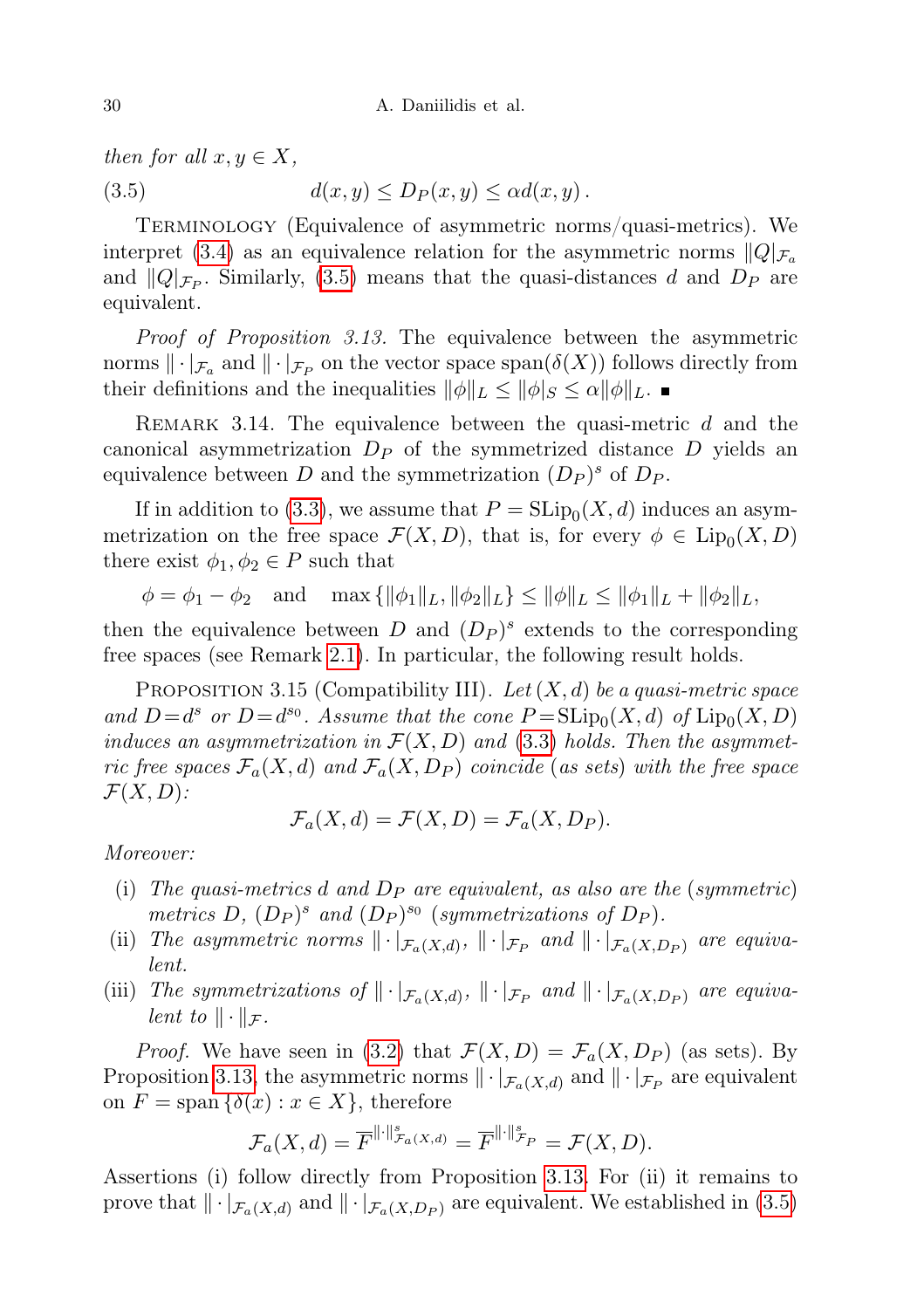*then for all $x, y \in X$,*

$$d(x,y) \leq D_P(x,y) \leq \alpha d(x,y)\,. \tag{3.5}$$

Terminology (Equivalence of asymmetric norms/quasi-metrics). We interpret (3.4) as an equivalence relation for the asymmetric norms $\|Q|_{\mathcal{F}_a}$ and $\|Q|_{\mathcal{F}_P}$. Similarly, (3.5) means that the quasi-distances $d$ and $D_P$ are equivalent.

*Proof of Proposition 3.13.* The equivalence between the asymmetric norms $\|\cdot|_{\mathcal{F}_a}$ and $\|\cdot|_{\mathcal{F}_P}$ on the vector space $\operatorname{span}(\delta(X))$ follows directly from their definitions and the inequalities $\|\phi\|_L \leq \|\phi|_S \leq \alpha\|\phi\|_L$. ∎

Remark 3.14. The equivalence between the quasi-metric $d$ and the canonical asymmetrization $D_P$ of the symmetrized distance $D$ yields an equivalence between $D$ and the symmetrization $(D_P)^s$ of $D_P$.

If in addition to (3.3), we assume that $P = \mathrm{SLip}_0(X,d)$ induces an asymmetrization on the free space $\mathcal{F}(X,D)$, that is, for every $\phi \in \mathrm{Lip}_0(X,D)$ there exist $\phi_1, \phi_2 \in P$ such that

$$\phi = \phi_1 - \phi_2 \quad \text{and} \quad \max\{\|\phi_1\|_L, \|\phi_2\|_L\} \leq \|\phi\|_L \leq \|\phi_1\|_L + \|\phi_2\|_L,$$

then the equivalence between $D$ and $(D_P)^s$ extends to the corresponding free spaces (see Remark 2.1). In particular, the following result holds.

Proposition 3.15 (Compatibility III). *Let $(X,d)$ be a quasi-metric space and $D = d^s$ or $D = d^{s_0}$. Assume that the cone $P = \mathrm{SLip}_0(X,d)$ of $\mathrm{Lip}_0(X,D)$ induces an asymmetrization in $\mathcal{F}(X,D)$ and (3.3) holds. Then the asymmetric free spaces $\mathcal{F}_a(X,d)$ and $\mathcal{F}_a(X,D_P)$ coincide (as sets) with the free space $\mathcal{F}(X,D)$:*

$$\mathcal{F}_a(X,d) = \mathcal{F}(X,D) = \mathcal{F}_a(X,D_P).$$

*Moreover:*

- (i) *The quasi-metrics $d$ and $D_P$ are equivalent, as also are the (symmetric) metrics $D$, $(D_P)^s$ and $(D_P)^{s_0}$ (symmetrizations of $D_P$).*
- (ii) *The asymmetric norms $\|\cdot|_{\mathcal{F}_a(X,d)}$, $\|\cdot|_{\mathcal{F}_P}$ and $\|\cdot|_{\mathcal{F}_a(X,D_P)}$ are equivalent.*
- (iii) *The symmetrizations of $\|\cdot|_{\mathcal{F}_a(X,d)}$, $\|\cdot|_{\mathcal{F}_P}$ and $\|\cdot|_{\mathcal{F}_a(X,D_P)}$ are equivalent to $\|\cdot\|_{\mathcal{F}}$.*

*Proof.* We have seen in (3.2) that $\mathcal{F}(X,D) = \mathcal{F}_a(X,D_P)$ (as sets). By Proposition 3.13, the asymmetric norms $\|\cdot|_{\mathcal{F}_a(X,d)}$ and $\|\cdot|_{\mathcal{F}_P}$ are equivalent on $F = \operatorname{span}\{\delta(x) : x \in X\}$, therefore

$$\mathcal{F}_a(X,d) = \overline{F}^{\|\cdot\|^s_{\mathcal{F}_a(X,d)}} = \overline{F}^{\|\cdot\|^s_{\mathcal{F}_P}} = \mathcal{F}(X,D).$$

Assertions (i) follow directly from Proposition 3.13. For (ii) it remains to prove that $\|\cdot|_{\mathcal{F}_a(X,d)}$ and $\|\cdot|_{\mathcal{F}_a(X,D_P)}$ are equivalent. We established in (3.5)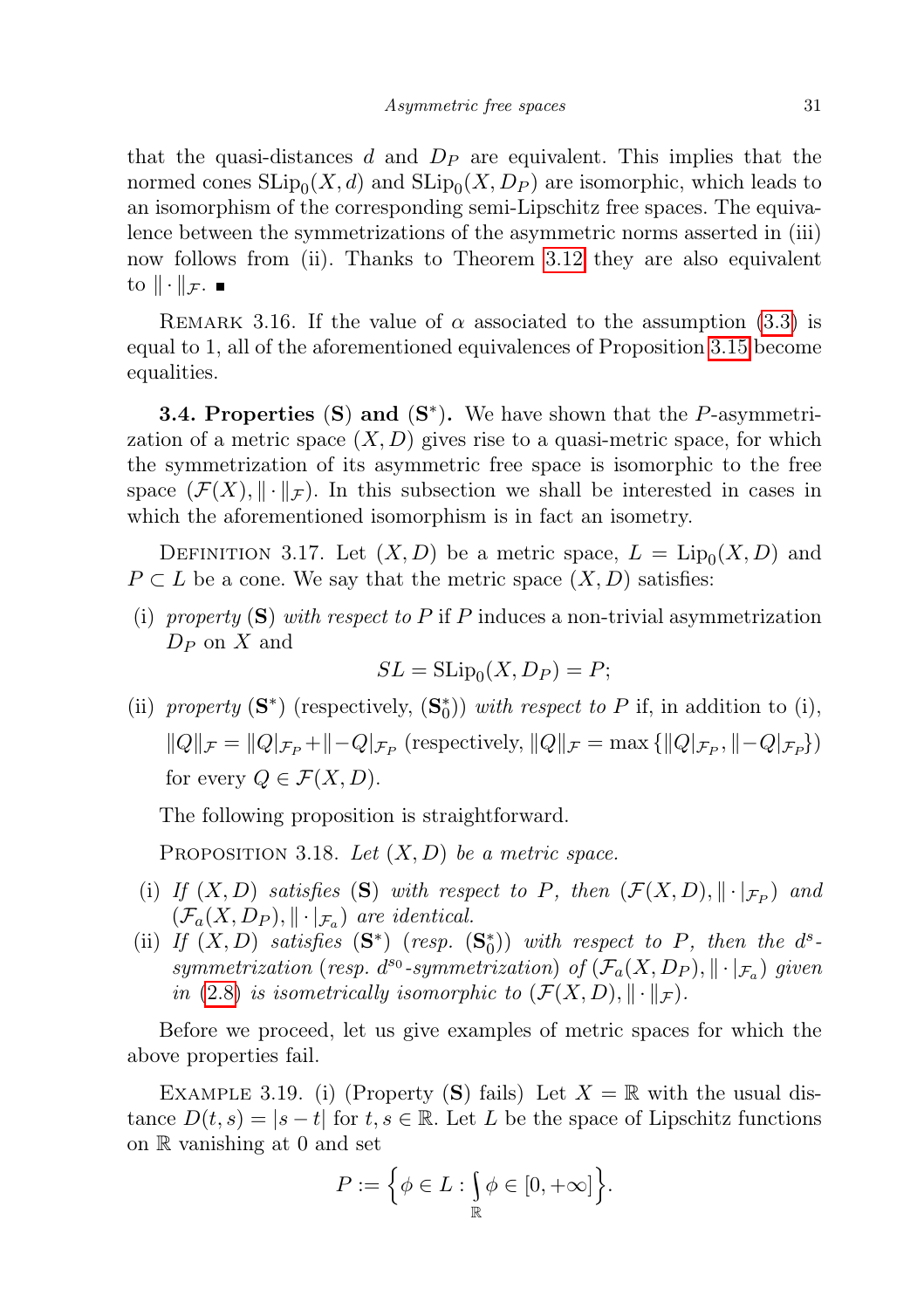that the quasi-distances $d$ and $D_P$ are equivalent. This implies that the normed cones $\mathrm{SLip}_0(X,d)$ and $\mathrm{SLip}_0(X,D_P)$ are isomorphic, which leads to an isomorphism of the corresponding semi-Lipschitz free spaces. The equivalence between the symmetrizations of the asymmetric norms asserted in (iii) now follows from (ii). Thanks to Theorem 3.12 they are also equivalent to $\|\cdot\|_{\mathcal{F}}$. ∎

REMARK 3.16. If the value of $\alpha$ associated to the assumption (3.3) is equal to 1, all of the aforementioned equivalences of Proposition 3.15 become equalities.

**3.4. Properties (S) and (S\*).** We have shown that the $P$-asymmetrization of a metric space $(X,D)$ gives rise to a quasi-metric space, for which the symmetrization of its asymmetric free space is isomorphic to the free space $(\mathcal{F}(X),\|\cdot\|_{\mathcal{F}})$. In this subsection we shall be interested in cases in which the aforementioned isomorphism is in fact an isometry.

DEFINITION 3.17. Let $(X,D)$ be a metric space, $L=\mathrm{Lip}_0(X,D)$ and $P\subset L$ be a cone. We say that the metric space $(X,D)$ satisfies:

(i) *property* $(\mathbf{S})$ *with respect to* $P$ if $P$ induces a non-trivial asymmetrization $D_P$ on $X$ and
$$SL=\mathrm{SLip}_0(X,D_P)=P;$$

(ii) *property* $(\mathbf{S}^*)$ (respectively, $(\mathbf{S}^*_0)$) *with respect to* $P$ if, in addition to (i), $\|Q\|_{\mathcal{F}}=\|Q|_{\mathcal{F}_P}+\|-Q|_{\mathcal{F}_P}$ (respectively, $\|Q\|_{\mathcal{F}}=\max\{\|Q|_{\mathcal{F}_P},\|-Q|_{\mathcal{F}_P}\}$) for every $Q\in\mathcal{F}(X,D)$.

The following proposition is straightforward.

PROPOSITION 3.18. *Let $(X,D)$ be a metric space.*

(i) *If $(X,D)$ satisfies $(\mathbf{S})$ with respect to $P$, then $(\mathcal{F}(X,D),\|\cdot|_{\mathcal{F}_P})$ and $(\mathcal{F}_a(X,D_P),\|\cdot|_{\mathcal{F}_a})$ are identical.*

(ii) *If $(X,D)$ satisfies $(\mathbf{S}^*)$ (resp. $(\mathbf{S}^*_0)$) with respect to $P$, then the $d^s$-symmetrization (resp. $d^{s_0}$-symmetrization) of $(\mathcal{F}_a(X,D_P),\|\cdot|_{\mathcal{F}_a})$ given in (2.8) is isometrically isomorphic to $(\mathcal{F}(X,D),\|\cdot\|_{\mathcal{F}})$.*

Before we proceed, let us give examples of metric spaces for which the above properties fail.

EXAMPLE 3.19. (i) (Property $(\mathbf{S})$ fails) Let $X=\mathbb{R}$ with the usual distance $D(t,s)=|s-t|$ for $t,s\in\mathbb{R}$. Let $L$ be the space of Lipschitz functions on $\mathbb{R}$ vanishing at 0 and set
$$P:=\Big\{\phi\in L:\int_{\mathbb{R}}\phi\in[0,+\infty]\Big\}.$$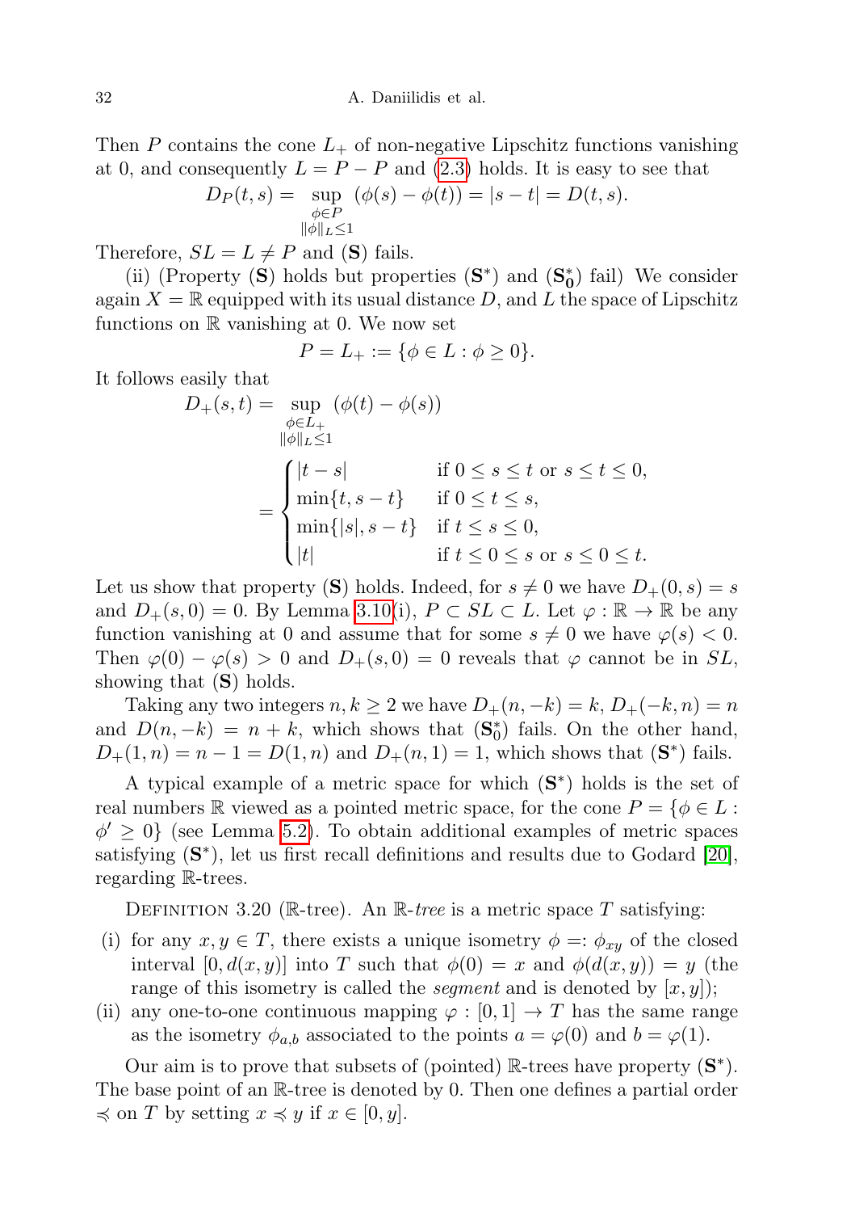Then $P$ contains the cone $L_+$ of non-negative Lipschitz functions vanishing at 0, and consequently $L = P - P$ and (2.3) holds. It is easy to see that

$$D_P(t,s) = \sup_{\substack{\phi \in P \\ \|\phi\|_L \le 1}} (\phi(s) - \phi(t)) = |s - t| = D(t,s).$$

Therefore, $SL = L \neq P$ and (**S**) fails.

(ii) (Property (**S**) holds but properties (**S**$^*$) and ($\mathbf{S_0^*}$) fail) We consider again $X = \mathbb{R}$ equipped with its usual distance $D$, and $L$ the space of Lipschitz functions on $\mathbb{R}$ vanishing at 0. We now set

$$P = L_+ := \{\phi \in L : \phi \ge 0\}.$$

It follows easily that

$$D_+(s,t) = \sup_{\substack{\phi \in L_+ \\ \|\phi\|_L \le 1}} (\phi(t) - \phi(s))$$

$$= \begin{cases} |t-s| & \text{if } 0 \le s \le t \text{ or } s \le t \le 0, \\ \min\{t, s-t\} & \text{if } 0 \le t \le s, \\ \min\{|s|, s-t\} & \text{if } t \le s \le 0, \\ |t| & \text{if } t \le 0 \le s \text{ or } s \le 0 \le t. \end{cases}$$

Let us show that property (**S**) holds. Indeed, for $s \neq 0$ we have $D_+(0,s) = s$ and $D_+(s,0) = 0$. By Lemma 3.10(i), $P \subset SL \subset L$. Let $\varphi : \mathbb{R} \to \mathbb{R}$ be any function vanishing at 0 and assume that for some $s \neq 0$ we have $\varphi(s) < 0$. Then $\varphi(0) - \varphi(s) > 0$ and $D_+(s,0) = 0$ reveals that $\varphi$ cannot be in $SL$, showing that (**S**) holds.

Taking any two integers $n, k \ge 2$ we have $D_+(n,-k) = k$, $D_+(-k,n) = n$ and $D(n,-k) = n + k$, which shows that ($\mathbf{S}_0^*$) fails. On the other hand, $D_+(1,n) = n - 1 = D(1,n)$ and $D_+(n,1) = 1$, which shows that (**S**$^*$) fails.

A typical example of a metric space for which (**S**$^*$) holds is the set of real numbers $\mathbb{R}$ viewed as a pointed metric space, for the cone $P = \{\phi \in L : \phi' \ge 0\}$ (see Lemma 5.2). To obtain additional examples of metric spaces satisfying (**S**$^*$), let us first recall definitions and results due to Godard [20], regarding $\mathbb{R}$-trees.

DEFINITION 3.20 ($\mathbb{R}$-tree). An *$\mathbb{R}$-tree* is a metric space $T$ satisfying:

(i) for any $x, y \in T$, there exists a unique isometry $\phi =: \phi_{xy}$ of the closed interval $[0, d(x,y)]$ into $T$ such that $\phi(0) = x$ and $\phi(d(x,y)) = y$ (the range of this isometry is called the *segment* and is denoted by $[x,y]$);

(ii) any one-to-one continuous mapping $\varphi : [0,1] \to T$ has the same range as the isometry $\phi_{a,b}$ associated to the points $a = \varphi(0)$ and $b = \varphi(1)$.

Our aim is to prove that subsets of (pointed) $\mathbb{R}$-trees have property (**S**$^*$). The base point of an $\mathbb{R}$-tree is denoted by 0. Then one defines a partial order $\preccurlyeq$ on $T$ by setting $x \preccurlyeq y$ if $x \in [0,y]$.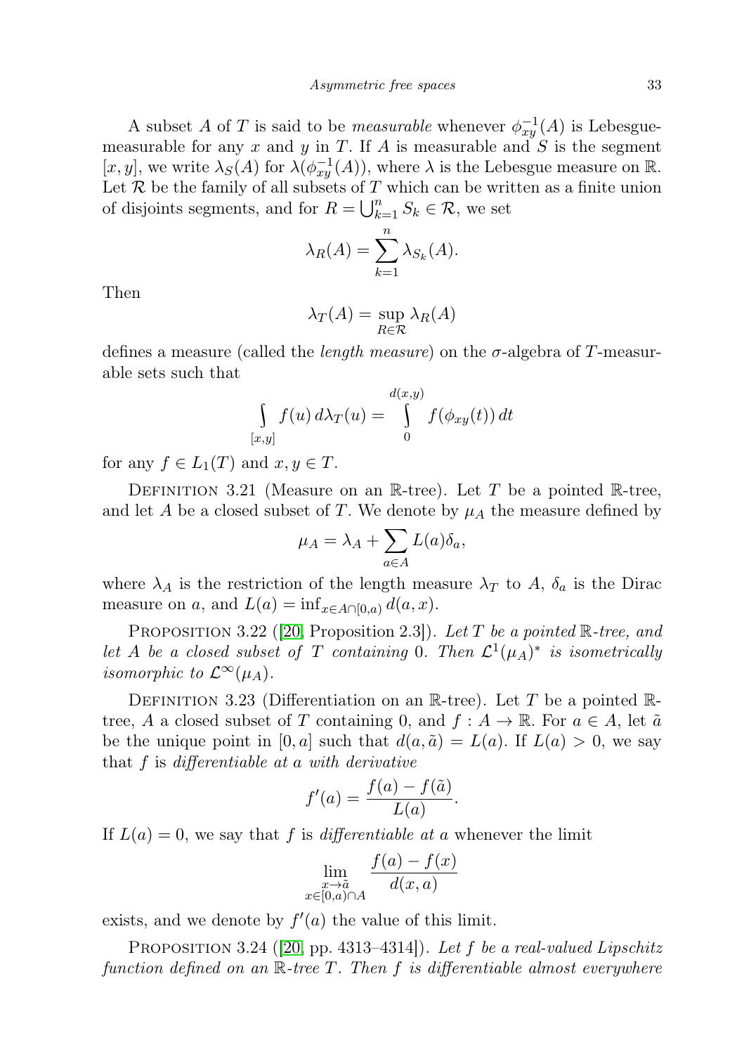A subset $A$ of $T$ is said to be *measurable* whenever $\phi_{xy}^{-1}(A)$ is Lebesgue-measurable for any $x$ and $y$ in $T$. If $A$ is measurable and $S$ is the segment $[x, y]$, we write $\lambda_S(A)$ for $\lambda(\phi_{xy}^{-1}(A))$, where $\lambda$ is the Lebesgue measure on $\mathbb{R}$. Let $\mathcal{R}$ be the family of all subsets of $T$ which can be written as a finite union of disjoints segments, and for $R = \bigcup_{k=1}^{n} S_k \in \mathcal{R}$, we set

$$\lambda_R(A) = \sum_{k=1}^{n} \lambda_{S_k}(A).$$

Then

$$\lambda_T(A) = \sup_{R \in \mathcal{R}} \lambda_R(A)$$

defines a measure (called the *length measure*) on the $\sigma$-algebra of $T$-measurable sets such that

$$\int\limits_{[x,y]} f(u)\, d\lambda_T(u) = \int\limits_{0}^{d(x,y)} f(\phi_{xy}(t))\, dt$$

for any $f \in L_1(T)$ and $x, y \in T$.

Definition 3.21 (Measure on an $\mathbb{R}$-tree). Let $T$ be a pointed $\mathbb{R}$-tree, and let $A$ be a closed subset of $T$. We denote by $\mu_A$ the measure defined by

$$\mu_A = \lambda_A + \sum_{a \in A} L(a)\delta_a,$$

where $\lambda_A$ is the restriction of the length measure $\lambda_T$ to $A$, $\delta_a$ is the Dirac measure on $a$, and $L(a) = \inf_{x \in A \cap [0,a)} d(a, x)$.

Proposition 3.22 ([20, Proposition 2.3]). *Let $T$ be a pointed $\mathbb{R}$-tree, and let $A$ be a closed subset of $T$ containing $0$. Then $\mathcal{L}^1(\mu_A)^*$ is isometrically isomorphic to $\mathcal{L}^\infty(\mu_A)$.*

Definition 3.23 (Differentiation on an $\mathbb{R}$-tree). Let $T$ be a pointed $\mathbb{R}$-tree, $A$ a closed subset of $T$ containing $0$, and $f : A \to \mathbb{R}$. For $a \in A$, let $\tilde{a}$ be the unique point in $[0, a]$ such that $d(a, \tilde{a}) = L(a)$. If $L(a) > 0$, we say that $f$ is *differentiable at $a$ with derivative*

$$f'(a) = \frac{f(a) - f(\tilde{a})}{L(a)}.$$

If $L(a) = 0$, we say that $f$ is *differentiable at $a$* whenever the limit

$$\lim_{\substack{x \to \tilde{a} \\ x \in [0,a) \cap A}} \frac{f(a) - f(x)}{d(x, a)}$$

exists, and we denote by $f'(a)$ the value of this limit.

Proposition 3.24 ([20, pp. 4313–4314]). *Let $f$ be a real-valued Lipschitz function defined on an $\mathbb{R}$-tree $T$. Then $f$ is differentiable almost everywhere*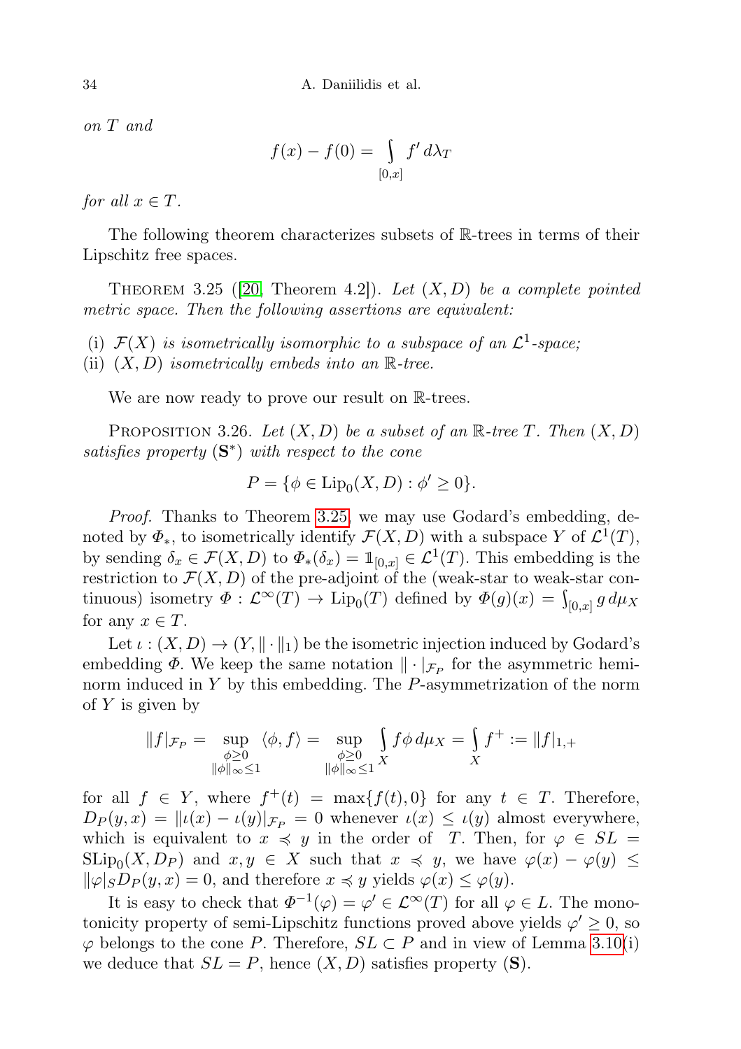*on $T$ and*

$$f(x) - f(0) = \int_{[0,x]} f' \, d\lambda_T$$

*for all $x \in T$.*

The following theorem characterizes subsets of $\mathbb{R}$-trees in terms of their Lipschitz free spaces.

Theorem 3.25 ([20, Theorem 4.2]). *Let $(X, D)$ be a complete pointed metric space. Then the following assertions are equivalent:*

(i) *$\mathcal{F}(X)$ is isometrically isomorphic to a subspace of an $\mathcal{L}^1$-space;*
(ii) *$(X, D)$ isometrically embeds into an $\mathbb{R}$-tree.*

We are now ready to prove our result on $\mathbb{R}$-trees.

Proposition 3.26. *Let $(X, D)$ be a subset of an $\mathbb{R}$-tree $T$. Then $(X, D)$ satisfies property $(\mathbf{S}^*)$ with respect to the cone*

$$P = \{\phi \in \mathrm{Lip}_0(X, D) : \phi' \geq 0\}.$$

*Proof.* Thanks to Theorem 3.25, we may use Godard's embedding, denoted by $\Phi_*$, to isometrically identify $\mathcal{F}(X, D)$ with a subspace $Y$ of $\mathcal{L}^1(T)$, by sending $\delta_x \in \mathcal{F}(X, D)$ to $\Phi_*(\delta_x) = \mathbb{1}_{[0,x]} \in \mathcal{L}^1(T)$. This embedding is the restriction to $\mathcal{F}(X, D)$ of the pre-adjoint of the (weak-star to weak-star continuous) isometry $\Phi : \mathcal{L}^\infty(T) \to \mathrm{Lip}_0(T)$ defined by $\Phi(g)(x) = \int_{[0,x]} g \, d\mu_X$ for any $x \in T$.

Let $\iota : (X, D) \to (Y, \|\cdot\|_1)$ be the isometric injection induced by Godard's embedding $\Phi$. We keep the same notation $\|\cdot|_{\mathcal{F}_P}$ for the asymmetric hemi-norm induced in $Y$ by this embedding. The $P$-asymmetrization of the norm of $Y$ is given by

$$\|f|_{\mathcal{F}_P} = \sup_{\substack{\phi \geq 0 \\ \|\phi\|_\infty \leq 1}} \langle \phi, f \rangle = \sup_{\substack{\phi \geq 0 \\ \|\phi\|_\infty \leq 1}} \int_X f\phi \, d\mu_X = \int_X f^+ := \|f|_{1,+}$$

for all $f \in Y$, where $f^+(t) = \max\{f(t), 0\}$ for any $t \in T$. Therefore, $D_P(y, x) = \|\iota(x) - \iota(y)|_{\mathcal{F}_P} = 0$ whenever $\iota(x) \leq \iota(y)$ almost everywhere, which is equivalent to $x \preccurlyeq y$ in the order of $T$. Then, for $\varphi \in SL = \mathrm{SLip}_0(X, D_P)$ and $x, y \in X$ such that $x \preccurlyeq y$, we have $\varphi(x) - \varphi(y) \leq \|\varphi|_S D_P(y, x) = 0$, and therefore $x \preccurlyeq y$ yields $\varphi(x) \leq \varphi(y)$.

It is easy to check that $\Phi^{-1}(\varphi) = \varphi' \in \mathcal{L}^\infty(T)$ for all $\varphi \in L$. The monotonicity property of semi-Lipschitz functions proved above yields $\varphi' \geq 0$, so $\varphi$ belongs to the cone $P$. Therefore, $SL \subset P$ and in view of Lemma 3.10(i) we deduce that $SL = P$, hence $(X, D)$ satisfies property $(\mathbf{S})$.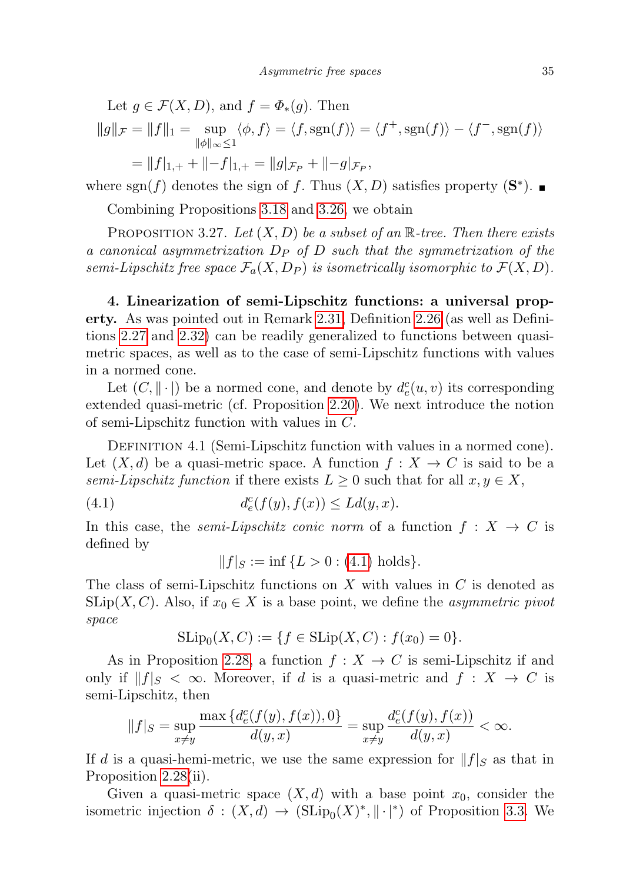Let $g \in \mathcal{F}(X, D)$, and $f = \Phi_*(g)$. Then

$$\|g\|_{\mathcal{F}} = \|f\|_1 = \sup_{\|\phi\|_\infty \le 1} \langle \phi, f\rangle = \langle f, \mathrm{sgn}(f)\rangle = \langle f^+, \mathrm{sgn}(f)\rangle - \langle f^-, \mathrm{sgn}(f)\rangle$$
$$= \|f|_{1,+} + \|-f|_{1,+} = \|g|_{\mathcal{F}_P} + \|-g|_{\mathcal{F}_P},$$

where $\mathrm{sgn}(f)$ denotes the sign of $f$. Thus $(X, D)$ satisfies property $(\mathbf{S}^*)$. ∎

Combining Propositions 3.18 and 3.26, we obtain

Proposition 3.27. *Let $(X, D)$ be a subset of an $\mathbb{R}$-tree. Then there exists a canonical asymmetrization $D_P$ of $D$ such that the symmetrization of the semi-Lipschitz free space $\mathcal{F}_a(X, D_P)$ is isometrically isomorphic to $\mathcal{F}(X, D)$.*

## 4. Linearization of semi-Lipschitz functions: a universal property.

As was pointed out in Remark 2.31, Definition 2.26 (as well as Definitions 2.27 and 2.32) can be readily generalized to functions between quasi-metric spaces, as well as to the case of semi-Lipschitz functions with values in a normed cone.

Let $(C, \|\cdot|)$ be a normed cone, and denote by $d_e^c(u, v)$ its corresponding extended quasi-metric (cf. Proposition 2.20). We next introduce the notion of semi-Lipschitz function with values in $C$.

Definition 4.1 (Semi-Lipschitz function with values in a normed cone). Let $(X, d)$ be a quasi-metric space. A function $f : X \to C$ is said to be a *semi-Lipschitz function* if there exists $L \ge 0$ such that for all $x, y \in X$,

$$d_e^c(f(y), f(x)) \le L d(y, x). \tag{4.1}$$

In this case, the *semi-Lipschitz conic norm* of a function $f : X \to C$ is defined by

$$\|f|_S := \inf\{L > 0 : (4.1) \text{ holds}\}.$$

The class of semi-Lipschitz functions on $X$ with values in $C$ is denoted as $\mathrm{SLip}(X, C)$. Also, if $x_0 \in X$ is a base point, we define the *asymmetric pivot space*

$$\mathrm{SLip}_0(X, C) := \{f \in \mathrm{SLip}(X, C) : f(x_0) = 0\}.$$

As in Proposition 2.28, a function $f : X \to C$ is semi-Lipschitz if and only if $\|f|_S < \infty$. Moreover, if $d$ is a quasi-metric and $f : X \to C$ is semi-Lipschitz, then

$$\|f|_S = \sup_{x \ne y} \frac{\max\{d_e^c(f(y), f(x)), 0\}}{d(y, x)} = \sup_{x \ne y} \frac{d_e^c(f(y), f(x))}{d(y, x)} < \infty.$$

If $d$ is a quasi-hemi-metric, we use the same expression for $\|f|_S$ as that in Proposition 2.28(ii).

Given a quasi-metric space $(X, d)$ with a base point $x_0$, consider the isometric injection $\delta : (X, d) \to (\mathrm{SLip}_0(X)^*, \|\cdot|^*)$ of Proposition 3.3. We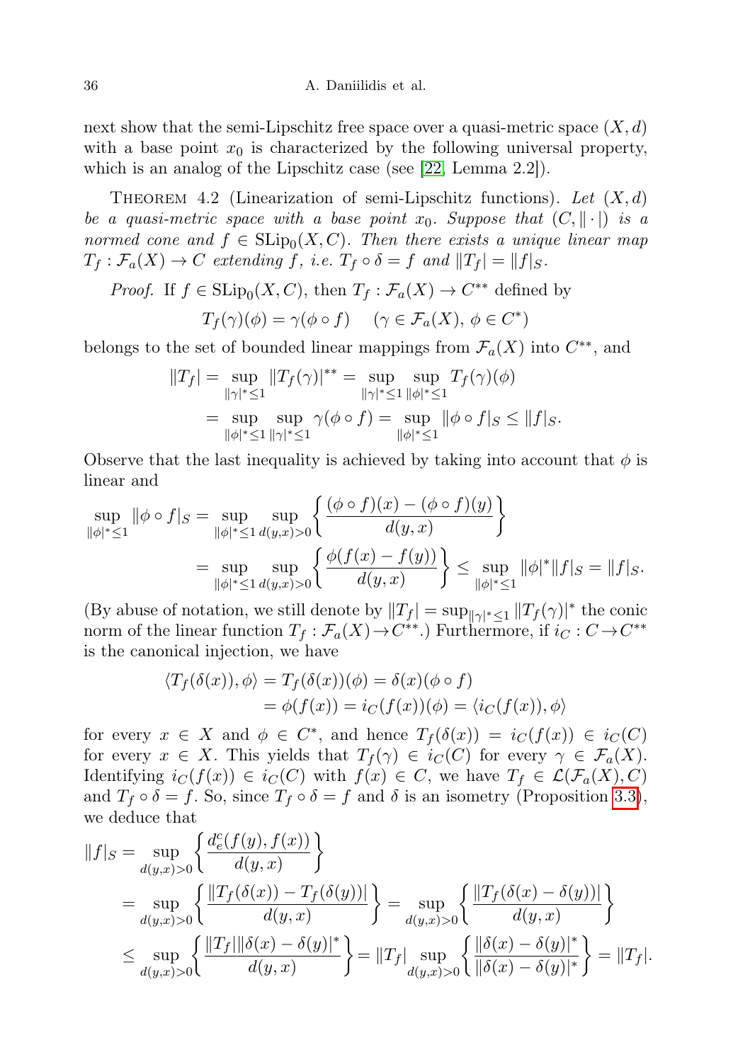next show that the semi-Lipschitz free space over a quasi-metric space $(X,d)$ with a base point $x_0$ is characterized by the following universal property, which is an analog of the Lipschitz case (see [22, Lemma 2.2]).

THEOREM 4.2 (Linearization of semi-Lipschitz functions). *Let $(X,d)$ be a quasi-metric space with a base point $x_0$. Suppose that $(C,\|\cdot|)$ is a normed cone and $f \in \mathrm{SLip}_0(X,C)$. Then there exists a unique linear map $T_f : \mathcal{F}_a(X) \to C$ extending $f$, i.e. $T_f \circ \delta = f$ and $\|T_f| = \|f|_S$.*

*Proof.* If $f \in \mathrm{SLip}_0(X,C)$, then $T_f : \mathcal{F}_a(X) \to C^{**}$ defined by

$$T_f(\gamma)(\phi) = \gamma(\phi \circ f) \qquad (\gamma \in \mathcal{F}_a(X),\, \phi \in C^*)$$

belongs to the set of bounded linear mappings from $\mathcal{F}_a(X)$ into $C^{**}$, and

$$\begin{aligned}
\|T_f| &= \sup_{\|\gamma|^* \le 1} \|T_f(\gamma)|^{**} = \sup_{\|\gamma|^* \le 1} \sup_{\|\phi|^* \le 1} T_f(\gamma)(\phi) \\
&= \sup_{\|\phi|^* \le 1} \sup_{\|\gamma|^* \le 1} \gamma(\phi \circ f) = \sup_{\|\phi|^* \le 1} \|\phi \circ f|_S \le \|f|_S.
\end{aligned}$$

Observe that the last inequality is achieved by taking into account that $\phi$ is linear and

$$\begin{aligned}
\sup_{\|\phi|^* \le 1} \|\phi \circ f|_S &= \sup_{\|\phi|^* \le 1} \sup_{d(y,x)>0} \left\{ \frac{(\phi \circ f)(x) - (\phi \circ f)(y)}{d(y,x)} \right\} \\
&= \sup_{\|\phi|^* \le 1} \sup_{d(y,x)>0} \left\{ \frac{\phi(f(x) - f(y))}{d(y,x)} \right\} \le \sup_{\|\phi|^* \le 1} \|\phi|^* \|f|_S = \|f|_S.
\end{aligned}$$

(By abuse of notation, we still denote by $\|T_f| = \sup_{\|\gamma|^* \le 1} \|T_f(\gamma)|^*$ the conic norm of the linear function $T_f : \mathcal{F}_a(X) \to C^{**}$.) Furthermore, if $i_C : C \to C^{**}$ is the canonical injection, we have

$$\begin{aligned}
\langle T_f(\delta(x)), \phi \rangle &= T_f(\delta(x))(\phi) = \delta(x)(\phi \circ f) \\
&= \phi(f(x)) = i_C(f(x))(\phi) = \langle i_C(f(x)), \phi \rangle
\end{aligned}$$

for every $x \in X$ and $\phi \in C^*$, and hence $T_f(\delta(x)) = i_C(f(x)) \in i_C(C)$ for every $x \in X$. This yields that $T_f(\gamma) \in i_C(C)$ for every $\gamma \in \mathcal{F}_a(X)$. Identifying $i_C(f(x)) \in i_C(C)$ with $f(x) \in C$, we have $T_f \in \mathcal{L}(\mathcal{F}_a(X), C)$ and $T_f \circ \delta = f$. So, since $T_f \circ \delta = f$ and $\delta$ is an isometry (Proposition 3.3), we deduce that

$$\begin{aligned}
\|f|_S &= \sup_{d(y,x)>0} \left\{ \frac{d_e^c(f(y), f(x))}{d(y,x)} \right\} \\
&= \sup_{d(y,x)>0} \left\{ \frac{\|T_f(\delta(x)) - T_f(\delta(y))|}{d(y,x)} \right\} = \sup_{d(y,x)>0} \left\{ \frac{\|T_f(\delta(x) - \delta(y))|}{d(y,x)} \right\} \\
&\le \sup_{d(y,x)>0} \left\{ \frac{\|T_f| \|\delta(x) - \delta(y)|^*}{d(y,x)} \right\} = \|T_f| \sup_{d(y,x)>0} \left\{ \frac{\|\delta(x) - \delta(y)|^*}{\|\delta(x) - \delta(y)|^*} \right\} = \|T_f|.
\end{aligned}$$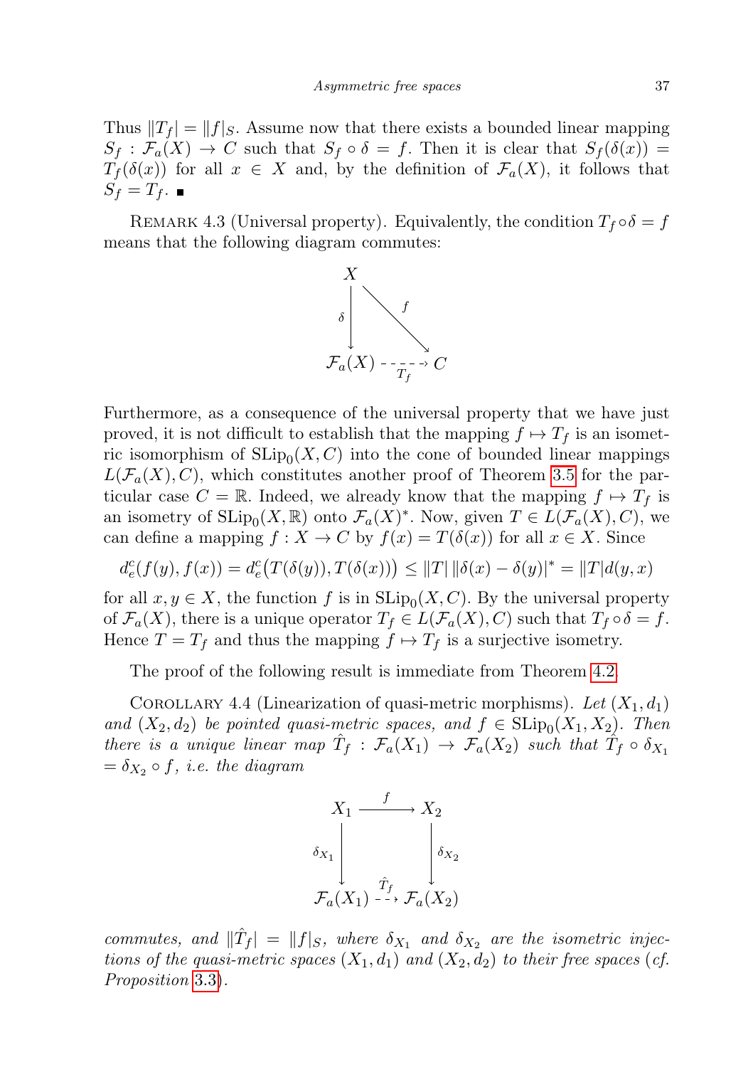Thus $\|T_f| = \|f|_S$. Assume now that there exists a bounded linear mapping $S_f : \mathcal{F}_a(X) \to C$ such that $S_f \circ \delta = f$. Then it is clear that $S_f(\delta(x)) = T_f(\delta(x))$ for all $x \in X$ and, by the definition of $\mathcal{F}_a(X)$, it follows that $S_f = T_f$. ■

Remark 4.3 (Universal property). Equivalently, the condition $T_f \circ \delta = f$ means that the following diagram commutes:

$$\begin{array}{ccc} X & & \\ \downarrow \delta & \searrow f & \\ \mathcal{F}_a(X) & \overset{T_f}{\dashrightarrow} & C \end{array}$$

Furthermore, as a consequence of the universal property that we have just proved, it is not difficult to establish that the mapping $f \mapsto T_f$ is an isometric isomorphism of $\mathrm{SLip}_0(X, C)$ into the cone of bounded linear mappings $L(\mathcal{F}_a(X), C)$, which constitutes another proof of Theorem 3.5 for the particular case $C = \mathbb{R}$. Indeed, we already know that the mapping $f \mapsto T_f$ is an isometry of $\mathrm{SLip}_0(X, \mathbb{R})$ onto $\mathcal{F}_a(X)^*$. Now, given $T \in L(\mathcal{F}_a(X), C)$, we can define a mapping $f : X \to C$ by $f(x) = T(\delta(x))$ for all $x \in X$. Since

$$d_e^c(f(y), f(x)) = d_e^c\big(T(\delta(y)), T(\delta(x))\big) \le \|T|\, \|\delta(x) - \delta(y)|^* = \|T| d(y, x)$$

for all $x, y \in X$, the function $f$ is in $\mathrm{SLip}_0(X, C)$. By the universal property of $\mathcal{F}_a(X)$, there is a unique operator $T_f \in L(\mathcal{F}_a(X), C)$ such that $T_f \circ \delta = f$. Hence $T = T_f$ and thus the mapping $f \mapsto T_f$ is a surjective isometry.

The proof of the following result is immediate from Theorem 4.2.

Corollary 4.4 (Linearization of quasi-metric morphisms). *Let $(X_1, d_1)$ and $(X_2, d_2)$ be pointed quasi-metric spaces, and $f \in \mathrm{SLip}_0(X_1, X_2)$. Then there is a unique linear map $\hat{T}_f : \mathcal{F}_a(X_1) \to \mathcal{F}_a(X_2)$ such that $\hat{T}_f \circ \delta_{X_1} = \delta_{X_2} \circ f$, i.e. the diagram*

$$\begin{array}{ccc} X_1 & \xrightarrow{f} & X_2 \\ \downarrow \delta_{X_1} & & \downarrow \delta_{X_2} \\ \mathcal{F}_a(X_1) & \overset{\hat{T}_f}{\dashrightarrow} & \mathcal{F}_a(X_2) \end{array}$$

*commutes, and $\|\hat{T}_f| = \|f|_S$, where $\delta_{X_1}$ and $\delta_{X_2}$ are the isometric injections of the quasi-metric spaces $(X_1, d_1)$ and $(X_2, d_2)$ to their free spaces* (*cf. Proposition* 3.3).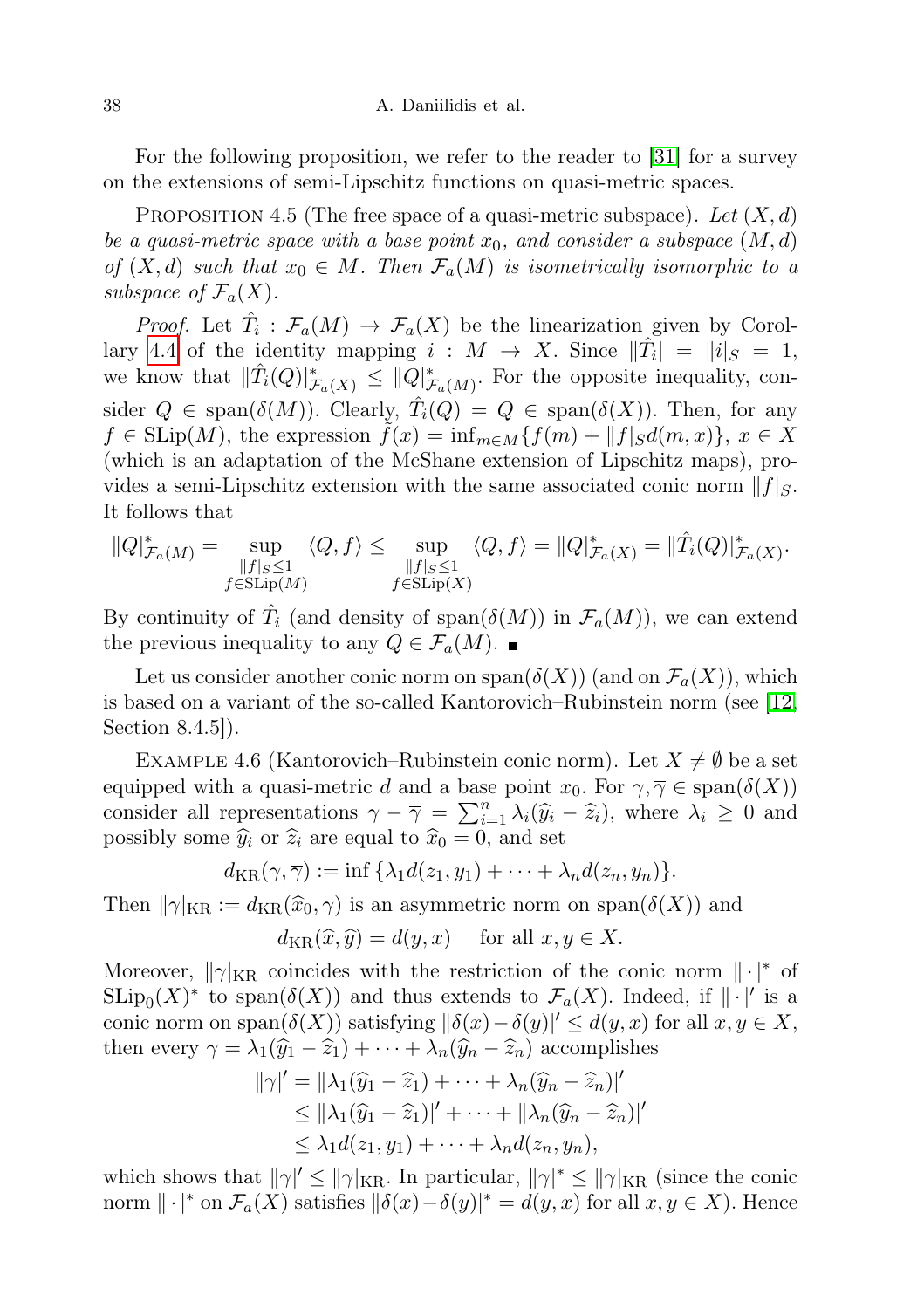For the following proposition, we refer to the reader to [31] for a survey on the extensions of semi-Lipschitz functions on quasi-metric spaces.

Proposition 4.5 (The free space of a quasi-metric subspace). *Let $(X,d)$ be a quasi-metric space with a base point $x_0$, and consider a subspace $(M,d)$ of $(X,d)$ such that $x_0 \in M$. Then $\mathcal{F}_a(M)$ is isometrically isomorphic to a subspace of $\mathcal{F}_a(X)$.*

*Proof.* Let $\hat{T}_i : \mathcal{F}_a(M) \to \mathcal{F}_a(X)$ be the linearization given by Corollary 4.4 of the identity mapping $i : M \to X$. Since $\|\hat{T}_i| = \|i|_S = 1$, we know that $\|\hat{T}_i(Q)|^*_{\mathcal{F}_a(X)} \leq \|Q|^*_{\mathcal{F}_a(M)}$. For the opposite inequality, consider $Q \in \operatorname{span}(\delta(M))$. Clearly, $\hat{T}_i(Q) = Q \in \operatorname{span}(\delta(X))$. Then, for any $f \in \mathrm{SLip}(M)$, the expression $\tilde{f}(x) = \inf_{m\in M}\{f(m) + \|f|_S d(m,x)\}$, $x \in X$ (which is an adaptation of the McShane extension of Lipschitz maps), provides a semi-Lipschitz extension with the same associated conic norm $\|f|_S$. It follows that

$$\|Q|^*_{\mathcal{F}_a(M)} = \sup_{\substack{\|f|_S\leq 1\\ f\in \mathrm{SLip}(M)}} \langle Q, f\rangle \leq \sup_{\substack{\|f|_S\leq 1\\ f\in \mathrm{SLip}(X)}} \langle Q, f\rangle = \|Q|^*_{\mathcal{F}_a(X)} = \|\hat{T}_i(Q)|^*_{\mathcal{F}_a(X)}.$$

By continuity of $\hat{T}_i$ (and density of $\operatorname{span}(\delta(M))$ in $\mathcal{F}_a(M)$), we can extend the previous inequality to any $Q \in \mathcal{F}_a(M)$. ∎

Let us consider another conic norm on $\operatorname{span}(\delta(X))$ (and on $\mathcal{F}_a(X)$), which is based on a variant of the so-called Kantorovich–Rubinstein norm (see [12, Section 8.4.5]).

Example 4.6 (Kantorovich–Rubinstein conic norm). Let $X \neq \emptyset$ be a set equipped with a quasi-metric $d$ and a base point $x_0$. For $\gamma, \overline{\gamma} \in \operatorname{span}(\delta(X))$ consider all representations $\gamma - \overline{\gamma} = \sum_{i=1}^n \lambda_i(\widehat{y}_i - \widehat{z}_i)$, where $\lambda_i \geq 0$ and possibly some $\widehat{y}_i$ or $\widehat{z}_i$ are equal to $\widehat{x}_0 = 0$, and set

$$d_{\mathrm{KR}}(\gamma, \overline{\gamma}) := \inf\{\lambda_1 d(z_1, y_1) + \cdots + \lambda_n d(z_n, y_n)\}.$$

Then $\|\gamma|_{\mathrm{KR}} := d_{\mathrm{KR}}(\widehat{x}_0, \gamma)$ is an asymmetric norm on $\operatorname{span}(\delta(X))$ and

$$d_{\mathrm{KR}}(\widehat{x}, \widehat{y}) = d(y,x) \quad \text{ for all } x, y \in X.$$

Moreover, $\|\gamma|_{\mathrm{KR}}$ coincides with the restriction of the conic norm $\|\cdot|^*$ of $\mathrm{SLip}_0(X)^*$ to $\operatorname{span}(\delta(X))$ and thus extends to $\mathcal{F}_a(X)$. Indeed, if $\|\cdot|'$ is a conic norm on $\operatorname{span}(\delta(X))$ satisfying $\|\delta(x) - \delta(y)|' \leq d(y,x)$ for all $x, y \in X$, then every $\gamma = \lambda_1(\widehat{y}_1 - \widehat{z}_1) + \cdots + \lambda_n(\widehat{y}_n - \widehat{z}_n)$ accomplishes

$$\begin{aligned}
\|\gamma|' &= \|\lambda_1(\widehat{y}_1 - \widehat{z}_1) + \cdots + \lambda_n(\widehat{y}_n - \widehat{z}_n)|' \\
&\leq \|\lambda_1(\widehat{y}_1 - \widehat{z}_1)|' + \cdots + \|\lambda_n(\widehat{y}_n - \widehat{z}_n)|' \\
&\leq \lambda_1 d(z_1, y_1) + \cdots + \lambda_n d(z_n, y_n),
\end{aligned}$$

which shows that $\|\gamma|' \leq \|\gamma|_{\mathrm{KR}}$. In particular, $\|\gamma|^* \leq \|\gamma|_{\mathrm{KR}}$ (since the conic norm $\|\cdot|^*$ on $\mathcal{F}_a(X)$ satisfies $\|\delta(x) - \delta(y)|^* = d(y,x)$ for all $x, y \in X$). Hence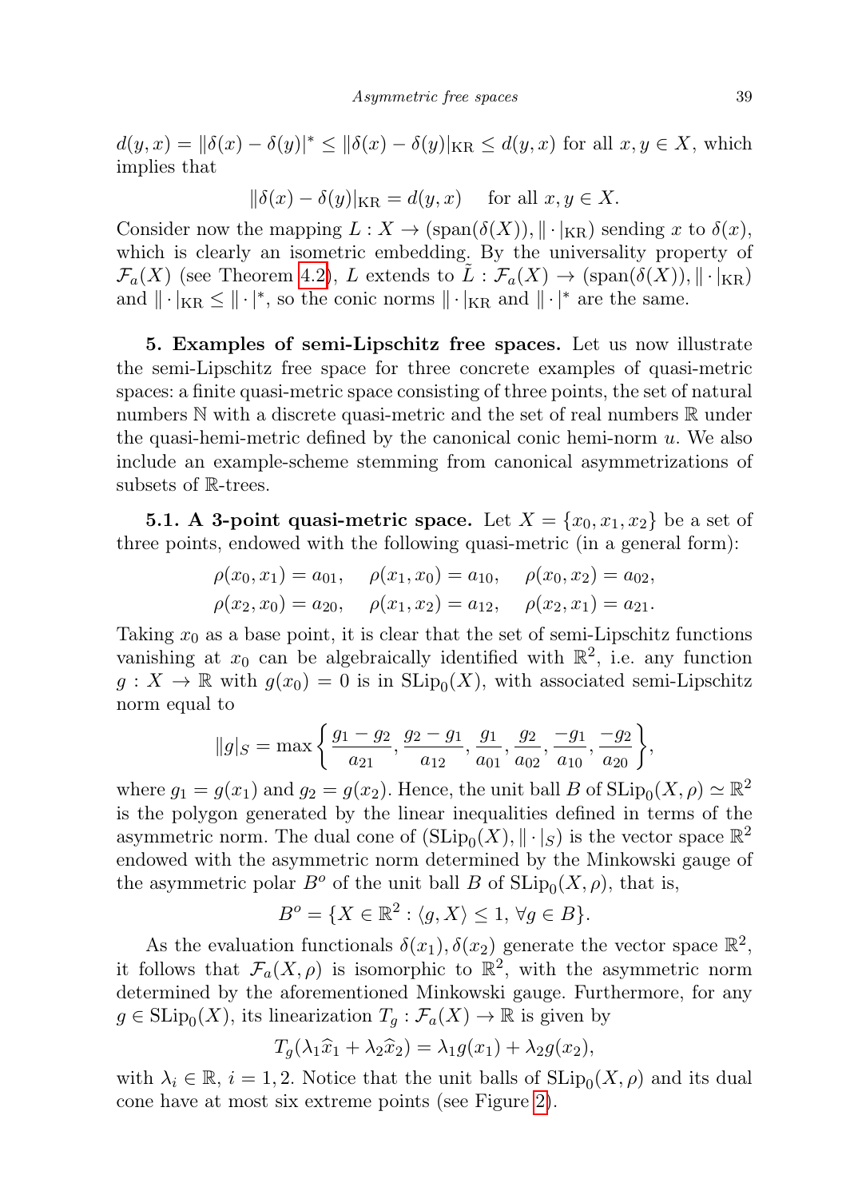$d(y,x) = \|\delta(x) - \delta(y)|^* \leq \|\delta(x) - \delta(y)|_{\mathrm{KR}} \leq d(y,x)$ for all $x, y \in X$, which implies that

$$\|\delta(x) - \delta(y)|_{\mathrm{KR}} = d(y,x) \quad \text{for all } x, y \in X.$$

Consider now the mapping $L : X \to (\mathrm{span}(\delta(X)), \|\cdot|_{\mathrm{KR}})$ sending $x$ to $\delta(x)$, which is clearly an isometric embedding. By the universality property of $\mathcal{F}_a(X)$ (see Theorem 4.2), $L$ extends to $\tilde{L} : \mathcal{F}_a(X) \to (\mathrm{span}(\delta(X)), \|\cdot|_{\mathrm{KR}})$ and $\|\cdot|_{\mathrm{KR}} \leq \|\cdot|^*$, so the conic norms $\|\cdot|_{\mathrm{KR}}$ and $\|\cdot|^*$ are the same.

## 5. Examples of semi-Lipschitz free spaces.

Let us now illustrate the semi-Lipschitz free space for three concrete examples of quasi-metric spaces: a finite quasi-metric space consisting of three points, the set of natural numbers $\mathbb{N}$ with a discrete quasi-metric and the set of real numbers $\mathbb{R}$ under the quasi-hemi-metric defined by the canonical conic hemi-norm $u$. We also include an example-scheme stemming from canonical asymmetrizations of subsets of $\mathbb{R}$-trees.

### 5.1. A 3-point quasi-metric space.

Let $X = \{x_0, x_1, x_2\}$ be a set of three points, endowed with the following quasi-metric (in a general form):

$$\rho(x_0,x_1) = a_{01}, \quad \rho(x_1,x_0) = a_{10}, \quad \rho(x_0,x_2) = a_{02},$$
$$\rho(x_2,x_0) = a_{20}, \quad \rho(x_1,x_2) = a_{12}, \quad \rho(x_2,x_1) = a_{21}.$$

Taking $x_0$ as a base point, it is clear that the set of semi-Lipschitz functions vanishing at $x_0$ can be algebraically identified with $\mathbb{R}^2$, i.e. any function $g : X \to \mathbb{R}$ with $g(x_0) = 0$ is in $\mathrm{SLip}_0(X)$, with associated semi-Lipschitz norm equal to

$$\|g|_S = \max\left\{\frac{g_1 - g_2}{a_{21}}, \frac{g_2 - g_1}{a_{12}}, \frac{g_1}{a_{01}}, \frac{g_2}{a_{02}}, \frac{-g_1}{a_{10}}, \frac{-g_2}{a_{20}}\right\},$$

where $g_1 = g(x_1)$ and $g_2 = g(x_2)$. Hence, the unit ball $B$ of $\mathrm{SLip}_0(X,\rho) \simeq \mathbb{R}^2$ is the polygon generated by the linear inequalities defined in terms of the asymmetric norm. The dual cone of $(\mathrm{SLip}_0(X), \|\cdot|_S)$ is the vector space $\mathbb{R}^2$ endowed with the asymmetric norm determined by the Minkowski gauge of the asymmetric polar $B^o$ of the unit ball $B$ of $\mathrm{SLip}_0(X,\rho)$, that is,

$$B^o = \{X \in \mathbb{R}^2 : \langle g, X\rangle \leq 1, \forall g \in B\}.$$

As the evaluation functionals $\delta(x_1), \delta(x_2)$ generate the vector space $\mathbb{R}^2$, it follows that $\mathcal{F}_a(X,\rho)$ is isomorphic to $\mathbb{R}^2$, with the asymmetric norm determined by the aforementioned Minkowski gauge. Furthermore, for any $g \in \mathrm{SLip}_0(X)$, its linearization $T_g : \mathcal{F}_a(X) \to \mathbb{R}$ is given by

$$T_g(\lambda_1\widehat{x}_1 + \lambda_2\widehat{x}_2) = \lambda_1 g(x_1) + \lambda_2 g(x_2),$$

with $\lambda_i \in \mathbb{R}$, $i = 1,2$. Notice that the unit balls of $\mathrm{SLip}_0(X,\rho)$ and its dual cone have at most six extreme points (see Figure 2).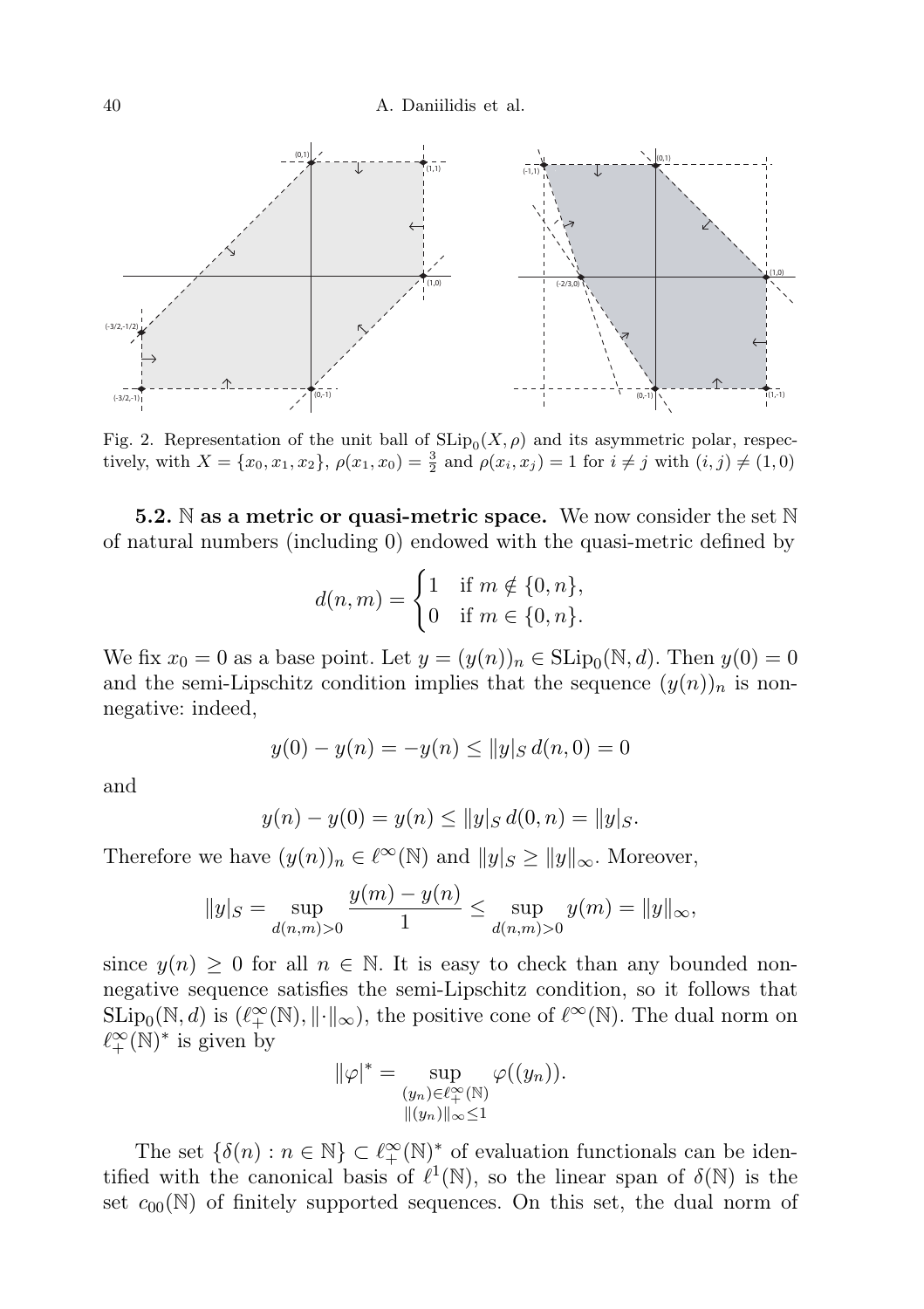Fig. 2. Representation of the unit ball of $\mathrm{SLip}_0(X,\rho)$ and its asymmetric polar, respectively, with $X = \{x_0, x_1, x_2\}$, $\rho(x_1, x_0) = \frac{3}{2}$ and $\rho(x_i, x_j) = 1$ for $i \neq j$ with $(i,j) \neq (1,0)$

**5.2. $\mathbb{N}$ as a metric or quasi-metric space.** We now consider the set $\mathbb{N}$ of natural numbers (including 0) endowed with the quasi-metric defined by

$$d(n,m) = \begin{cases} 1 & \text{if } m \notin \{0,n\}, \\ 0 & \text{if } m \in \{0,n\}. \end{cases}$$

We fix $x_0 = 0$ as a base point. Let $y = (y(n))_n \in \mathrm{SLip}_0(\mathbb{N}, d)$. Then $y(0) = 0$ and the semi-Lipschitz condition implies that the sequence $(y(n))_n$ is nonnegative: indeed,

$$y(0) - y(n) = -y(n) \leq \|y|_S \, d(n,0) = 0$$

and

$$y(n) - y(0) = y(n) \leq \|y|_S \, d(0,n) = \|y|_S.$$

Therefore we have $(y(n))_n \in \ell^\infty(\mathbb{N})$ and $\|y|_S \geq \|y\|_\infty$. Moreover,

$$\|y|_S = \sup_{d(n,m)>0} \frac{y(m) - y(n)}{1} \leq \sup_{d(n,m)>0} y(m) = \|y\|_\infty,$$

since $y(n) \geq 0$ for all $n \in \mathbb{N}$. It is easy to check than any bounded nonnegative sequence satisfies the semi-Lipschitz condition, so it follows that $\mathrm{SLip}_0(\mathbb{N}, d)$ is $(\ell^\infty_+(\mathbb{N}), \|\cdot\|_\infty)$, the positive cone of $\ell^\infty(\mathbb{N})$. The dual norm on $\ell^\infty_+(\mathbb{N})^*$ is given by

$$\|\varphi|^* = \sup_{\substack{(y_n) \in \ell^\infty_+(\mathbb{N}) \\ \|(y_n)\|_\infty \leq 1}} \varphi((y_n)).$$

The set $\{\delta(n) : n \in \mathbb{N}\} \subset \ell^\infty_+(\mathbb{N})^*$ of evaluation functionals can be identified with the canonical basis of $\ell^1(\mathbb{N})$, so the linear span of $\delta(\mathbb{N})$ is the set $c_{00}(\mathbb{N})$ of finitely supported sequences. On this set, the dual norm of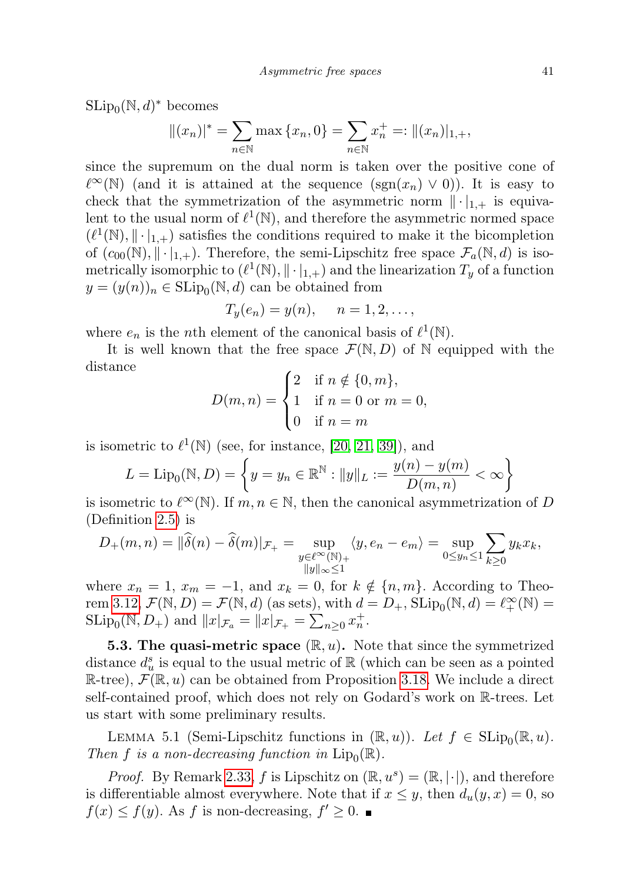$\mathrm{SLip}_0(\mathbb{N}, d)^*$ becomes

$$\|(x_n)|^* = \sum_{n\in\mathbb{N}} \max\{x_n, 0\} = \sum_{n\in\mathbb{N}} x_n^+ =: \|(x_n)|_{1,+},$$

since the supremum on the dual norm is taken over the positive cone of $\ell^\infty(\mathbb{N})$ (and it is attained at the sequence $(\mathrm{sgn}(x_n) \vee 0)$). It is easy to check that the symmetrization of the asymmetric norm $\|\cdot|_{1,+}$ is equivalent to the usual norm of $\ell^1(\mathbb{N})$, and therefore the asymmetric normed space $(\ell^1(\mathbb{N}), \|\cdot|_{1,+})$ satisfies the conditions required to make it the bicompletion of $(c_{00}(\mathbb{N}), \|\cdot|_{1,+})$. Therefore, the semi-Lipschitz free space $\mathcal{F}_a(\mathbb{N}, d)$ is isometrically isomorphic to $(\ell^1(\mathbb{N}), \|\cdot|_{1,+})$ and the linearization $T_y$ of a function $y = (y(n))_n \in \mathrm{SLip}_0(\mathbb{N}, d)$ can be obtained from

$$T_y(e_n) = y(n), \quad n = 1, 2, \ldots,$$

where $e_n$ is the $n$th element of the canonical basis of $\ell^1(\mathbb{N})$.

It is well known that the free space $\mathcal{F}(\mathbb{N}, D)$ of $\mathbb{N}$ equipped with the distance

$$D(m,n) = \begin{cases} 2 & \text{if } n \notin \{0, m\}, \\ 1 & \text{if } n = 0 \text{ or } m = 0, \\ 0 & \text{if } n = m \end{cases}$$

is isometric to $\ell^1(\mathbb{N})$ (see, for instance, [20, 21, 39]), and

$$L = \mathrm{Lip}_0(\mathbb{N}, D) = \left\{ y = y_n \in \mathbb{R}^{\mathbb{N}} : \|y\|_L := \frac{y(n) - y(m)}{D(m,n)} < \infty \right\}$$

is isometric to $\ell^\infty(\mathbb{N})$. If $m, n \in \mathbb{N}$, then the canonical asymmetrization of $D$ (Definition 2.5) is

$$D_+(m,n) = \|\widehat{\delta}(n) - \widehat{\delta}(m)|_{\mathcal{F}_+} = \sup_{\substack{y \in \ell^\infty(\mathbb{N})_+ \\ \|y\|_\infty \le 1}} \langle y, e_n - e_m \rangle = \sup_{0 \le y_n \le 1} \sum_{k \ge 0} y_k x_k,$$

where $x_n = 1$, $x_m = -1$, and $x_k = 0$, for $k \notin \{n, m\}$. According to Theorem 3.12, $\mathcal{F}(\mathbb{N}, D) = \mathcal{F}(\mathbb{N}, d)$ (as sets), with $d = D_+$, $\mathrm{SLip}_0(\mathbb{N}, d) = \ell^\infty_+(\mathbb{N}) = \mathrm{SLip}_0(\mathbb{N}, D_+)$ and $\|x|_{\mathcal{F}_a} = \|x|_{\mathcal{F}_+} = \sum_{n \ge 0} x_n^+$.

**5.3. The quasi-metric space $(\mathbb{R}, u)$.** Note that since the symmetrized distance $d_u^s$ is equal to the usual metric of $\mathbb{R}$ (which can be seen as a pointed $\mathbb{R}$-tree), $\mathcal{F}(\mathbb{R}, u)$ can be obtained from Proposition 3.18. We include a direct self-contained proof, which does not rely on Godard's work on $\mathbb{R}$-trees. Let us start with some preliminary results.

LEMMA 5.1 (Semi-Lipschitz functions in $(\mathbb{R}, u)$). *Let $f \in \mathrm{SLip}_0(\mathbb{R}, u)$. Then $f$ is a non-decreasing function in $\mathrm{Lip}_0(\mathbb{R})$.*

*Proof.* By Remark 2.33, $f$ is Lipschitz on $(\mathbb{R}, u^s) = (\mathbb{R}, |\cdot|)$, and therefore is differentiable almost everywhere. Note that if $x \le y$, then $d_u(y, x) = 0$, so $f(x) \le f(y)$. As $f$ is non-decreasing, $f' \ge 0$. ∎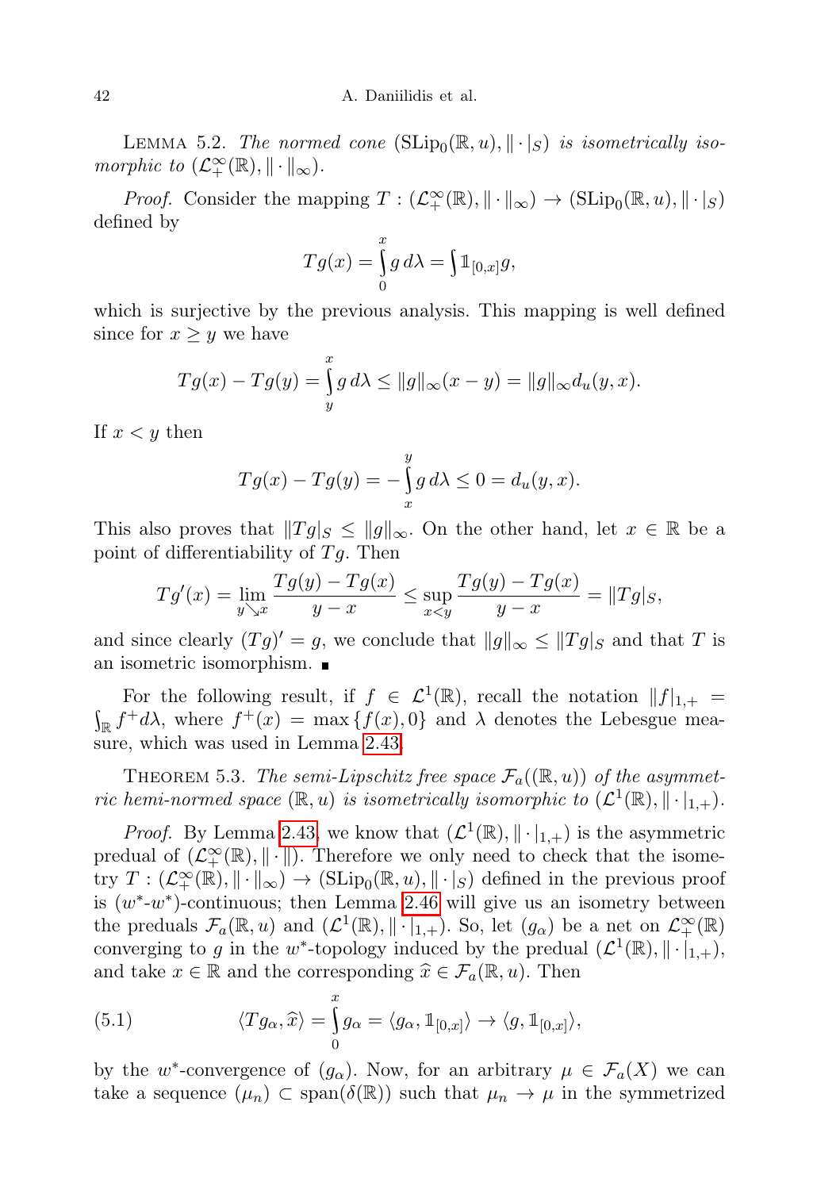Lemma 5.2. *The normed cone* $(\mathrm{SLip}_0(\mathbb{R}, u), \|\cdot|_S)$ *is isometrically isomorphic to* $(\mathcal{L}^\infty_+(\mathbb{R}), \|\cdot\|_\infty)$.

*Proof.* Consider the mapping $T : (\mathcal{L}^\infty_+(\mathbb{R}), \|\cdot\|_\infty) \to (\mathrm{SLip}_0(\mathbb{R}, u), \|\cdot|_S)$ defined by

$$Tg(x) = \int_0^x g\, d\lambda = \int \mathbb{1}_{[0,x]} g,$$

which is surjective by the previous analysis. This mapping is well defined since for $x \geq y$ we have

$$Tg(x) - Tg(y) = \int_y^x g\, d\lambda \leq \|g\|_\infty (x - y) = \|g\|_\infty d_u(y, x).$$

If $x < y$ then

$$Tg(x) - Tg(y) = -\int_x^y g\, d\lambda \leq 0 = d_u(y, x).$$

This also proves that $\|Tg|_S \leq \|g\|_\infty$. On the other hand, let $x \in \mathbb{R}$ be a point of differentiability of $Tg$. Then

$$Tg'(x) = \lim_{y \searrow x} \frac{Tg(y) - Tg(x)}{y - x} \leq \sup_{x<y} \frac{Tg(y) - Tg(x)}{y - x} = \|Tg|_S,$$

and since clearly $(Tg)' = g$, we conclude that $\|g\|_\infty \leq \|Tg|_S$ and that $T$ is an isometric isomorphism. ∎

For the following result, if $f \in \mathcal{L}^1(\mathbb{R})$, recall the notation $\|f|_{1,+} = \int_{\mathbb{R}} f^+ d\lambda$, where $f^+(x) = \max\{f(x), 0\}$ and $\lambda$ denotes the Lebesgue measure, which was used in Lemma 2.43.

Theorem 5.3. *The semi-Lipschitz free space* $\mathcal{F}_a((\mathbb{R}, u))$ *of the asymmetric hemi-normed space* $(\mathbb{R}, u)$ *is isometrically isomorphic to* $(\mathcal{L}^1(\mathbb{R}), \|\cdot|_{1,+})$.

*Proof.* By Lemma 2.43, we know that $(\mathcal{L}^1(\mathbb{R}), \|\cdot|_{1,+})$ is the asymmetric predual of $(\mathcal{L}^\infty_+(\mathbb{R}), \|\cdot\|)$. Therefore we only need to check that the isometry $T : (\mathcal{L}^\infty_+(\mathbb{R}), \|\cdot\|_\infty) \to (\mathrm{SLip}_0(\mathbb{R}, u), \|\cdot|_S)$ defined in the previous proof is $(w^*\text{-}w^*)$-continuous; then Lemma 2.46 will give us an isometry between the preduals $\mathcal{F}_a(\mathbb{R}, u)$ and $(\mathcal{L}^1(\mathbb{R}), \|\cdot|_{1,+})$. So, let $(g_\alpha)$ be a net on $\mathcal{L}^\infty_+(\mathbb{R})$ converging to $g$ in the $w^*$-topology induced by the predual $(\mathcal{L}^1(\mathbb{R}), \|\cdot|_{1,+})$, and take $x \in \mathbb{R}$ and the corresponding $\widehat{x} \in \mathcal{F}_a(\mathbb{R}, u)$. Then

$$\langle Tg_\alpha, \widehat{x} \rangle = \int_0^x g_\alpha = \langle g_\alpha, \mathbb{1}_{[0,x]} \rangle \to \langle g, \mathbb{1}_{[0,x]} \rangle, \tag{5.1}$$

by the $w^*$-convergence of $(g_\alpha)$. Now, for an arbitrary $\mu \in \mathcal{F}_a(X)$ we can take a sequence $(\mu_n) \subset \mathrm{span}(\delta(\mathbb{R}))$ such that $\mu_n \to \mu$ in the symmetrized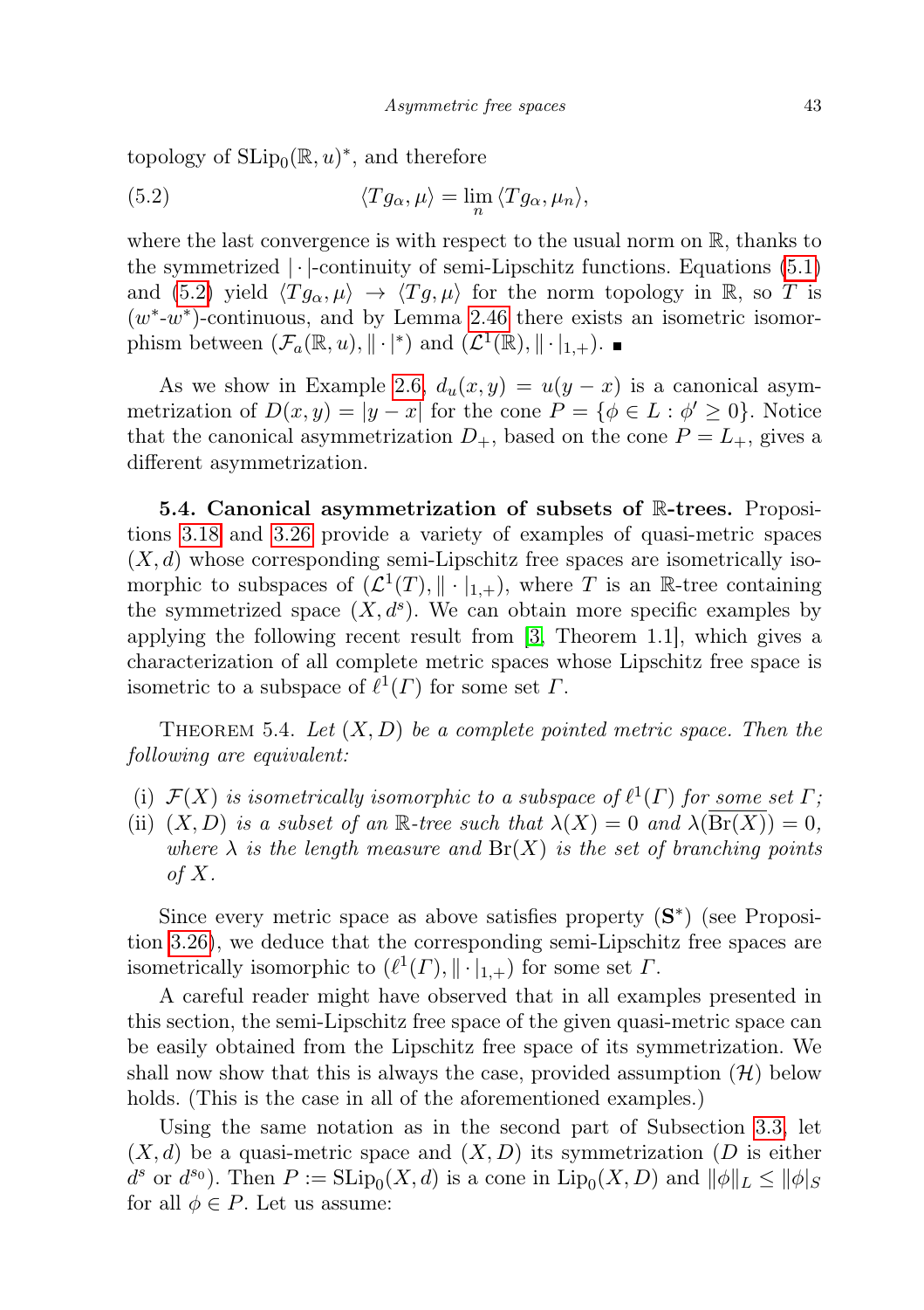topology of $\mathrm{SLip}_0(\mathbb{R}, u)^*$, and therefore

$$\langle Tg_\alpha, \mu\rangle = \lim_n \langle Tg_\alpha, \mu_n\rangle, \tag{5.2}$$

where the last convergence is with respect to the usual norm on $\mathbb{R}$, thanks to the symmetrized $|\cdot|$-continuity of semi-Lipschitz functions. Equations (5.1) and (5.2) yield $\langle Tg_\alpha, \mu\rangle \to \langle Tg, \mu\rangle$ for the norm topology in $\mathbb{R}$, so $T$ is $(w^*\text{-}w^*)$-continuous, and by Lemma 2.46 there exists an isometric isomorphism between $(\mathcal{F}_a(\mathbb{R}, u), \|\cdot|^*)$ and $(\mathcal{L}^1(\mathbb{R}), \|\cdot|_{1,+})$. ∎

As we show in Example 2.6, $d_u(x, y) = u(y - x)$ is a canonical asymmetrization of $D(x, y) = |y - x|$ for the cone $P = \{\phi \in L : \phi' \geq 0\}$. Notice that the canonical asymmetrization $D_+$, based on the cone $P = L_+$, gives a different asymmetrization.

**5.4. Canonical asymmetrization of subsets of $\mathbb{R}$-trees.** Propositions 3.18 and 3.26 provide a variety of examples of quasi-metric spaces $(X, d)$ whose corresponding semi-Lipschitz free spaces are isometrically isomorphic to subspaces of $(\mathcal{L}^1(T), \|\cdot|_{1,+})$, where $T$ is an $\mathbb{R}$-tree containing the symmetrized space $(X, d^s)$. We can obtain more specific examples by applying the following recent result from [3, Theorem 1.1], which gives a characterization of all complete metric spaces whose Lipschitz free space is isometric to a subspace of $\ell^1(\Gamma)$ for some set $\Gamma$.

THEOREM 5.4. *Let $(X, D)$ be a complete pointed metric space. Then the following are equivalent:*

- (i) *$\mathcal{F}(X)$ is isometrically isomorphic to a subspace of $\ell^1(\Gamma)$ for some set $\Gamma$;*
- (ii) *$(X, D)$ is a subset of an $\mathbb{R}$-tree such that $\lambda(X) = 0$ and $\lambda(\overline{\mathrm{Br}(X)}) = 0$, where $\lambda$ is the length measure and $\mathrm{Br}(X)$ is the set of branching points of $X$.*

Since every metric space as above satisfies property $(\mathbf{S}^*)$ (see Proposition 3.26), we deduce that the corresponding semi-Lipschitz free spaces are isometrically isomorphic to $(\ell^1(\Gamma), \|\cdot|_{1,+})$ for some set $\Gamma$.

A careful reader might have observed that in all examples presented in this section, the semi-Lipschitz free space of the given quasi-metric space can be easily obtained from the Lipschitz free space of its symmetrization. We shall now show that this is always the case, provided assumption $(\mathcal{H})$ below holds. (This is the case in all of the aforementioned examples.)

Using the same notation as in the second part of Subsection 3.3, let $(X, d)$ be a quasi-metric space and $(X, D)$ its symmetrization ($D$ is either $d^s$ or $d^{s_0}$). Then $P := \mathrm{SLip}_0(X, d)$ is a cone in $\mathrm{Lip}_0(X, D)$ and $\|\phi\|_L \leq \|\phi|_S$ for all $\phi \in P$. Let us assume: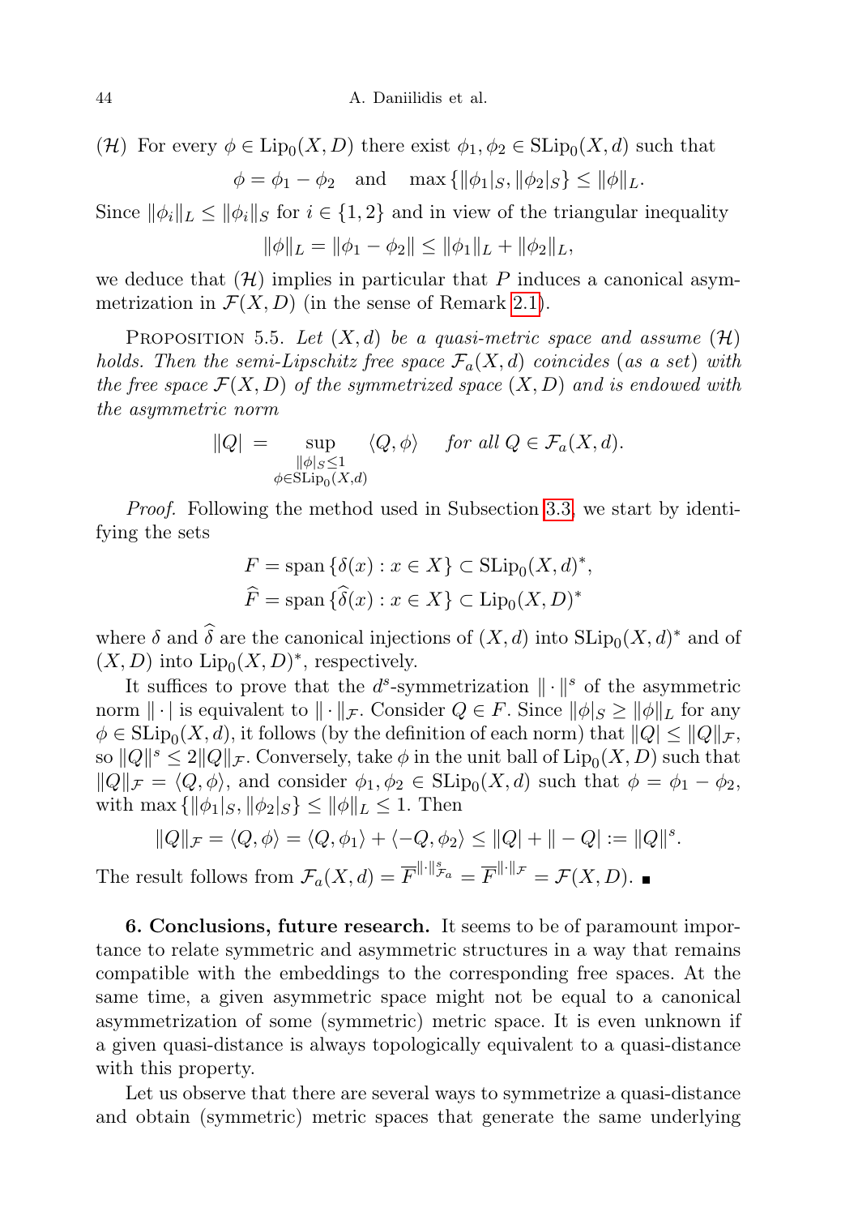($\mathcal{H}$) For every $\phi \in \mathrm{Lip}_0(X,D)$ there exist $\phi_1, \phi_2 \in \mathrm{SLip}_0(X,d)$ such that

$$\phi = \phi_1 - \phi_2 \quad \text{and} \quad \max\{\|\phi_1|_S, \|\phi_2|_S\} \leq \|\phi\|_L.$$

Since $\|\phi_i\|_L \leq \|\phi_i\|_S$ for $i \in \{1,2\}$ and in view of the triangular inequality

$$\|\phi\|_L = \|\phi_1 - \phi_2\| \leq \|\phi_1\|_L + \|\phi_2\|_L,$$

we deduce that ($\mathcal{H}$) implies in particular that $P$ induces a canonical asymmetrization in $\mathcal{F}(X,D)$ (in the sense of Remark 2.1).

Proposition 5.5. *Let $(X,d)$ be a quasi-metric space and assume ($\mathcal{H}$) holds. Then the semi-Lipschitz free space $\mathcal{F}_a(X,d)$ coincides (as a set) with the free space $\mathcal{F}(X,D)$ of the symmetrized space $(X,D)$ and is endowed with the asymmetric norm*

$$\|Q| = \sup_{\substack{\|\phi|_S \leq 1 \\ \phi \in \mathrm{SLip}_0(X,d)}} \langle Q, \phi\rangle \quad \textit{for all } Q \in \mathcal{F}_a(X,d).$$

*Proof.* Following the method used in Subsection 3.3, we start by identifying the sets

$$F = \mathrm{span}\,\{\delta(x) : x \in X\} \subset \mathrm{SLip}_0(X,d)^*,$$
$$\widehat{F} = \mathrm{span}\,\{\widehat{\delta}(x) : x \in X\} \subset \mathrm{Lip}_0(X,D)^*$$

where $\delta$ and $\widehat{\delta}$ are the canonical injections of $(X,d)$ into $\mathrm{SLip}_0(X,d)^*$ and of $(X,D)$ into $\mathrm{Lip}_0(X,D)^*$, respectively.

It suffices to prove that the $d^s$-symmetrization $\|\cdot\|^s$ of the asymmetric norm $\|\cdot|$ is equivalent to $\|\cdot\|_{\mathcal{F}}$. Consider $Q \in F$. Since $\|\phi|_S \geq \|\phi\|_L$ for any $\phi \in \mathrm{SLip}_0(X,d)$, it follows (by the definition of each norm) that $\|Q| \leq \|Q\|_{\mathcal{F}}$, so $\|Q\|^s \leq 2\|Q\|_{\mathcal{F}}$. Conversely, take $\phi$ in the unit ball of $\mathrm{Lip}_0(X,D)$ such that $\|Q\|_{\mathcal{F}} = \langle Q, \phi\rangle$, and consider $\phi_1, \phi_2 \in \mathrm{SLip}_0(X,d)$ such that $\phi = \phi_1 - \phi_2$, with $\max\{\|\phi_1|_S, \|\phi_2|_S\} \leq \|\phi\|_L \leq 1$. Then

$$\|Q\|_{\mathcal{F}} = \langle Q, \phi\rangle = \langle Q, \phi_1\rangle + \langle -Q, \phi_2\rangle \leq \|Q| + \|-Q| := \|Q\|^s.$$

The result follows from $\mathcal{F}_a(X,d) = \overline{F}^{\|\cdot\|^s_{\mathcal{F}_a}} = \overline{F}^{\|\cdot\|_{\mathcal{F}}} = \mathcal{F}(X,D)$. ∎

**6. Conclusions, future research.** It seems to be of paramount importance to relate symmetric and asymmetric structures in a way that remains compatible with the embeddings to the corresponding free spaces. At the same time, a given asymmetric space might not be equal to a canonical asymmetrization of some (symmetric) metric space. It is even unknown if a given quasi-distance is always topologically equivalent to a quasi-distance with this property.

Let us observe that there are several ways to symmetrize a quasi-distance and obtain (symmetric) metric spaces that generate the same underlying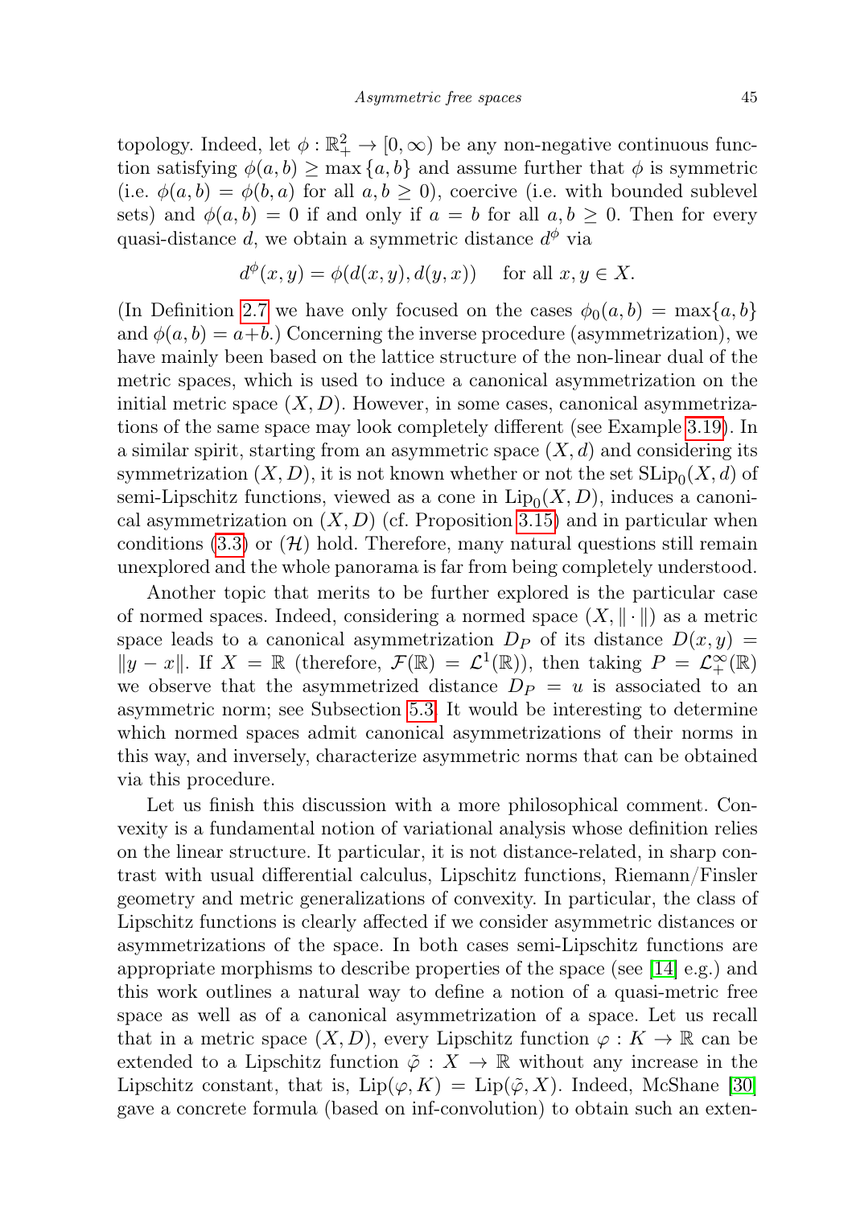topology. Indeed, let $\phi : \mathbb{R}^2_+ \to [0, \infty)$ be any non-negative continuous function satisfying $\phi(a, b) \geq \max\{a, b\}$ and assume further that $\phi$ is symmetric (i.e. $\phi(a, b) = \phi(b, a)$ for all $a, b \geq 0$), coercive (i.e. with bounded sublevel sets) and $\phi(a, b) = 0$ if and only if $a = b$ for all $a, b \geq 0$. Then for every quasi-distance $d$, we obtain a symmetric distance $d^\phi$ via

$$d^\phi(x, y) = \phi(d(x, y), d(y, x)) \quad \text{ for all } x, y \in X.$$

(In Definition 2.7 we have only focused on the cases $\phi_0(a, b) = \max\{a, b\}$ and $\phi(a, b) = a+b$.) Concerning the inverse procedure (asymmetrization), we have mainly been based on the lattice structure of the non-linear dual of the metric spaces, which is used to induce a canonical asymmetrization on the initial metric space $(X, D)$. However, in some cases, canonical asymmetrizations of the same space may look completely different (see Example 3.19). In a similar spirit, starting from an asymmetric space $(X, d)$ and considering its symmetrization $(X, D)$, it is not known whether or not the set $\mathrm{SLip}_0(X, d)$ of semi-Lipschitz functions, viewed as a cone in $\mathrm{Lip}_0(X, D)$, induces a canonical asymmetrization on $(X, D)$ (cf. Proposition 3.15) and in particular when conditions (3.3) or $(\mathcal{H})$ hold. Therefore, many natural questions still remain unexplored and the whole panorama is far from being completely understood.

Another topic that merits to be further explored is the particular case of normed spaces. Indeed, considering a normed space $(X, \|\cdot\|)$ as a metric space leads to a canonical asymmetrization $D_P$ of its distance $D(x, y) = \|y - x\|$. If $X = \mathbb{R}$ (therefore, $\mathcal{F}(\mathbb{R}) = \mathcal{L}^1(\mathbb{R})$), then taking $P = \mathcal{L}^\infty_+(\mathbb{R})$ we observe that the asymmetrized distance $D_P = u$ is associated to an asymmetric norm; see Subsection 5.3. It would be interesting to determine which normed spaces admit canonical asymmetrizations of their norms in this way, and inversely, characterize asymmetric norms that can be obtained via this procedure.

Let us finish this discussion with a more philosophical comment. Convexity is a fundamental notion of variational analysis whose definition relies on the linear structure. It particular, it is not distance-related, in sharp contrast with usual differential calculus, Lipschitz functions, Riemann/Finsler geometry and metric generalizations of convexity. In particular, the class of Lipschitz functions is clearly affected if we consider asymmetric distances or asymmetrizations of the space. In both cases semi-Lipschitz functions are appropriate morphisms to describe properties of the space (see [14] e.g.) and this work outlines a natural way to define a notion of a quasi-metric free space as well as of a canonical asymmetrization of a space. Let us recall that in a metric space $(X, D)$, every Lipschitz function $\varphi : K \to \mathbb{R}$ can be extended to a Lipschitz function $\tilde{\varphi} : X \to \mathbb{R}$ without any increase in the Lipschitz constant, that is, $\mathrm{Lip}(\varphi, K) = \mathrm{Lip}(\tilde{\varphi}, X)$. Indeed, McShane [30] gave a concrete formula (based on inf-convolution) to obtain such an exten-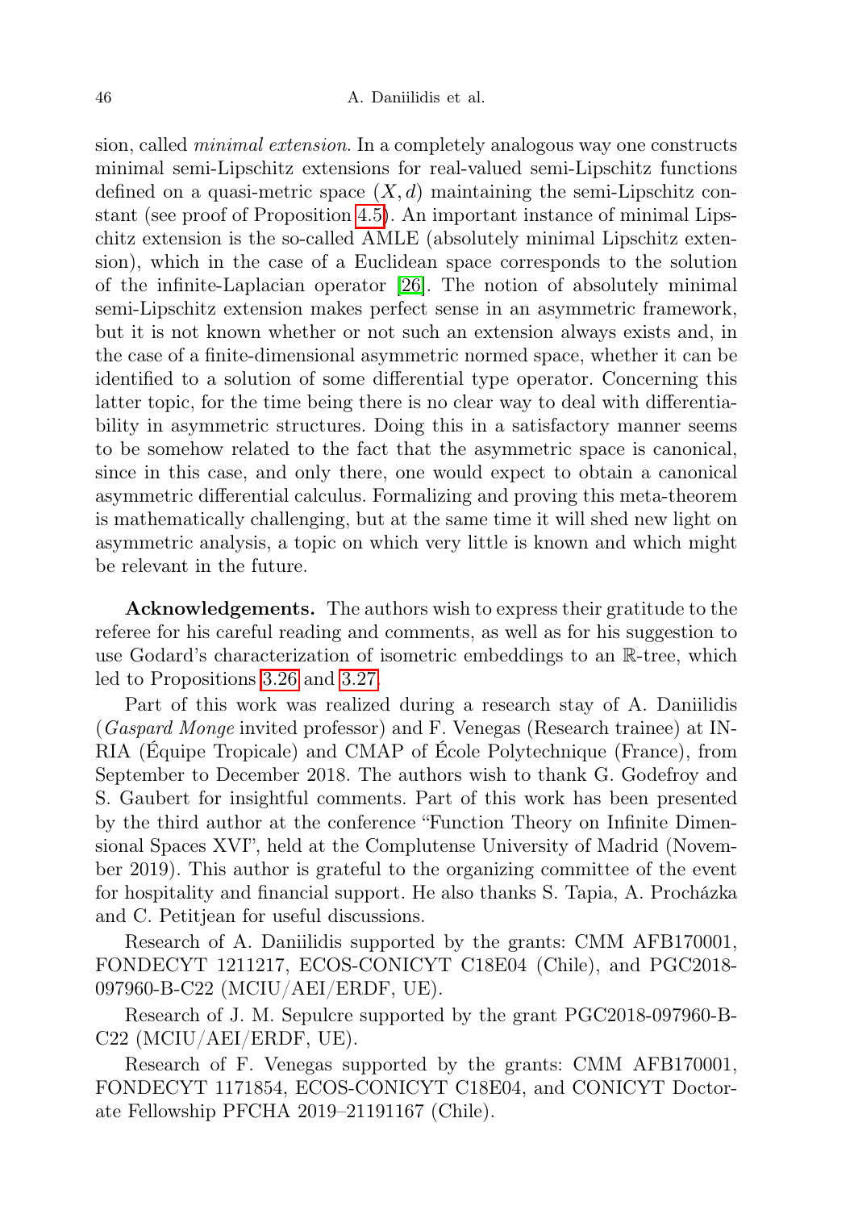sion, called *minimal extension*. In a completely analogous way one constructs minimal semi-Lipschitz extensions for real-valued semi-Lipschitz functions defined on a quasi-metric space $(X, d)$ maintaining the semi-Lipschitz constant (see proof of Proposition 4.5). An important instance of minimal Lipschitz extension is the so-called AMLE (absolutely minimal Lipschitz extension), which in the case of a Euclidean space corresponds to the solution of the infinite-Laplacian operator [26]. The notion of absolutely minimal semi-Lipschitz extension makes perfect sense in an asymmetric framework, but it is not known whether or not such an extension always exists and, in the case of a finite-dimensional asymmetric normed space, whether it can be identified to a solution of some differential type operator. Concerning this latter topic, for the time being there is no clear way to deal with differentiability in asymmetric structures. Doing this in a satisfactory manner seems to be somehow related to the fact that the asymmetric space is canonical, since in this case, and only there, one would expect to obtain a canonical asymmetric differential calculus. Formalizing and proving this meta-theorem is mathematically challenging, but at the same time it will shed new light on asymmetric analysis, a topic on which very little is known and which might be relevant in the future.

**Acknowledgements.** The authors wish to express their gratitude to the referee for his careful reading and comments, as well as for his suggestion to use Godard's characterization of isometric embeddings to an $\mathbb{R}$-tree, which led to Propositions 3.26 and 3.27.

Part of this work was realized during a research stay of A. Daniilidis (*Gaspard Monge* invited professor) and F. Venegas (Research trainee) at INRIA (Équipe Tropicale) and CMAP of École Polytechnique (France), from September to December 2018. The authors wish to thank G. Godefroy and S. Gaubert for insightful comments. Part of this work has been presented by the third author at the conference "Function Theory on Infinite Dimensional Spaces XVI", held at the Complutense University of Madrid (November 2019). This author is grateful to the organizing committee of the event for hospitality and financial support. He also thanks S. Tapia, A. Procházka and C. Petitjean for useful discussions.

Research of A. Daniilidis supported by the grants: CMM AFB170001, FONDECYT 1211217, ECOS-CONICYT C18E04 (Chile), and PGC2018-097960-B-C22 (MCIU/AEI/ERDF, UE).

Research of J. M. Sepulcre supported by the grant PGC2018-097960-B-C22 (MCIU/AEI/ERDF, UE).

Research of F. Venegas supported by the grants: CMM AFB170001, FONDECYT 1171854, ECOS-CONICYT C18E04, and CONICYT Doctorate Fellowship PFCHA 2019–21191167 (Chile).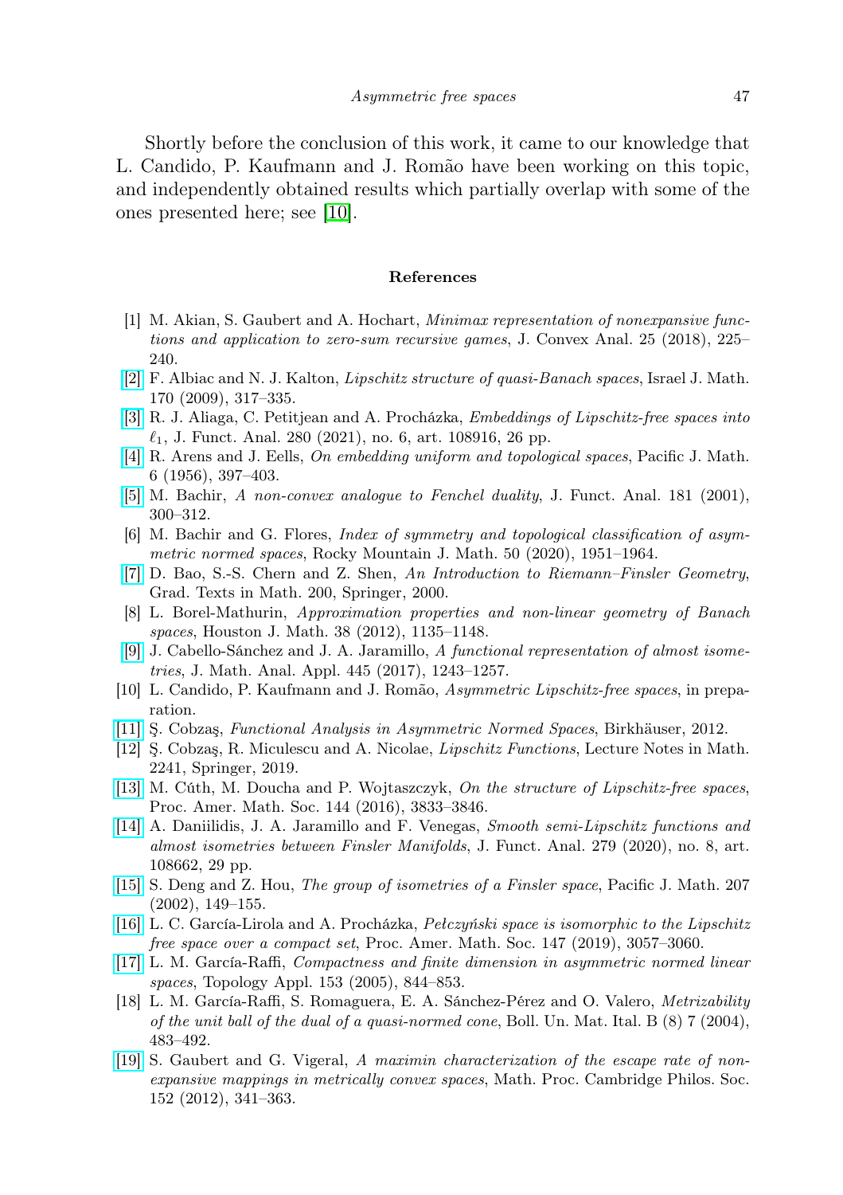Shortly before the conclusion of this work, it came to our knowledge that L. Candido, P. Kaufmann and J. Romão have been working on this topic, and independently obtained results which partially overlap with some of the ones presented here; see [10].

## References

[1] M. Akian, S. Gaubert and A. Hochart, *Minimax representation of nonexpansive functions and application to zero-sum recursive games*, J. Convex Anal. 25 (2018), 225–240.

[2] F. Albiac and N. J. Kalton, *Lipschitz structure of quasi-Banach spaces*, Israel J. Math. 170 (2009), 317–335.

[3] R. J. Aliaga, C. Petitjean and A. Procházka, *Embeddings of Lipschitz-free spaces into* $\ell_1$, J. Funct. Anal. 280 (2021), no. 6, art. 108916, 26 pp.

[4] R. Arens and J. Eells, *On embedding uniform and topological spaces*, Pacific J. Math. 6 (1956), 397–403.

[5] M. Bachir, *A non-convex analogue to Fenchel duality*, J. Funct. Anal. 181 (2001), 300–312.

[6] M. Bachir and G. Flores, *Index of symmetry and topological classification of asymmetric normed spaces*, Rocky Mountain J. Math. 50 (2020), 1951–1964.

[7] D. Bao, S.-S. Chern and Z. Shen, *An Introduction to Riemann–Finsler Geometry*, Grad. Texts in Math. 200, Springer, 2000.

[8] L. Borel-Mathurin, *Approximation properties and non-linear geometry of Banach spaces*, Houston J. Math. 38 (2012), 1135–1148.

[9] J. Cabello-Sánchez and J. A. Jaramillo, *A functional representation of almost isometries*, J. Math. Anal. Appl. 445 (2017), 1243–1257.

[10] L. Candido, P. Kaufmann and J. Romão, *Asymmetric Lipschitz-free spaces*, in preparation.

[11] Ş. Cobzaş, *Functional Analysis in Asymmetric Normed Spaces*, Birkhäuser, 2012.

[12] Ş. Cobzaş, R. Miculescu and A. Nicolae, *Lipschitz Functions*, Lecture Notes in Math. 2241, Springer, 2019.

[13] M. Cúth, M. Doucha and P. Wojtaszczyk, *On the structure of Lipschitz-free spaces*, Proc. Amer. Math. Soc. 144 (2016), 3833–3846.

[14] A. Daniilidis, J. A. Jaramillo and F. Venegas, *Smooth semi-Lipschitz functions and almost isometries between Finsler Manifolds*, J. Funct. Anal. 279 (2020), no. 8, art. 108662, 29 pp.

[15] S. Deng and Z. Hou, *The group of isometries of a Finsler space*, Pacific J. Math. 207 (2002), 149–155.

[16] L. C. García-Lirola and A. Procházka, *Pełczyński space is isomorphic to the Lipschitz free space over a compact set*, Proc. Amer. Math. Soc. 147 (2019), 3057–3060.

[17] L. M. García-Raffi, *Compactness and finite dimension in asymmetric normed linear spaces*, Topology Appl. 153 (2005), 844–853.

[18] L. M. García-Raffi, S. Romaguera, E. A. Sánchez-Pérez and O. Valero, *Metrizability of the unit ball of the dual of a quasi-normed cone*, Boll. Un. Mat. Ital. B (8) 7 (2004), 483–492.

[19] S. Gaubert and G. Vigeral, *A maximin characterization of the escape rate of non-expansive mappings in metrically convex spaces*, Math. Proc. Cambridge Philos. Soc. 152 (2012), 341–363.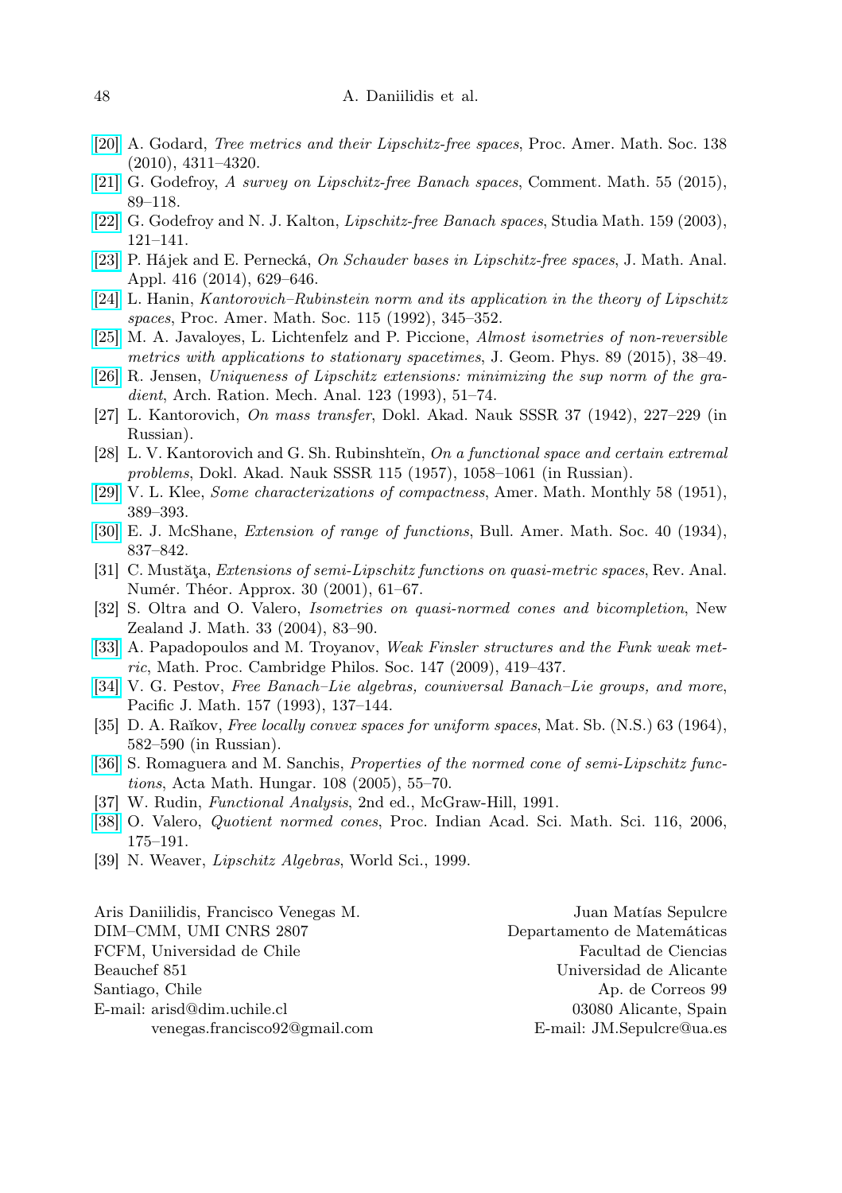[20] A. Godard, *Tree metrics and their Lipschitz-free spaces*, Proc. Amer. Math. Soc. 138 (2010), 4311–4320.

[21] G. Godefroy, *A survey on Lipschitz-free Banach spaces*, Comment. Math. 55 (2015), 89–118.

[22] G. Godefroy and N. J. Kalton, *Lipschitz-free Banach spaces*, Studia Math. 159 (2003), 121–141.

[23] P. Hájek and E. Pernecká, *On Schauder bases in Lipschitz-free spaces*, J. Math. Anal. Appl. 416 (2014), 629–646.

[24] L. Hanin, *Kantorovich–Rubinstein norm and its application in the theory of Lipschitz spaces*, Proc. Amer. Math. Soc. 115 (1992), 345–352.

[25] M. A. Javaloyes, L. Lichtenfelz and P. Piccione, *Almost isometries of non-reversible metrics with applications to stationary spacetimes*, J. Geom. Phys. 89 (2015), 38–49.

[26] R. Jensen, *Uniqueness of Lipschitz extensions: minimizing the sup norm of the gradient*, Arch. Ration. Mech. Anal. 123 (1993), 51–74.

[27] L. Kantorovich, *On mass transfer*, Dokl. Akad. Nauk SSSR 37 (1942), 227–229 (in Russian).

[28] L. V. Kantorovich and G. Sh. Rubinshteĭn, *On a functional space and certain extremal problems*, Dokl. Akad. Nauk SSSR 115 (1957), 1058–1061 (in Russian).

[29] V. L. Klee, *Some characterizations of compactness*, Amer. Math. Monthly 58 (1951), 389–393.

[30] E. J. McShane, *Extension of range of functions*, Bull. Amer. Math. Soc. 40 (1934), 837–842.

[31] C. Mustăţa, *Extensions of semi-Lipschitz functions on quasi-metric spaces*, Rev. Anal. Numér. Théor. Approx. 30 (2001), 61–67.

[32] S. Oltra and O. Valero, *Isometries on quasi-normed cones and bicompletion*, New Zealand J. Math. 33 (2004), 83–90.

[33] A. Papadopoulos and M. Troyanov, *Weak Finsler structures and the Funk weak metric*, Math. Proc. Cambridge Philos. Soc. 147 (2009), 419–437.

[34] V. G. Pestov, *Free Banach–Lie algebras, couniversal Banach–Lie groups, and more*, Pacific J. Math. 157 (1993), 137–144.

[35] D. A. Raĭkov, *Free locally convex spaces for uniform spaces*, Mat. Sb. (N.S.) 63 (1964), 582–590 (in Russian).

[36] S. Romaguera and M. Sanchis, *Properties of the normed cone of semi-Lipschitz functions*, Acta Math. Hungar. 108 (2005), 55–70.

[37] W. Rudin, *Functional Analysis*, 2nd ed., McGraw-Hill, 1991.

[38] O. Valero, *Quotient normed cones*, Proc. Indian Acad. Sci. Math. Sci. 116, 2006, 175–191.

[39] N. Weaver, *Lipschitz Algebras*, World Sci., 1999.

Aris Daniilidis, Francisco Venegas M.
DIM–CMM, UMI CNRS 2807
FCFM, Universidad de Chile
Beauchef 851
Santiago, Chile
E-mail: arisd@dim.uchile.cl
venegas.francisco92@gmail.com

Juan Matías Sepulcre
Departamento de Matemáticas
Facultad de Ciencias
Universidad de Alicante
Ap. de Correos 99
03080 Alicante, Spain
E-mail: JM.Sepulcre@ua.es